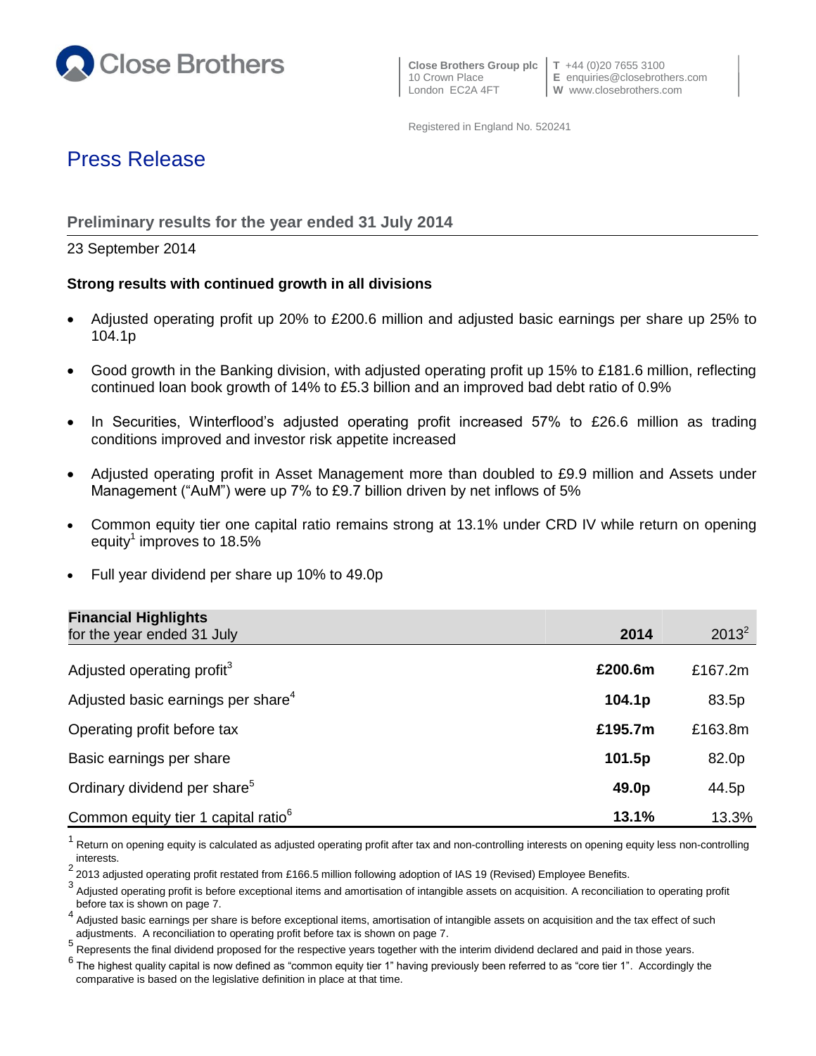Close Brothers

**Close Brothers Group plc**
10 Crown Place
London EC2A 4FT

**T** +44 (0)20 7655 3100
**E** enquiries@closebrothers.com
**W** www.closebrothers.com

Registered in England No. 520241

# Press Release

## Preliminary results for the year ended 31 July 2014

23 September 2014

**Strong results with continued growth in all divisions**

- Adjusted operating profit up 20% to £200.6 million and adjusted basic earnings per share up 25% to 104.1p
- Good growth in the Banking division, with adjusted operating profit up 15% to £181.6 million, reflecting continued loan book growth of 14% to £5.3 billion and an improved bad debt ratio of 0.9%
- In Securities, Winterflood's adjusted operating profit increased 57% to £26.6 million as trading conditions improved and investor risk appetite increased
- Adjusted operating profit in Asset Management more than doubled to £9.9 million and Assets under Management ("AuM") were up 7% to £9.7 billion driven by net inflows of 5%
- Common equity tier one capital ratio remains strong at 13.1% under CRD IV while return on opening equity[1] improves to 18.5%
- Full year dividend per share up 10% to 49.0p

| **Financial Highlights** for the year ended 31 July | **2014** | 2013[2] |
|---|---|---|
| Adjusted operating profit[3] | **£200.6m** | £167.2m |
| Adjusted basic earnings per share[4] | **104.1p** | 83.5p |
| Operating profit before tax | **£195.7m** | £163.8m |
| Basic earnings per share | **101.5p** | 82.0p |
| Ordinary dividend per share[5] | **49.0p** | 44.5p |
| Common equity tier 1 capital ratio[6] | **13.1%** | 13.3% |

[1] Return on opening equity is calculated as adjusted operating profit after tax and non-controlling interests on opening equity less non-controlling interests.

[2] 2013 adjusted operating profit restated from £166.5 million following adoption of IAS 19 (Revised) Employee Benefits.

[3] Adjusted operating profit is before exceptional items and amortisation of intangible assets on acquisition. A reconciliation to operating profit before tax is shown on page 7.

[4] Adjusted basic earnings per share is before exceptional items, amortisation of intangible assets on acquisition and the tax effect of such adjustments. A reconciliation to operating profit before tax is shown on page 7.

[5] Represents the final dividend proposed for the respective years together with the interim dividend declared and paid in those years.

[6] The highest quality capital is now defined as "common equity tier 1" having previously been referred to as "core tier 1". Accordingly the comparative is based on the legislative definition in place at that time.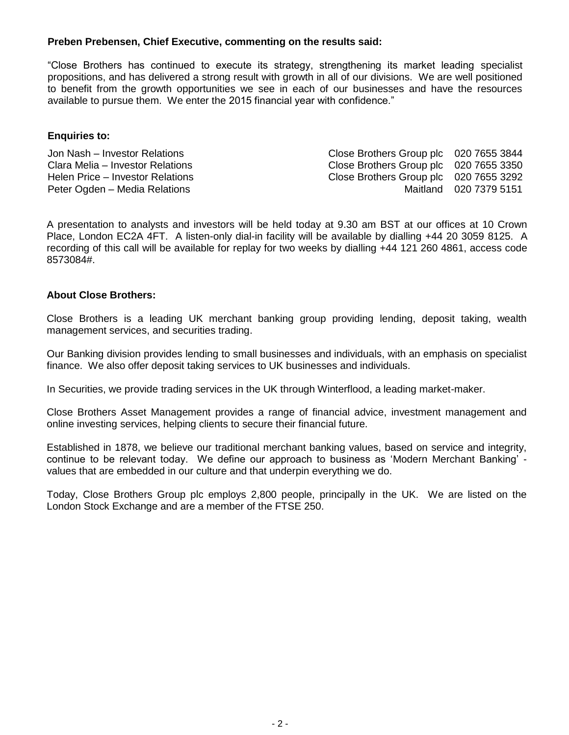**Preben Prebensen, Chief Executive, commenting on the results said:**

"Close Brothers has continued to execute its strategy, strengthening its market leading specialist propositions, and has delivered a strong result with growth in all of our divisions. We are well positioned to benefit from the growth opportunities we see in each of our businesses and have the resources available to pursue them. We enter the 2015 financial year with confidence."

**Enquiries to:**

| | | |
|---|---|---|
| Jon Nash – Investor Relations | Close Brothers Group plc | 020 7655 3844 |
| Clara Melia – Investor Relations | Close Brothers Group plc | 020 7655 3350 |
| Helen Price – Investor Relations | Close Brothers Group plc | 020 7655 3292 |
| Peter Ogden – Media Relations | Maitland | 020 7379 5151 |

A presentation to analysts and investors will be held today at 9.30 am BST at our offices at 10 Crown Place, London EC2A 4FT. A listen-only dial-in facility will be available by dialling +44 20 3059 8125. A recording of this call will be available for replay for two weeks by dialling +44 121 260 4861, access code 8573084#.

**About Close Brothers:**

Close Brothers is a leading UK merchant banking group providing lending, deposit taking, wealth management services, and securities trading.

Our Banking division provides lending to small businesses and individuals, with an emphasis on specialist finance. We also offer deposit taking services to UK businesses and individuals.

In Securities, we provide trading services in the UK through Winterflood, a leading market-maker.

Close Brothers Asset Management provides a range of financial advice, investment management and online investing services, helping clients to secure their financial future.

Established in 1878, we believe our traditional merchant banking values, based on service and integrity, continue to be relevant today. We define our approach to business as 'Modern Merchant Banking' - values that are embedded in our culture and that underpin everything we do.

Today, Close Brothers Group plc employs 2,800 people, principally in the UK. We are listed on the London Stock Exchange and are a member of the FTSE 250.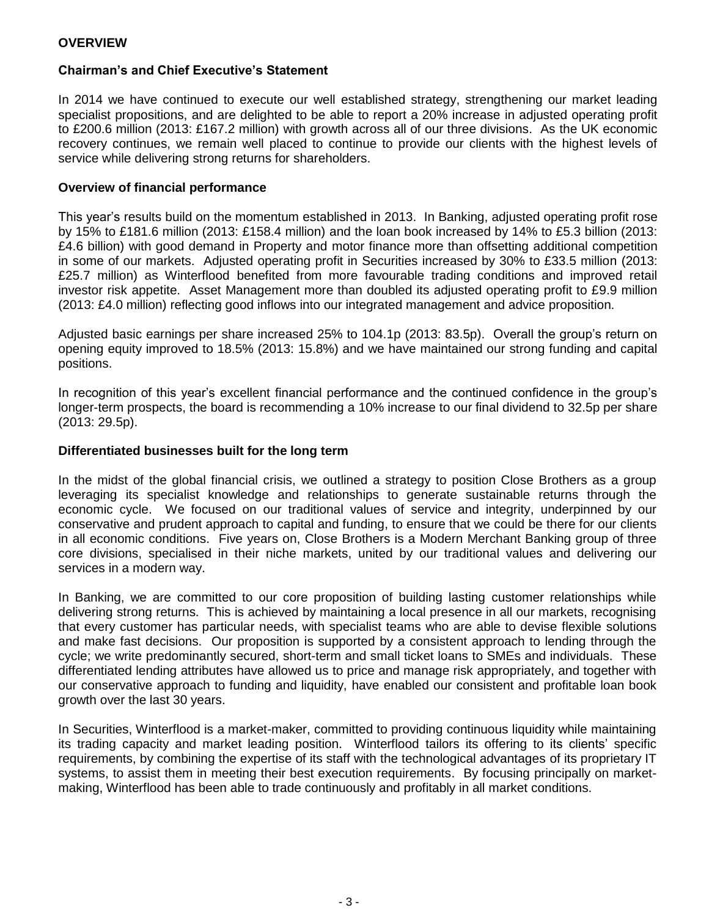## OVERVIEW

### Chairman's and Chief Executive's Statement

In 2014 we have continued to execute our well established strategy, strengthening our market leading specialist propositions, and are delighted to be able to report a 20% increase in adjusted operating profit to £200.6 million (2013: £167.2 million) with growth across all of our three divisions. As the UK economic recovery continues, we remain well placed to continue to provide our clients with the highest levels of service while delivering strong returns for shareholders.

### Overview of financial performance

This year's results build on the momentum established in 2013. In Banking, adjusted operating profit rose by 15% to £181.6 million (2013: £158.4 million) and the loan book increased by 14% to £5.3 billion (2013: £4.6 billion) with good demand in Property and motor finance more than offsetting additional competition in some of our markets. Adjusted operating profit in Securities increased by 30% to £33.5 million (2013: £25.7 million) as Winterflood benefited from more favourable trading conditions and improved retail investor risk appetite. Asset Management more than doubled its adjusted operating profit to £9.9 million (2013: £4.0 million) reflecting good inflows into our integrated management and advice proposition.

Adjusted basic earnings per share increased 25% to 104.1p (2013: 83.5p). Overall the group's return on opening equity improved to 18.5% (2013: 15.8%) and we have maintained our strong funding and capital positions.

In recognition of this year's excellent financial performance and the continued confidence in the group's longer-term prospects, the board is recommending a 10% increase to our final dividend to 32.5p per share (2013: 29.5p).

### Differentiated businesses built for the long term

In the midst of the global financial crisis, we outlined a strategy to position Close Brothers as a group leveraging its specialist knowledge and relationships to generate sustainable returns through the economic cycle. We focused on our traditional values of service and integrity, underpinned by our conservative and prudent approach to capital and funding, to ensure that we could be there for our clients in all economic conditions. Five years on, Close Brothers is a Modern Merchant Banking group of three core divisions, specialised in their niche markets, united by our traditional values and delivering our services in a modern way.

In Banking, we are committed to our core proposition of building lasting customer relationships while delivering strong returns. This is achieved by maintaining a local presence in all our markets, recognising that every customer has particular needs, with specialist teams who are able to devise flexible solutions and make fast decisions. Our proposition is supported by a consistent approach to lending through the cycle; we write predominantly secured, short-term and small ticket loans to SMEs and individuals. These differentiated lending attributes have allowed us to price and manage risk appropriately, and together with our conservative approach to funding and liquidity, have enabled our consistent and profitable loan book growth over the last 30 years.

In Securities, Winterflood is a market-maker, committed to providing continuous liquidity while maintaining its trading capacity and market leading position. Winterflood tailors its offering to its clients' specific requirements, by combining the expertise of its staff with the technological advantages of its proprietary IT systems, to assist them in meeting their best execution requirements. By focusing principally on market-making, Winterflood has been able to trade continuously and profitably in all market conditions.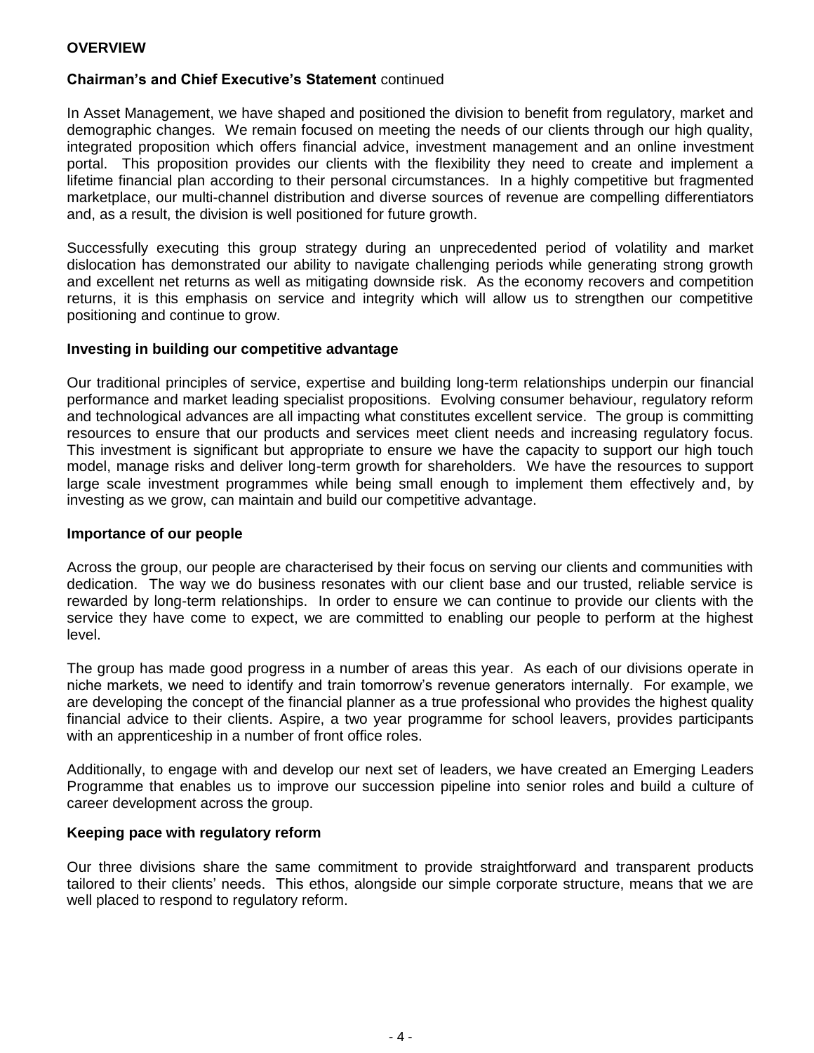**OVERVIEW**

**Chairman's and Chief Executive's Statement** continued

In Asset Management, we have shaped and positioned the division to benefit from regulatory, market and demographic changes. We remain focused on meeting the needs of our clients through our high quality, integrated proposition which offers financial advice, investment management and an online investment portal. This proposition provides our clients with the flexibility they need to create and implement a lifetime financial plan according to their personal circumstances. In a highly competitive but fragmented marketplace, our multi-channel distribution and diverse sources of revenue are compelling differentiators and, as a result, the division is well positioned for future growth.

Successfully executing this group strategy during an unprecedented period of volatility and market dislocation has demonstrated our ability to navigate challenging periods while generating strong growth and excellent net returns as well as mitigating downside risk. As the economy recovers and competition returns, it is this emphasis on service and integrity which will allow us to strengthen our competitive positioning and continue to grow.

**Investing in building our competitive advantage**

Our traditional principles of service, expertise and building long-term relationships underpin our financial performance and market leading specialist propositions. Evolving consumer behaviour, regulatory reform and technological advances are all impacting what constitutes excellent service. The group is committing resources to ensure that our products and services meet client needs and increasing regulatory focus. This investment is significant but appropriate to ensure we have the capacity to support our high touch model, manage risks and deliver long-term growth for shareholders. We have the resources to support large scale investment programmes while being small enough to implement them effectively and, by investing as we grow, can maintain and build our competitive advantage.

**Importance of our people**

Across the group, our people are characterised by their focus on serving our clients and communities with dedication. The way we do business resonates with our client base and our trusted, reliable service is rewarded by long-term relationships. In order to ensure we can continue to provide our clients with the service they have come to expect, we are committed to enabling our people to perform at the highest level.

The group has made good progress in a number of areas this year. As each of our divisions operate in niche markets, we need to identify and train tomorrow's revenue generators internally. For example, we are developing the concept of the financial planner as a true professional who provides the highest quality financial advice to their clients. Aspire, a two year programme for school leavers, provides participants with an apprenticeship in a number of front office roles.

Additionally, to engage with and develop our next set of leaders, we have created an Emerging Leaders Programme that enables us to improve our succession pipeline into senior roles and build a culture of career development across the group.

**Keeping pace with regulatory reform**

Our three divisions share the same commitment to provide straightforward and transparent products tailored to their clients' needs. This ethos, alongside our simple corporate structure, means that we are well placed to respond to regulatory reform.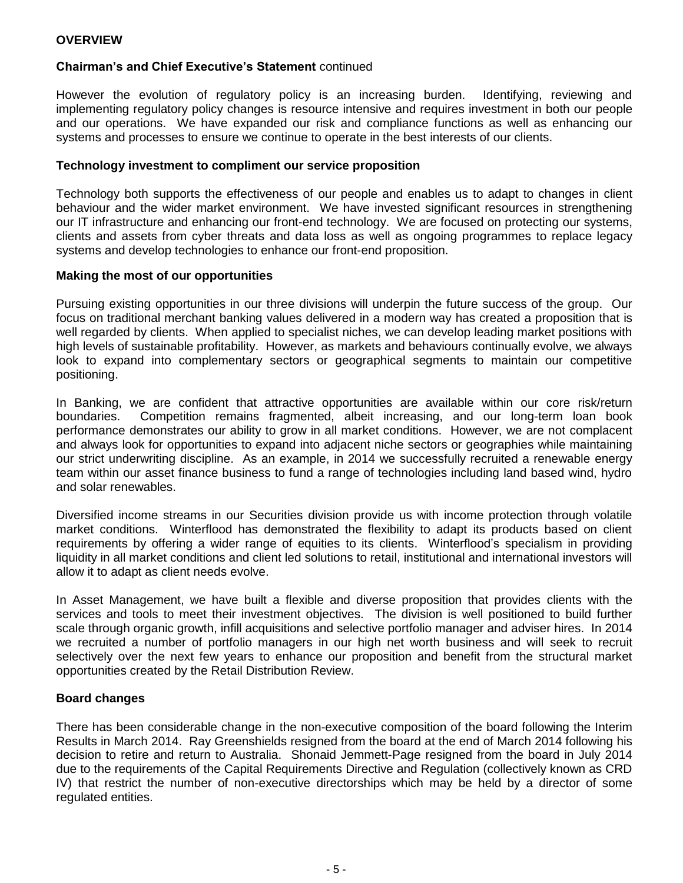**OVERVIEW**

**Chairman's and Chief Executive's Statement** continued

However the evolution of regulatory policy is an increasing burden. Identifying, reviewing and implementing regulatory policy changes is resource intensive and requires investment in both our people and our operations. We have expanded our risk and compliance functions as well as enhancing our systems and processes to ensure we continue to operate in the best interests of our clients.

**Technology investment to compliment our service proposition**

Technology both supports the effectiveness of our people and enables us to adapt to changes in client behaviour and the wider market environment. We have invested significant resources in strengthening our IT infrastructure and enhancing our front-end technology. We are focused on protecting our systems, clients and assets from cyber threats and data loss as well as ongoing programmes to replace legacy systems and develop technologies to enhance our front-end proposition.

**Making the most of our opportunities**

Pursuing existing opportunities in our three divisions will underpin the future success of the group. Our focus on traditional merchant banking values delivered in a modern way has created a proposition that is well regarded by clients. When applied to specialist niches, we can develop leading market positions with high levels of sustainable profitability. However, as markets and behaviours continually evolve, we always look to expand into complementary sectors or geographical segments to maintain our competitive positioning.

In Banking, we are confident that attractive opportunities are available within our core risk/return boundaries. Competition remains fragmented, albeit increasing, and our long-term loan book performance demonstrates our ability to grow in all market conditions. However, we are not complacent and always look for opportunities to expand into adjacent niche sectors or geographies while maintaining our strict underwriting discipline. As an example, in 2014 we successfully recruited a renewable energy team within our asset finance business to fund a range of technologies including land based wind, hydro and solar renewables.

Diversified income streams in our Securities division provide us with income protection through volatile market conditions. Winterflood has demonstrated the flexibility to adapt its products based on client requirements by offering a wider range of equities to its clients. Winterflood's specialism in providing liquidity in all market conditions and client led solutions to retail, institutional and international investors will allow it to adapt as client needs evolve.

In Asset Management, we have built a flexible and diverse proposition that provides clients with the services and tools to meet their investment objectives. The division is well positioned to build further scale through organic growth, infill acquisitions and selective portfolio manager and adviser hires. In 2014 we recruited a number of portfolio managers in our high net worth business and will seek to recruit selectively over the next few years to enhance our proposition and benefit from the structural market opportunities created by the Retail Distribution Review.

**Board changes**

There has been considerable change in the non-executive composition of the board following the Interim Results in March 2014. Ray Greenshields resigned from the board at the end of March 2014 following his decision to retire and return to Australia. Shonaid Jemmett-Page resigned from the board in July 2014 due to the requirements of the Capital Requirements Directive and Regulation (collectively known as CRD IV) that restrict the number of non-executive directorships which may be held by a director of some regulated entities.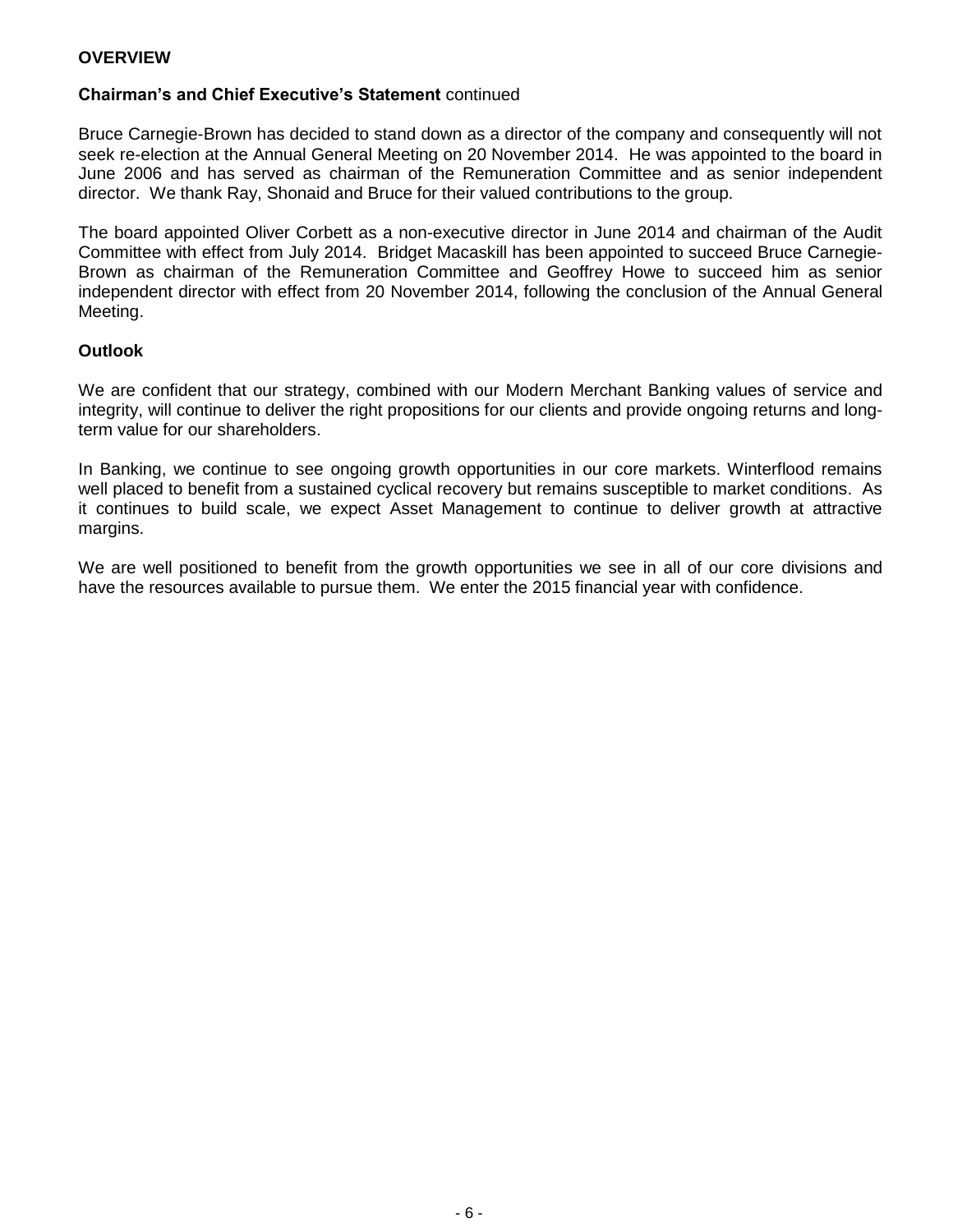**OVERVIEW**

**Chairman's and Chief Executive's Statement** continued

Bruce Carnegie-Brown has decided to stand down as a director of the company and consequently will not seek re-election at the Annual General Meeting on 20 November 2014. He was appointed to the board in June 2006 and has served as chairman of the Remuneration Committee and as senior independent director. We thank Ray, Shonaid and Bruce for their valued contributions to the group.

The board appointed Oliver Corbett as a non-executive director in June 2014 and chairman of the Audit Committee with effect from July 2014. Bridget Macaskill has been appointed to succeed Bruce Carnegie-Brown as chairman of the Remuneration Committee and Geoffrey Howe to succeed him as senior independent director with effect from 20 November 2014, following the conclusion of the Annual General Meeting.

**Outlook**

We are confident that our strategy, combined with our Modern Merchant Banking values of service and integrity, will continue to deliver the right propositions for our clients and provide ongoing returns and long-term value for our shareholders.

In Banking, we continue to see ongoing growth opportunities in our core markets. Winterflood remains well placed to benefit from a sustained cyclical recovery but remains susceptible to market conditions. As it continues to build scale, we expect Asset Management to continue to deliver growth at attractive margins.

We are well positioned to benefit from the growth opportunities we see in all of our core divisions and have the resources available to pursue them. We enter the 2015 financial year with confidence.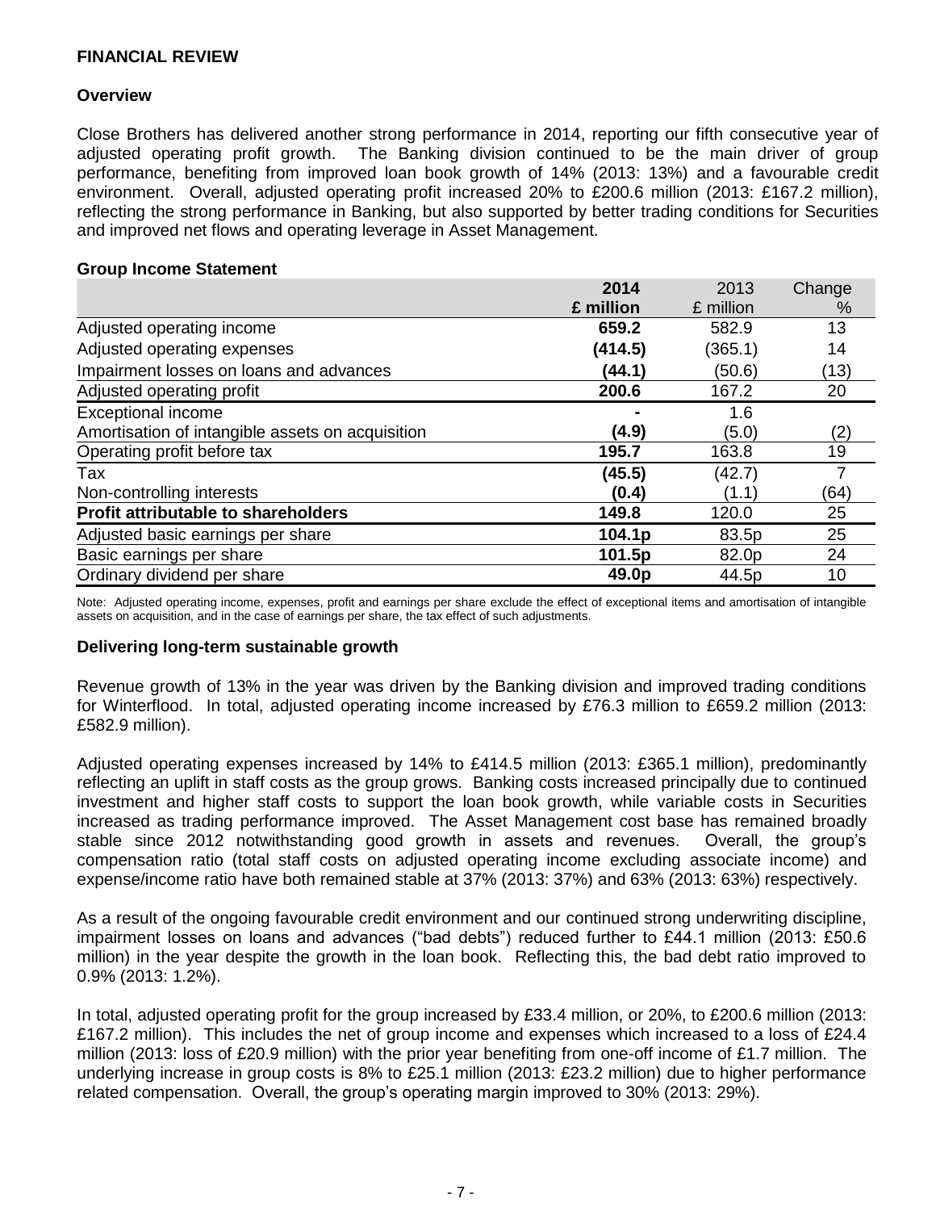## FINANCIAL REVIEW

### Overview

Close Brothers has delivered another strong performance in 2014, reporting our fifth consecutive year of adjusted operating profit growth. The Banking division continued to be the main driver of group performance, benefiting from improved loan book growth of 14% (2013: 13%) and a favourable credit environment. Overall, adjusted operating profit increased 20% to £200.6 million (2013: £167.2 million), reflecting the strong performance in Banking, but also supported by better trading conditions for Securities and improved net flows and operating leverage in Asset Management.

### Group Income Statement

| | **2014 £ million** | 2013 £ million | Change % |
|---|---|---|---|
| Adjusted operating income | **659.2** | 582.9 | 13 |
| Adjusted operating expenses | **(414.5)** | (365.1) | 14 |
| Impairment losses on loans and advances | **(44.1)** | (50.6) | (13) |
| Adjusted operating profit | **200.6** | 167.2 | 20 |
| Exceptional income | **-** | 1.6 | |
| Amortisation of intangible assets on acquisition | **(4.9)** | (5.0) | (2) |
| Operating profit before tax | **195.7** | 163.8 | 19 |
| Tax | **(45.5)** | (42.7) | 7 |
| Non-controlling interests | **(0.4)** | (1.1) | (64) |
| **Profit attributable to shareholders** | **149.8** | 120.0 | 25 |
| Adjusted basic earnings per share | **104.1p** | 83.5p | 25 |
| Basic earnings per share | **101.5p** | 82.0p | 24 |
| Ordinary dividend per share | **49.0p** | 44.5p | 10 |

Note: Adjusted operating income, expenses, profit and earnings per share exclude the effect of exceptional items and amortisation of intangible assets on acquisition, and in the case of earnings per share, the tax effect of such adjustments.

### Delivering long-term sustainable growth

Revenue growth of 13% in the year was driven by the Banking division and improved trading conditions for Winterflood. In total, adjusted operating income increased by £76.3 million to £659.2 million (2013: £582.9 million).

Adjusted operating expenses increased by 14% to £414.5 million (2013: £365.1 million), predominantly reflecting an uplift in staff costs as the group grows. Banking costs increased principally due to continued investment and higher staff costs to support the loan book growth, while variable costs in Securities increased as trading performance improved. The Asset Management cost base has remained broadly stable since 2012 notwithstanding good growth in assets and revenues. Overall, the group's compensation ratio (total staff costs on adjusted operating income excluding associate income) and expense/income ratio have both remained stable at 37% (2013: 37%) and 63% (2013: 63%) respectively.

As a result of the ongoing favourable credit environment and our continued strong underwriting discipline, impairment losses on loans and advances ("bad debts") reduced further to £44.1 million (2013: £50.6 million) in the year despite the growth in the loan book. Reflecting this, the bad debt ratio improved to 0.9% (2013: 1.2%).

In total, adjusted operating profit for the group increased by £33.4 million, or 20%, to £200.6 million (2013: £167.2 million). This includes the net of group income and expenses which increased to a loss of £24.4 million (2013: loss of £20.9 million) with the prior year benefiting from one-off income of £1.7 million. The underlying increase in group costs is 8% to £25.1 million (2013: £23.2 million) due to higher performance related compensation. Overall, the group's operating margin improved to 30% (2013: 29%).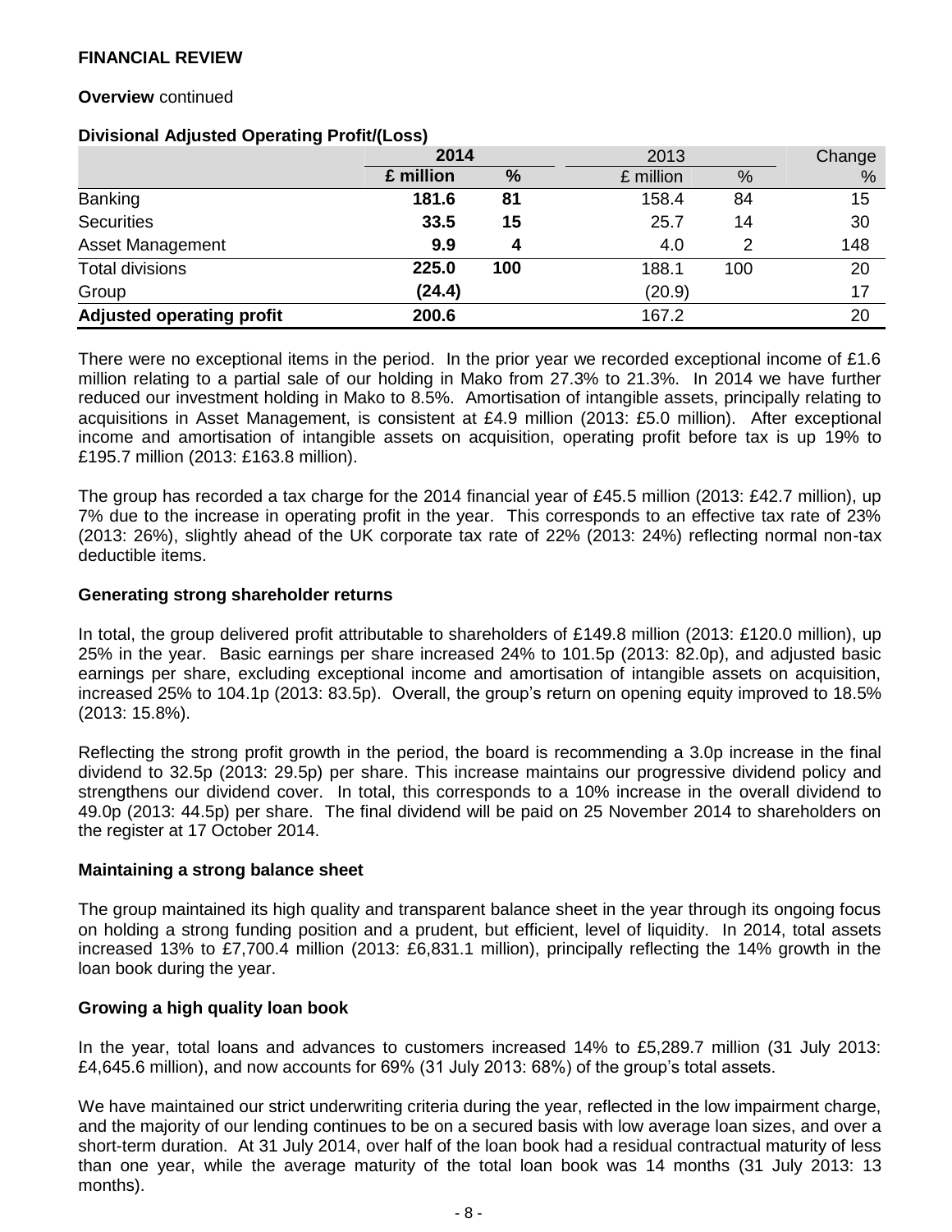## FINANCIAL REVIEW

**Overview** continued

**Divisional Adjusted Operating Profit/(Loss)**

| | **2014** | | 2013 | | Change |
|---|---|---|---|---|---|
| | **£ million** | **%** | £ million | % | % |
| Banking | **181.6** | **81** | 158.4 | 84 | 15 |
| Securities | **33.5** | **15** | 25.7 | 14 | 30 |
| Asset Management | **9.9** | **4** | 4.0 | 2 | 148 |
| Total divisions | **225.0** | **100** | 188.1 | 100 | 20 |
| Group | **(24.4)** | | (20.9) | | 17 |
| **Adjusted operating profit** | **200.6** | | 167.2 | | 20 |

There were no exceptional items in the period. In the prior year we recorded exceptional income of £1.6 million relating to a partial sale of our holding in Mako from 27.3% to 21.3%. In 2014 we have further reduced our investment holding in Mako to 8.5%. Amortisation of intangible assets, principally relating to acquisitions in Asset Management, is consistent at £4.9 million (2013: £5.0 million). After exceptional income and amortisation of intangible assets on acquisition, operating profit before tax is up 19% to £195.7 million (2013: £163.8 million).

The group has recorded a tax charge for the 2014 financial year of £45.5 million (2013: £42.7 million), up 7% due to the increase in operating profit in the year. This corresponds to an effective tax rate of 23% (2013: 26%), slightly ahead of the UK corporate tax rate of 22% (2013: 24%) reflecting normal non-tax deductible items.

**Generating strong shareholder returns**

In total, the group delivered profit attributable to shareholders of £149.8 million (2013: £120.0 million), up 25% in the year. Basic earnings per share increased 24% to 101.5p (2013: 82.0p), and adjusted basic earnings per share, excluding exceptional income and amortisation of intangible assets on acquisition, increased 25% to 104.1p (2013: 83.5p). Overall, the group's return on opening equity improved to 18.5% (2013: 15.8%).

Reflecting the strong profit growth in the period, the board is recommending a 3.0p increase in the final dividend to 32.5p (2013: 29.5p) per share. This increase maintains our progressive dividend policy and strengthens our dividend cover. In total, this corresponds to a 10% increase in the overall dividend to 49.0p (2013: 44.5p) per share. The final dividend will be paid on 25 November 2014 to shareholders on the register at 17 October 2014.

**Maintaining a strong balance sheet**

The group maintained its high quality and transparent balance sheet in the year through its ongoing focus on holding a strong funding position and a prudent, but efficient, level of liquidity. In 2014, total assets increased 13% to £7,700.4 million (2013: £6,831.1 million), principally reflecting the 14% growth in the loan book during the year.

**Growing a high quality loan book**

In the year, total loans and advances to customers increased 14% to £5,289.7 million (31 July 2013: £4,645.6 million), and now accounts for 69% (31 July 2013: 68%) of the group's total assets.

We have maintained our strict underwriting criteria during the year, reflected in the low impairment charge, and the majority of our lending continues to be on a secured basis with low average loan sizes, and over a short-term duration. At 31 July 2014, over half of the loan book had a residual contractual maturity of less than one year, while the average maturity of the total loan book was 14 months (31 July 2013: 13 months).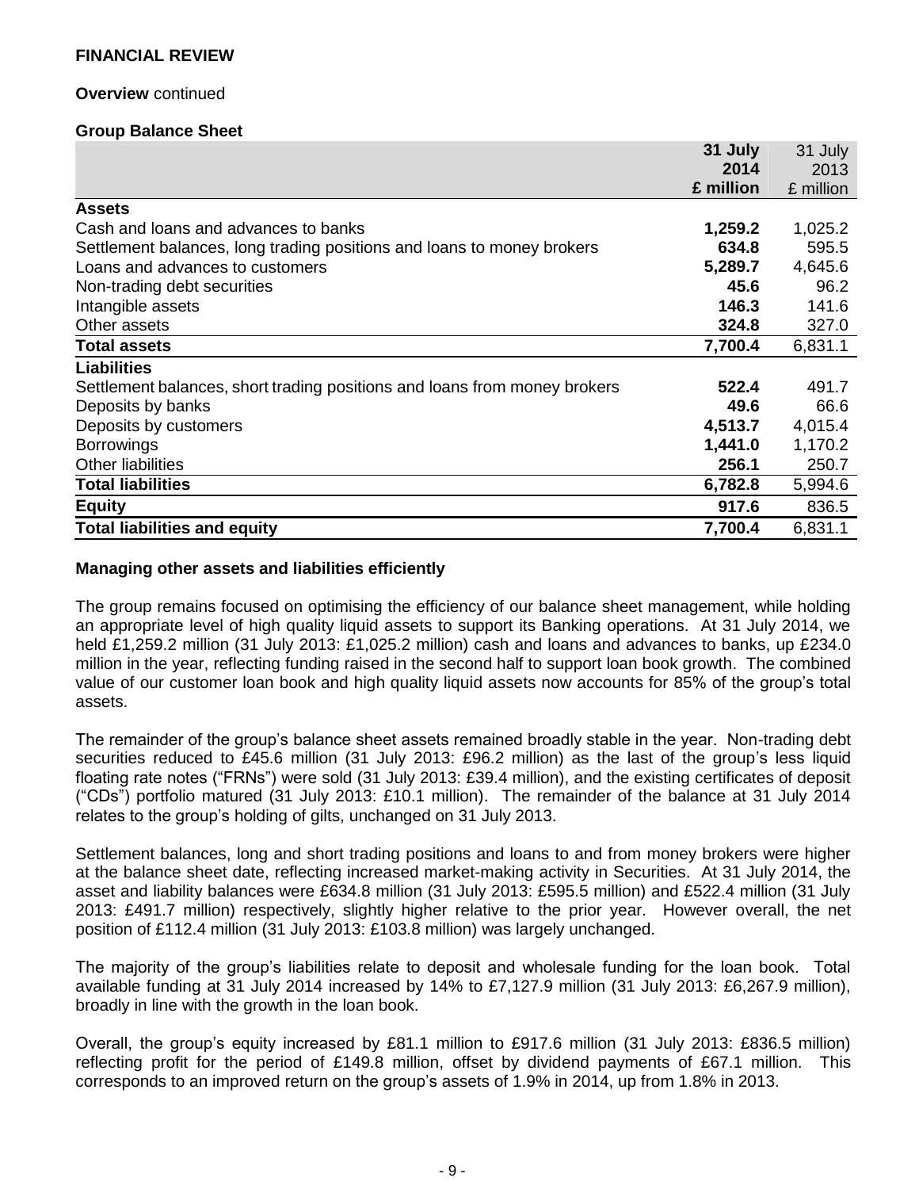## FINANCIAL REVIEW

**Overview** continued

**Group Balance Sheet**

| | **31 July 2014 £ million** | 31 July 2013 £ million |
|---|---|---|
| **Assets** | | |
| Cash and loans and advances to banks | **1,259.2** | 1,025.2 |
| Settlement balances, long trading positions and loans to money brokers | **634.8** | 595.5 |
| Loans and advances to customers | **5,289.7** | 4,645.6 |
| Non-trading debt securities | **45.6** | 96.2 |
| Intangible assets | **146.3** | 141.6 |
| Other assets | **324.8** | 327.0 |
| **Total assets** | **7,700.4** | 6,831.1 |
| **Liabilities** | | |
| Settlement balances, short trading positions and loans from money brokers | **522.4** | 491.7 |
| Deposits by banks | **49.6** | 66.6 |
| Deposits by customers | **4,513.7** | 4,015.4 |
| Borrowings | **1,441.0** | 1,170.2 |
| Other liabilities | **256.1** | 250.7 |
| **Total liabilities** | **6,782.8** | 5,994.6 |
| **Equity** | **917.6** | 836.5 |
| **Total liabilities and equity** | **7,700.4** | 6,831.1 |

**Managing other assets and liabilities efficiently**

The group remains focused on optimising the efficiency of our balance sheet management, while holding an appropriate level of high quality liquid assets to support its Banking operations. At 31 July 2014, we held £1,259.2 million (31 July 2013: £1,025.2 million) cash and loans and advances to banks, up £234.0 million in the year, reflecting funding raised in the second half to support loan book growth. The combined value of our customer loan book and high quality liquid assets now accounts for 85% of the group's total assets.

The remainder of the group's balance sheet assets remained broadly stable in the year. Non-trading debt securities reduced to £45.6 million (31 July 2013: £96.2 million) as the last of the group's less liquid floating rate notes ("FRNs") were sold (31 July 2013: £39.4 million), and the existing certificates of deposit ("CDs") portfolio matured (31 July 2013: £10.1 million). The remainder of the balance at 31 July 2014 relates to the group's holding of gilts, unchanged on 31 July 2013.

Settlement balances, long and short trading positions and loans to and from money brokers were higher at the balance sheet date, reflecting increased market-making activity in Securities. At 31 July 2014, the asset and liability balances were £634.8 million (31 July 2013: £595.5 million) and £522.4 million (31 July 2013: £491.7 million) respectively, slightly higher relative to the prior year. However overall, the net position of £112.4 million (31 July 2013: £103.8 million) was largely unchanged.

The majority of the group's liabilities relate to deposit and wholesale funding for the loan book. Total available funding at 31 July 2014 increased by 14% to £7,127.9 million (31 July 2013: £6,267.9 million), broadly in line with the growth in the loan book.

Overall, the group's equity increased by £81.1 million to £917.6 million (31 July 2013: £836.5 million) reflecting profit for the period of £149.8 million, offset by dividend payments of £67.1 million. This corresponds to an improved return on the group's assets of 1.9% in 2014, up from 1.8% in 2013.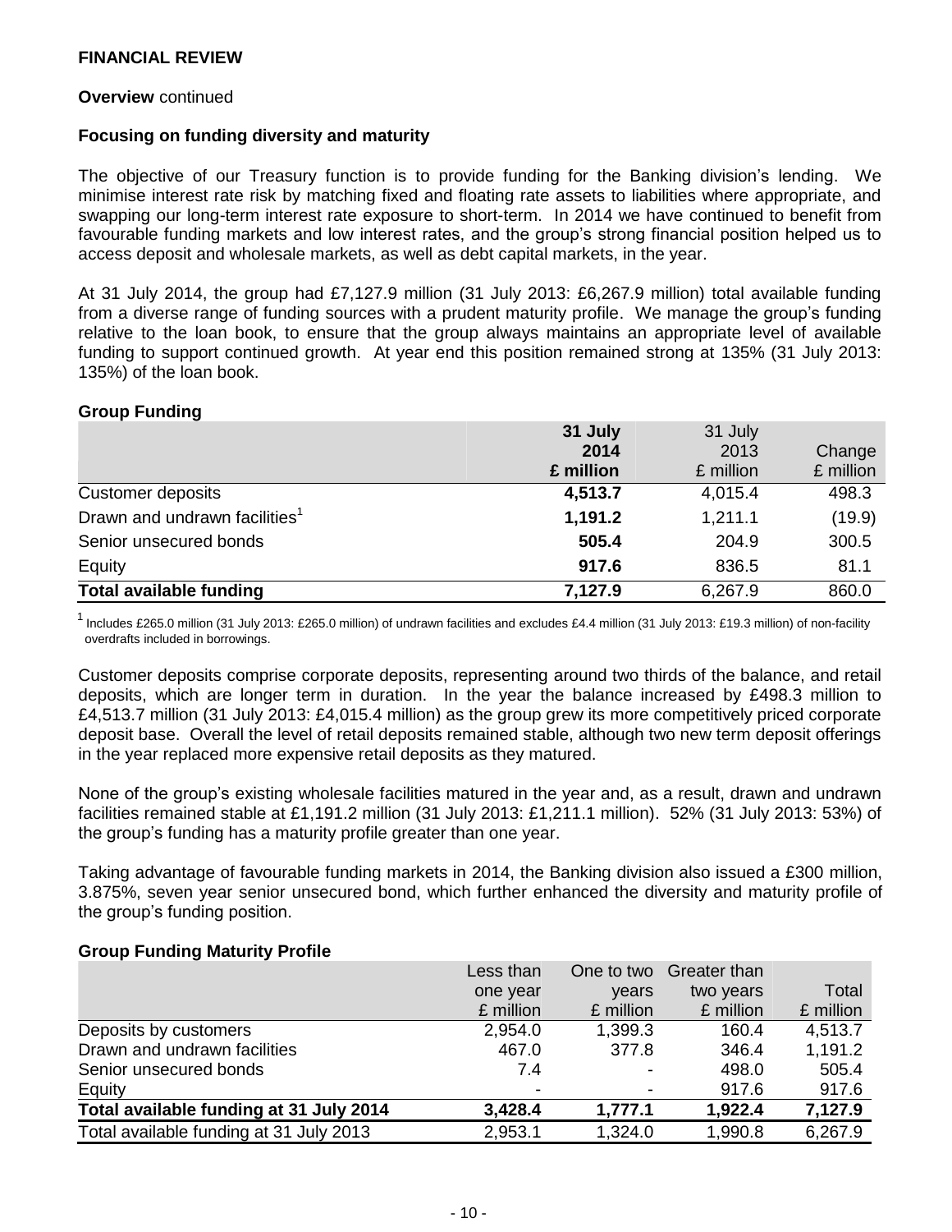# FINANCIAL REVIEW

**Overview** continued

### Focusing on funding diversity and maturity

The objective of our Treasury function is to provide funding for the Banking division's lending. We minimise interest rate risk by matching fixed and floating rate assets to liabilities where appropriate, and swapping our long-term interest rate exposure to short-term. In 2014 we have continued to benefit from favourable funding markets and low interest rates, and the group's strong financial position helped us to access deposit and wholesale markets, as well as debt capital markets, in the year.

At 31 July 2014, the group had £7,127.9 million (31 July 2013: £6,267.9 million) total available funding from a diverse range of funding sources with a prudent maturity profile. We manage the group's funding relative to the loan book, to ensure that the group always maintains an appropriate level of available funding to support continued growth. At year end this position remained strong at 135% (31 July 2013: 135%) of the loan book.

**Group Funding**

| | **31 July 2014 £ million** | 31 July 2013 £ million | Change £ million |
|---|---|---|---|
| Customer deposits | **4,513.7** | 4,015.4 | 498.3 |
| Drawn and undrawn facilities[1] | **1,191.2** | 1,211.1 | (19.9) |
| Senior unsecured bonds | **505.4** | 204.9 | 300.5 |
| Equity | **917.6** | 836.5 | 81.1 |
| **Total available funding** | **7,127.9** | 6,267.9 | 860.0 |

[1] Includes £265.0 million (31 July 2013: £265.0 million) of undrawn facilities and excludes £4.4 million (31 July 2013: £19.3 million) of non-facility overdrafts included in borrowings.

Customer deposits comprise corporate deposits, representing around two thirds of the balance, and retail deposits, which are longer term in duration. In the year the balance increased by £498.3 million to £4,513.7 million (31 July 2013: £4,015.4 million) as the group grew its more competitively priced corporate deposit base. Overall the level of retail deposits remained stable, although two new term deposit offerings in the year replaced more expensive retail deposits as they matured.

None of the group's existing wholesale facilities matured in the year and, as a result, drawn and undrawn facilities remained stable at £1,191.2 million (31 July 2013: £1,211.1 million). 52% (31 July 2013: 53%) of the group's funding has a maturity profile greater than one year.

Taking advantage of favourable funding markets in 2014, the Banking division also issued a £300 million, 3.875%, seven year senior unsecured bond, which further enhanced the diversity and maturity profile of the group's funding position.

**Group Funding Maturity Profile**

| | Less than one year £ million | One to two years £ million | Greater than two years £ million | Total £ million |
|---|---|---|---|---|
| Deposits by customers | 2,954.0 | 1,399.3 | 160.4 | 4,513.7 |
| Drawn and undrawn facilities | 467.0 | 377.8 | 346.4 | 1,191.2 |
| Senior unsecured bonds | 7.4 | - | 498.0 | 505.4 |
| Equity | - | - | 917.6 | 917.6 |
| **Total available funding at 31 July 2014** | **3,428.4** | **1,777.1** | **1,922.4** | **7,127.9** |
| Total available funding at 31 July 2013 | 2,953.1 | 1,324.0 | 1,990.8 | 6,267.9 |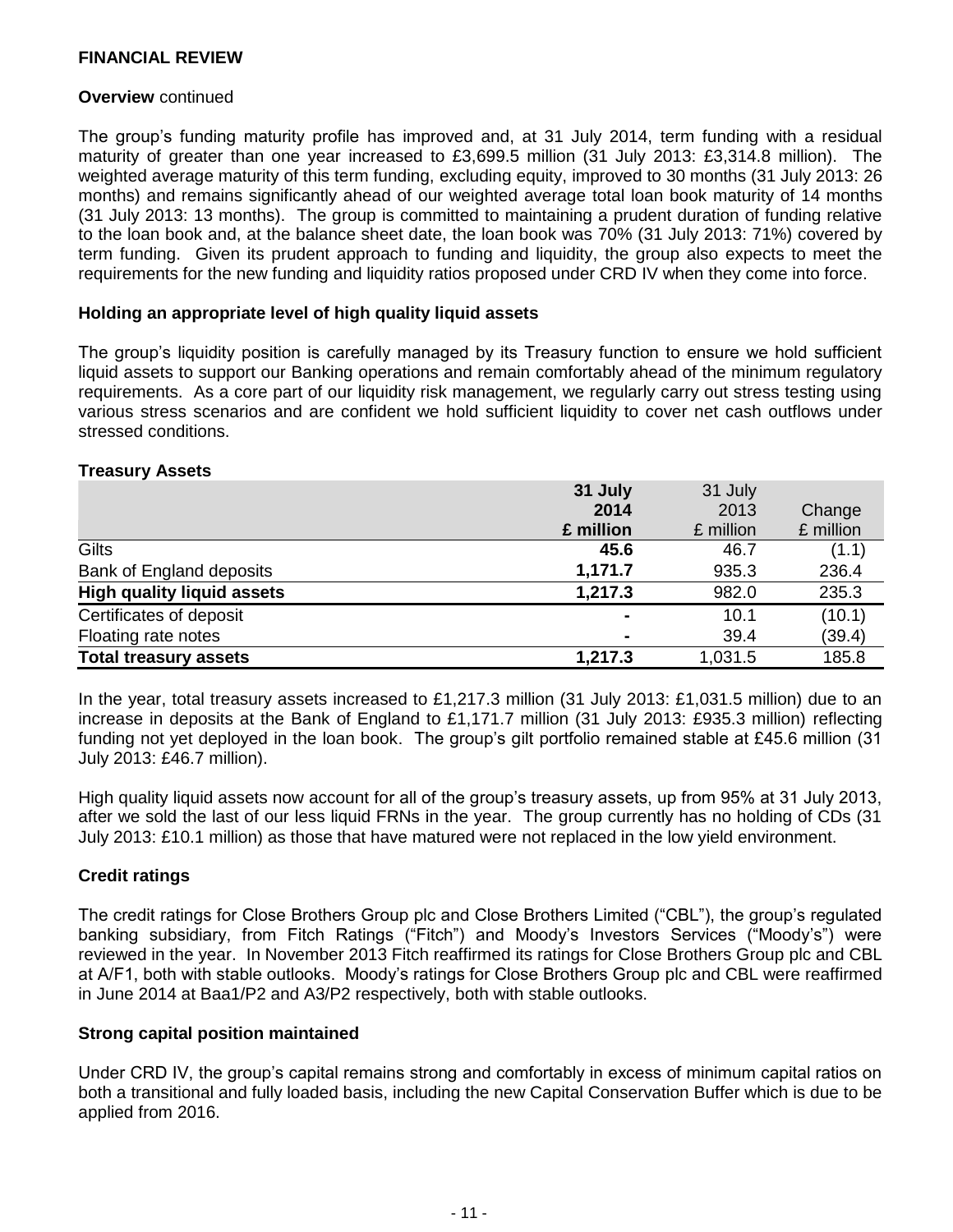**FINANCIAL REVIEW**

**Overview** continued

The group's funding maturity profile has improved and, at 31 July 2014, term funding with a residual maturity of greater than one year increased to £3,699.5 million (31 July 2013: £3,314.8 million). The weighted average maturity of this term funding, excluding equity, improved to 30 months (31 July 2013: 26 months) and remains significantly ahead of our weighted average total loan book maturity of 14 months (31 July 2013: 13 months). The group is committed to maintaining a prudent duration of funding relative to the loan book and, at the balance sheet date, the loan book was 70% (31 July 2013: 71%) covered by term funding. Given its prudent approach to funding and liquidity, the group also expects to meet the requirements for the new funding and liquidity ratios proposed under CRD IV when they come into force.

**Holding an appropriate level of high quality liquid assets**

The group's liquidity position is carefully managed by its Treasury function to ensure we hold sufficient liquid assets to support our Banking operations and remain comfortably ahead of the minimum regulatory requirements. As a core part of our liquidity risk management, we regularly carry out stress testing using various stress scenarios and are confident we hold sufficient liquidity to cover net cash outflows under stressed conditions.

**Treasury Assets**

| | **31 July 2014 £ million** | 31 July 2013 £ million | Change £ million |
|---|---|---|---|
| Gilts | **45.6** | 46.7 | (1.1) |
| Bank of England deposits | **1,171.7** | 935.3 | 236.4 |
| **High quality liquid assets** | **1,217.3** | 982.0 | 235.3 |
| Certificates of deposit | **-** | 10.1 | (10.1) |
| Floating rate notes | **-** | 39.4 | (39.4) |
| **Total treasury assets** | **1,217.3** | 1,031.5 | 185.8 |

In the year, total treasury assets increased to £1,217.3 million (31 July 2013: £1,031.5 million) due to an increase in deposits at the Bank of England to £1,171.7 million (31 July 2013: £935.3 million) reflecting funding not yet deployed in the loan book. The group's gilt portfolio remained stable at £45.6 million (31 July 2013: £46.7 million).

High quality liquid assets now account for all of the group's treasury assets, up from 95% at 31 July 2013, after we sold the last of our less liquid FRNs in the year. The group currently has no holding of CDs (31 July 2013: £10.1 million) as those that have matured were not replaced in the low yield environment.

**Credit ratings**

The credit ratings for Close Brothers Group plc and Close Brothers Limited ("CBL"), the group's regulated banking subsidiary, from Fitch Ratings ("Fitch") and Moody's Investors Services ("Moody's") were reviewed in the year. In November 2013 Fitch reaffirmed its ratings for Close Brothers Group plc and CBL at A/F1, both with stable outlooks. Moody's ratings for Close Brothers Group plc and CBL were reaffirmed in June 2014 at Baa1/P2 and A3/P2 respectively, both with stable outlooks.

**Strong capital position maintained**

Under CRD IV, the group's capital remains strong and comfortably in excess of minimum capital ratios on both a transitional and fully loaded basis, including the new Capital Conservation Buffer which is due to be applied from 2016.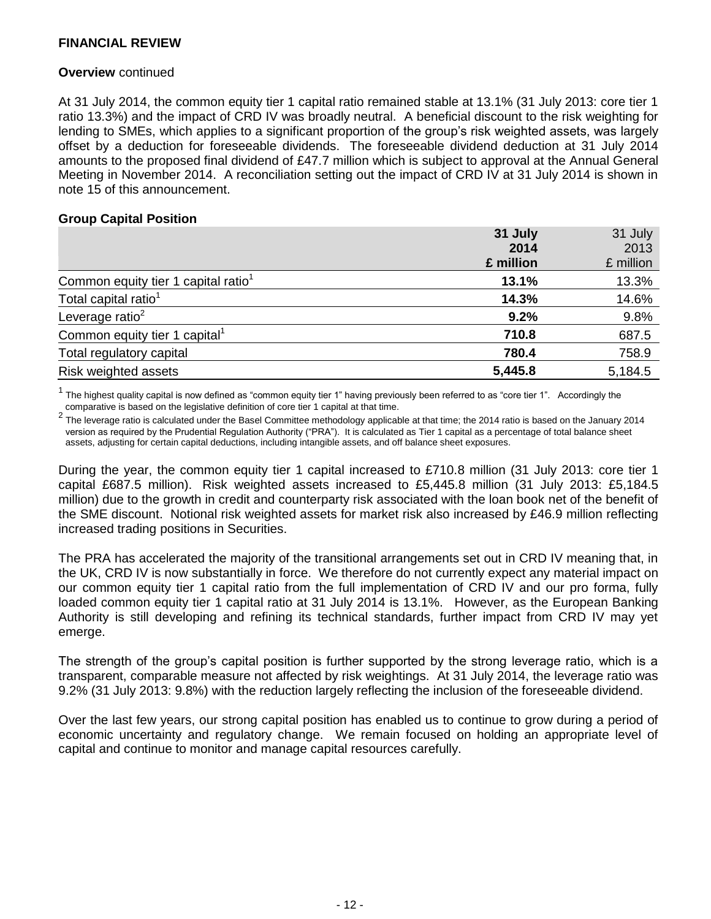**FINANCIAL REVIEW**

**Overview** continued

At 31 July 2014, the common equity tier 1 capital ratio remained stable at 13.1% (31 July 2013: core tier 1 ratio 13.3%) and the impact of CRD IV was broadly neutral. A beneficial discount to the risk weighting for lending to SMEs, which applies to a significant proportion of the group's risk weighted assets, was largely offset by a deduction for foreseeable dividends. The foreseeable dividend deduction at 31 July 2014 amounts to the proposed final dividend of £47.7 million which is subject to approval at the Annual General Meeting in November 2014. A reconciliation setting out the impact of CRD IV at 31 July 2014 is shown in note 15 of this announcement.

**Group Capital Position**

| | **31 July 2014 £ million** | 31 July 2013 £ million |
|---|---|---|
| Common equity tier 1 capital ratio[1] | **13.1%** | 13.3% |
| Total capital ratio[1] | **14.3%** | 14.6% |
| Leverage ratio[2] | **9.2%** | 9.8% |
| Common equity tier 1 capital[1] | **710.8** | 687.5 |
| Total regulatory capital | **780.4** | 758.9 |
| Risk weighted assets | **5,445.8** | 5,184.5 |

[1] The highest quality capital is now defined as "common equity tier 1" having previously been referred to as "core tier 1". Accordingly the comparative is based on the legislative definition of core tier 1 capital at that time.

[2] The leverage ratio is calculated under the Basel Committee methodology applicable at that time; the 2014 ratio is based on the January 2014 version as required by the Prudential Regulation Authority ("PRA"). It is calculated as Tier 1 capital as a percentage of total balance sheet assets, adjusting for certain capital deductions, including intangible assets, and off balance sheet exposures.

During the year, the common equity tier 1 capital increased to £710.8 million (31 July 2013: core tier 1 capital £687.5 million). Risk weighted assets increased to £5,445.8 million (31 July 2013: £5,184.5 million) due to the growth in credit and counterparty risk associated with the loan book net of the benefit of the SME discount. Notional risk weighted assets for market risk also increased by £46.9 million reflecting increased trading positions in Securities.

The PRA has accelerated the majority of the transitional arrangements set out in CRD IV meaning that, in the UK, CRD IV is now substantially in force. We therefore do not currently expect any material impact on our common equity tier 1 capital ratio from the full implementation of CRD IV and our pro forma, fully loaded common equity tier 1 capital ratio at 31 July 2014 is 13.1%. However, as the European Banking Authority is still developing and refining its technical standards, further impact from CRD IV may yet emerge.

The strength of the group's capital position is further supported by the strong leverage ratio, which is a transparent, comparable measure not affected by risk weightings. At 31 July 2014, the leverage ratio was 9.2% (31 July 2013: 9.8%) with the reduction largely reflecting the inclusion of the foreseeable dividend.

Over the last few years, our strong capital position has enabled us to continue to grow during a period of economic uncertainty and regulatory change. We remain focused on holding an appropriate level of capital and continue to monitor and manage capital resources carefully.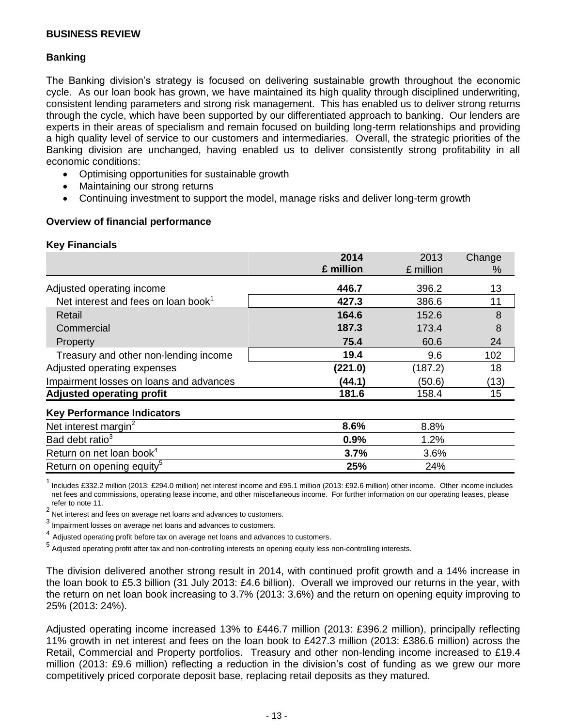## BUSINESS REVIEW

### Banking

The Banking division's strategy is focused on delivering sustainable growth throughout the economic cycle. As our loan book has grown, we have maintained its high quality through disciplined underwriting, consistent lending parameters and strong risk management. This has enabled us to deliver strong returns through the cycle, which have been supported by our differentiated approach to banking. Our lenders are experts in their areas of specialism and remain focused on building long-term relationships and providing a high quality level of service to our customers and intermediaries. Overall, the strategic priorities of the Banking division are unchanged, having enabled us to deliver consistently strong profitability in all economic conditions:

- Optimising opportunities for sustainable growth
- Maintaining our strong returns
- Continuing investment to support the model, manage risks and deliver long-term growth

### Overview of financial performance

**Key Financials**

| | **2014 £ million** | 2013 £ million | Change % |
|---|---|---|---|
| Adjusted operating income | **446.7** | 396.2 | 13 |
| Net interest and fees on loan book[1] | **427.3** | 386.6 | 11 |
| Retail | **164.6** | 152.6 | 8 |
| Commercial | **187.3** | 173.4 | 8 |
| Property | **75.4** | 60.6 | 24 |
| Treasury and other non-lending income | **19.4** | 9.6 | 102 |
| Adjusted operating expenses | **(221.0)** | (187.2) | 18 |
| Impairment losses on loans and advances | **(44.1)** | (50.6) | (13) |
| **Adjusted operating profit** | **181.6** | 158.4 | 15 |
| **Key Performance Indicators** | | | |
| Net interest margin[2] | **8.6%** | 8.8% | |
| Bad debt ratio[3] | **0.9%** | 1.2% | |
| Return on net loan book[4] | **3.7%** | 3.6% | |
| Return on opening equity[5] | **25%** | 24% | |

[1] Includes £332.2 million (2013: £294.0 million) net interest income and £95.1 million (2013: £92.6 million) other income. Other income includes net fees and commissions, operating lease income, and other miscellaneous income. For further information on our operating leases, please refer to note 11.

[2] Net interest and fees on average net loans and advances to customers.

[3] Impairment losses on average net loans and advances to customers.

[4] Adjusted operating profit before tax on average net loans and advances to customers.

[5] Adjusted operating profit after tax and non-controlling interests on opening equity less non-controlling interests.

The division delivered another strong result in 2014, with continued profit growth and a 14% increase in the loan book to £5.3 billion (31 July 2013: £4.6 billion). Overall we improved our returns in the year, with the return on net loan book increasing to 3.7% (2013: 3.6%) and the return on opening equity improving to 25% (2013: 24%).

Adjusted operating income increased 13% to £446.7 million (2013: £396.2 million), principally reflecting 11% growth in net interest and fees on the loan book to £427.3 million (2013: £386.6 million) across the Retail, Commercial and Property portfolios. Treasury and other non-lending income increased to £19.4 million (2013: £9.6 million) reflecting a reduction in the division's cost of funding as we grew our more competitively priced corporate deposit base, replacing retail deposits as they matured.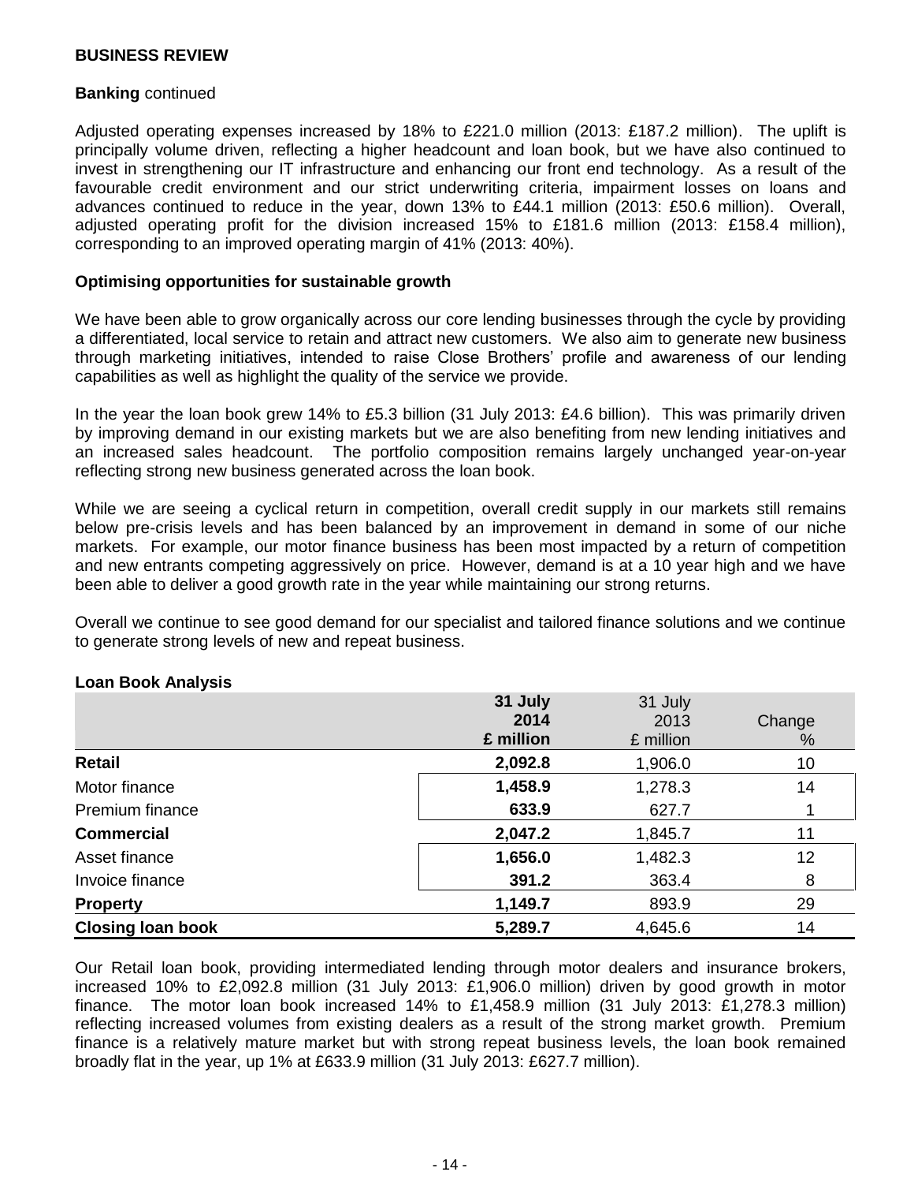## BUSINESS REVIEW

**Banking** continued

Adjusted operating expenses increased by 18% to £221.0 million (2013: £187.2 million). The uplift is principally volume driven, reflecting a higher headcount and loan book, but we have also continued to invest in strengthening our IT infrastructure and enhancing our front end technology. As a result of the favourable credit environment and our strict underwriting criteria, impairment losses on loans and advances continued to reduce in the year, down 13% to £44.1 million (2013: £50.6 million). Overall, adjusted operating profit for the division increased 15% to £181.6 million (2013: £158.4 million), corresponding to an improved operating margin of 41% (2013: 40%).

**Optimising opportunities for sustainable growth**

We have been able to grow organically across our core lending businesses through the cycle by providing a differentiated, local service to retain and attract new customers. We also aim to generate new business through marketing initiatives, intended to raise Close Brothers' profile and awareness of our lending capabilities as well as highlight the quality of the service we provide.

In the year the loan book grew 14% to £5.3 billion (31 July 2013: £4.6 billion). This was primarily driven by improving demand in our existing markets but we are also benefiting from new lending initiatives and an increased sales headcount. The portfolio composition remains largely unchanged year-on-year reflecting strong new business generated across the loan book.

While we are seeing a cyclical return in competition, overall credit supply in our markets still remains below pre-crisis levels and has been balanced by an improvement in demand in some of our niche markets. For example, our motor finance business has been most impacted by a return of competition and new entrants competing aggressively on price. However, demand is at a 10 year high and we have been able to deliver a good growth rate in the year while maintaining our strong returns.

Overall we continue to see good demand for our specialist and tailored finance solutions and we continue to generate strong levels of new and repeat business.

**Loan Book Analysis**

| | **31 July 2014 £ million** | 31 July 2013 £ million | Change % |
|---|---|---|---|
| **Retail** | **2,092.8** | 1,906.0 | 10 |
| Motor finance | **1,458.9** | 1,278.3 | 14 |
| Premium finance | **633.9** | 627.7 | 1 |
| **Commercial** | **2,047.2** | 1,845.7 | 11 |
| Asset finance | **1,656.0** | 1,482.3 | 12 |
| Invoice finance | **391.2** | 363.4 | 8 |
| **Property** | **1,149.7** | 893.9 | 29 |
| **Closing loan book** | **5,289.7** | 4,645.6 | 14 |

Our Retail loan book, providing intermediated lending through motor dealers and insurance brokers, increased 10% to £2,092.8 million (31 July 2013: £1,906.0 million) driven by good growth in motor finance. The motor loan book increased 14% to £1,458.9 million (31 July 2013: £1,278.3 million) reflecting increased volumes from existing dealers as a result of the strong market growth. Premium finance is a relatively mature market but with strong repeat business levels, the loan book remained broadly flat in the year, up 1% at £633.9 million (31 July 2013: £627.7 million).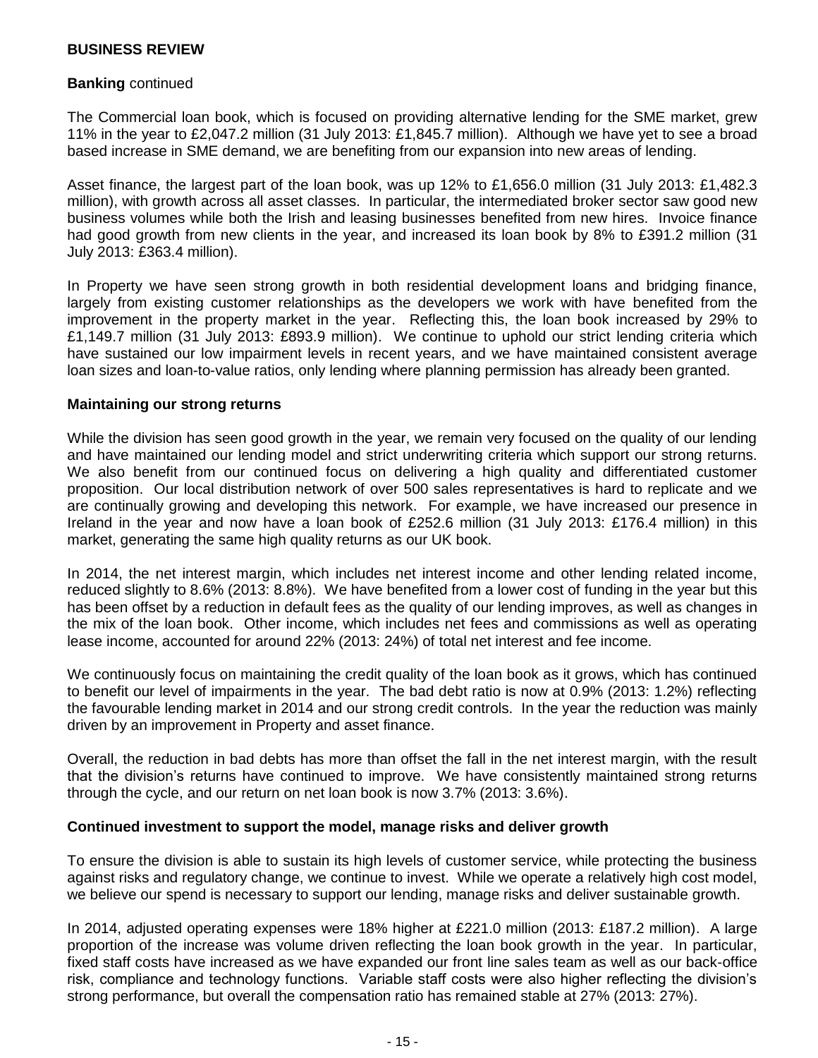**BUSINESS REVIEW**

**Banking** continued

The Commercial loan book, which is focused on providing alternative lending for the SME market, grew 11% in the year to £2,047.2 million (31 July 2013: £1,845.7 million). Although we have yet to see a broad based increase in SME demand, we are benefiting from our expansion into new areas of lending.

Asset finance, the largest part of the loan book, was up 12% to £1,656.0 million (31 July 2013: £1,482.3 million), with growth across all asset classes. In particular, the intermediated broker sector saw good new business volumes while both the Irish and leasing businesses benefited from new hires. Invoice finance had good growth from new clients in the year, and increased its loan book by 8% to £391.2 million (31 July 2013: £363.4 million).

In Property we have seen strong growth in both residential development loans and bridging finance, largely from existing customer relationships as the developers we work with have benefited from the improvement in the property market in the year. Reflecting this, the loan book increased by 29% to £1,149.7 million (31 July 2013: £893.9 million). We continue to uphold our strict lending criteria which have sustained our low impairment levels in recent years, and we have maintained consistent average loan sizes and loan-to-value ratios, only lending where planning permission has already been granted.

**Maintaining our strong returns**

While the division has seen good growth in the year, we remain very focused on the quality of our lending and have maintained our lending model and strict underwriting criteria which support our strong returns. We also benefit from our continued focus on delivering a high quality and differentiated customer proposition. Our local distribution network of over 500 sales representatives is hard to replicate and we are continually growing and developing this network. For example, we have increased our presence in Ireland in the year and now have a loan book of £252.6 million (31 July 2013: £176.4 million) in this market, generating the same high quality returns as our UK book.

In 2014, the net interest margin, which includes net interest income and other lending related income, reduced slightly to 8.6% (2013: 8.8%). We have benefited from a lower cost of funding in the year but this has been offset by a reduction in default fees as the quality of our lending improves, as well as changes in the mix of the loan book. Other income, which includes net fees and commissions as well as operating lease income, accounted for around 22% (2013: 24%) of total net interest and fee income.

We continuously focus on maintaining the credit quality of the loan book as it grows, which has continued to benefit our level of impairments in the year. The bad debt ratio is now at 0.9% (2013: 1.2%) reflecting the favourable lending market in 2014 and our strong credit controls. In the year the reduction was mainly driven by an improvement in Property and asset finance.

Overall, the reduction in bad debts has more than offset the fall in the net interest margin, with the result that the division's returns have continued to improve. We have consistently maintained strong returns through the cycle, and our return on net loan book is now 3.7% (2013: 3.6%).

**Continued investment to support the model, manage risks and deliver growth**

To ensure the division is able to sustain its high levels of customer service, while protecting the business against risks and regulatory change, we continue to invest. While we operate a relatively high cost model, we believe our spend is necessary to support our lending, manage risks and deliver sustainable growth.

In 2014, adjusted operating expenses were 18% higher at £221.0 million (2013: £187.2 million). A large proportion of the increase was volume driven reflecting the loan book growth in the year. In particular, fixed staff costs have increased as we have expanded our front line sales team as well as our back-office risk, compliance and technology functions. Variable staff costs were also higher reflecting the division's strong performance, but overall the compensation ratio has remained stable at 27% (2013: 27%).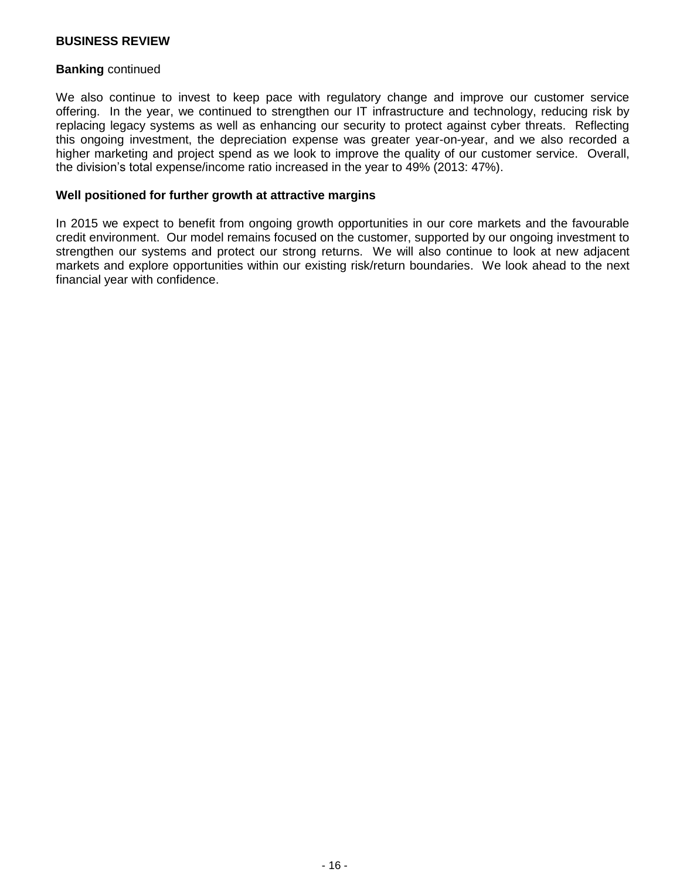## BUSINESS REVIEW

**Banking** continued

We also continue to invest to keep pace with regulatory change and improve our customer service offering. In the year, we continued to strengthen our IT infrastructure and technology, reducing risk by replacing legacy systems as well as enhancing our security to protect against cyber threats. Reflecting this ongoing investment, the depreciation expense was greater year-on-year, and we also recorded a higher marketing and project spend as we look to improve the quality of our customer service. Overall, the division's total expense/income ratio increased in the year to 49% (2013: 47%).

**Well positioned for further growth at attractive margins**

In 2015 we expect to benefit from ongoing growth opportunities in our core markets and the favourable credit environment. Our model remains focused on the customer, supported by our ongoing investment to strengthen our systems and protect our strong returns. We will also continue to look at new adjacent markets and explore opportunities within our existing risk/return boundaries. We look ahead to the next financial year with confidence.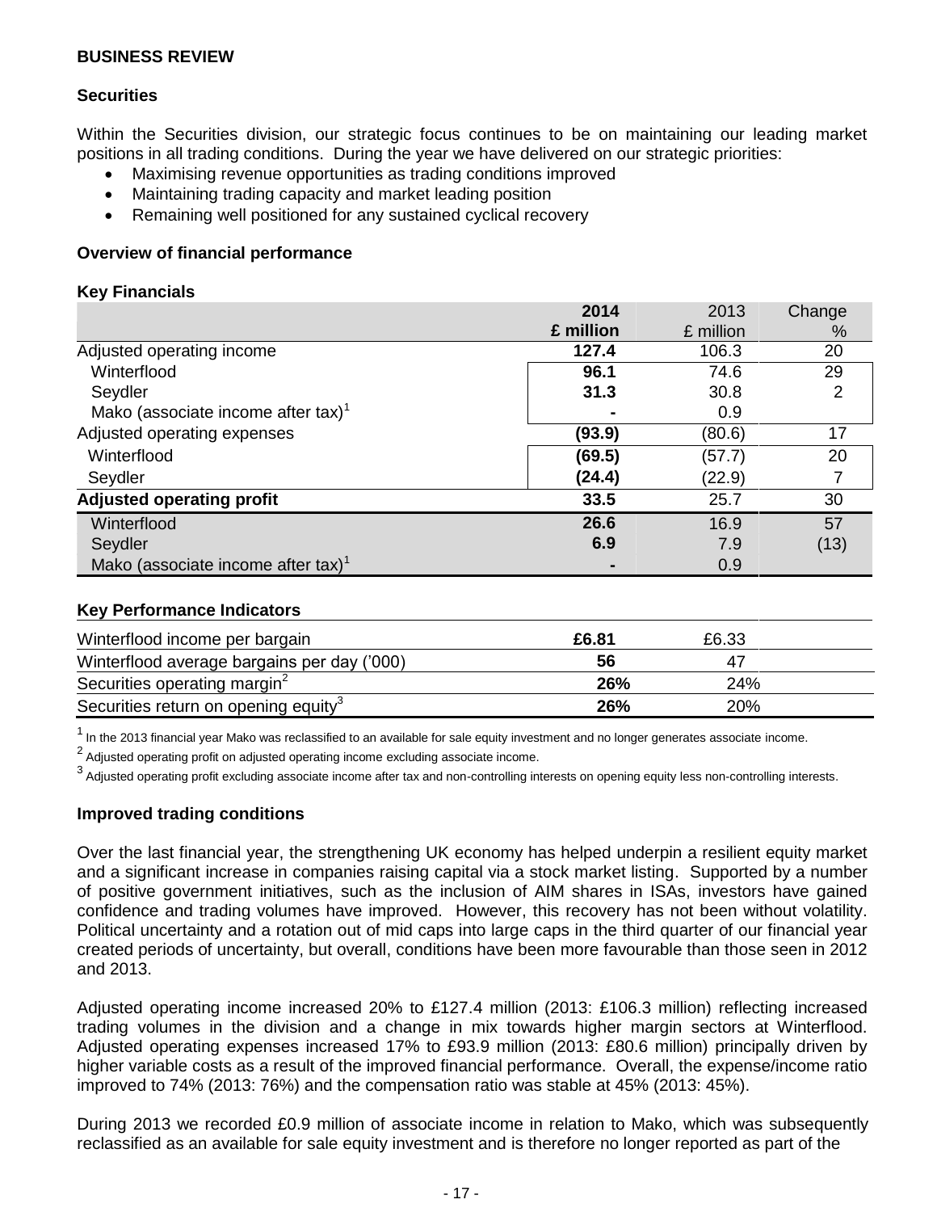**BUSINESS REVIEW**

**Securities**

Within the Securities division, our strategic focus continues to be on maintaining our leading market positions in all trading conditions. During the year we have delivered on our strategic priorities:

- Maximising revenue opportunities as trading conditions improved
- Maintaining trading capacity and market leading position
- Remaining well positioned for any sustained cyclical recovery

**Overview of financial performance**

**Key Financials**

| | 2014 £ million | 2013 £ million | Change % |
|---|---|---|---|
| Adjusted operating income | **127.4** | 106.3 | 20 |
| Winterflood | **96.1** | 74.6 | 29 |
| Seydler | **31.3** | 30.8 | 2 |
| Mako (associate income after tax)[1] | **-** | 0.9 | |
| Adjusted operating expenses | **(93.9)** | (80.6) | 17 |
| Winterflood | **(69.5)** | (57.7) | 20 |
| Seydler | **(24.4)** | (22.9) | 7 |
| **Adjusted operating profit** | **33.5** | 25.7 | 30 |
| Winterflood | **26.6** | 16.9 | 57 |
| Seydler | **6.9** | 7.9 | (13) |
| Mako (associate income after tax)[1] | **-** | 0.9 | |

**Key Performance Indicators**

| | 2014 | 2013 |
|---|---|---|
| Winterflood income per bargain | **£6.81** | £6.33 |
| Winterflood average bargains per day ('000) | **56** | 47 |
| Securities operating margin[2] | **26%** | 24% |
| Securities return on opening equity[3] | **26%** | 20% |

[1] In the 2013 financial year Mako was reclassified to an available for sale equity investment and no longer generates associate income.

[2] Adjusted operating profit on adjusted operating income excluding associate income.

[3] Adjusted operating profit excluding associate income after tax and non-controlling interests on opening equity less non-controlling interests.

**Improved trading conditions**

Over the last financial year, the strengthening UK economy has helped underpin a resilient equity market and a significant increase in companies raising capital via a stock market listing. Supported by a number of positive government initiatives, such as the inclusion of AIM shares in ISAs, investors have gained confidence and trading volumes have improved. However, this recovery has not been without volatility. Political uncertainty and a rotation out of mid caps into large caps in the third quarter of our financial year created periods of uncertainty, but overall, conditions have been more favourable than those seen in 2012 and 2013.

Adjusted operating income increased 20% to £127.4 million (2013: £106.3 million) reflecting increased trading volumes in the division and a change in mix towards higher margin sectors at Winterflood. Adjusted operating expenses increased 17% to £93.9 million (2013: £80.6 million) principally driven by higher variable costs as a result of the improved financial performance. Overall, the expense/income ratio improved to 74% (2013: 76%) and the compensation ratio was stable at 45% (2013: 45%).

During 2013 we recorded £0.9 million of associate income in relation to Mako, which was subsequently reclassified as an available for sale equity investment and is therefore no longer reported as part of the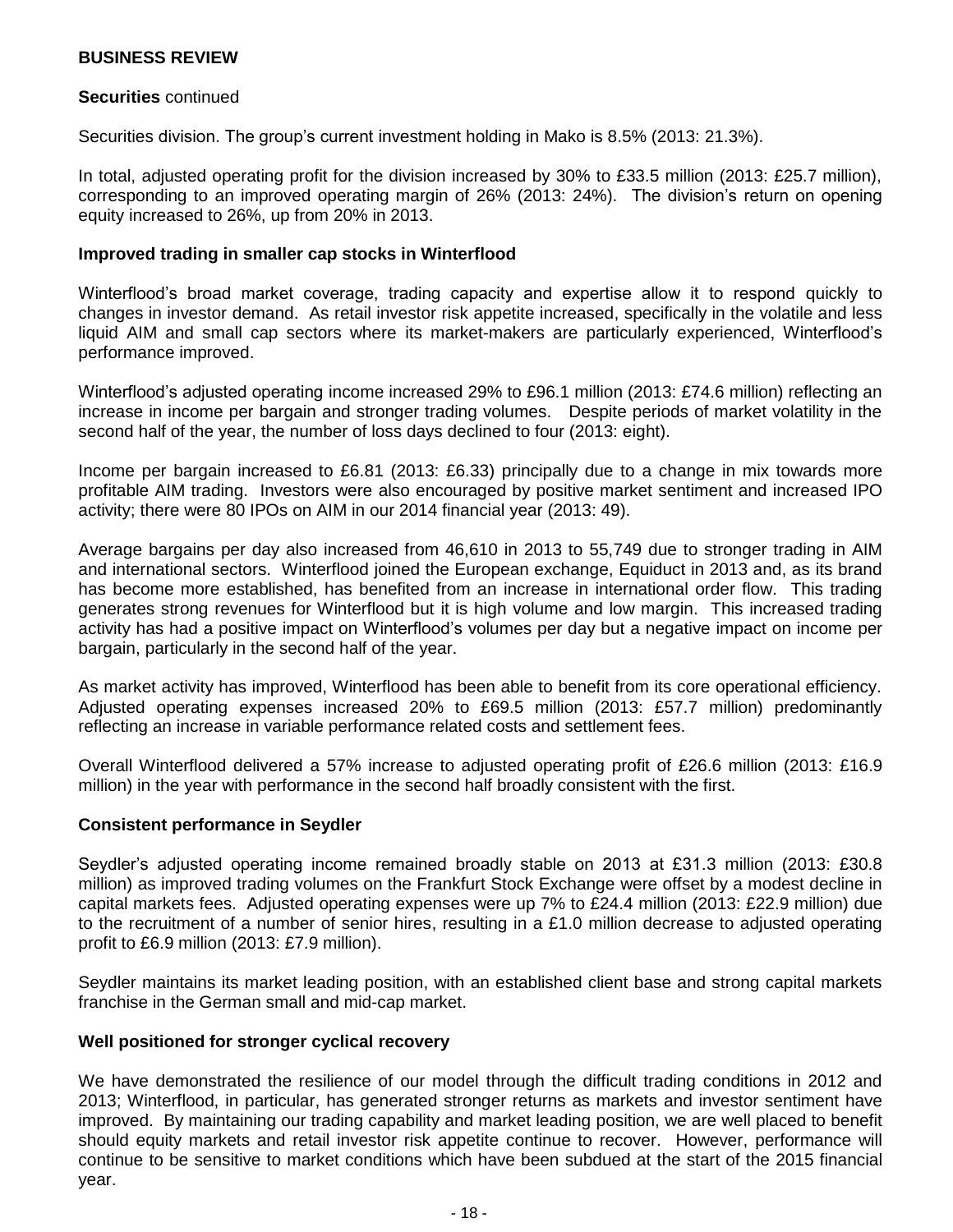## BUSINESS REVIEW

**Securities** continued

Securities division. The group's current investment holding in Mako is 8.5% (2013: 21.3%).

In total, adjusted operating profit for the division increased by 30% to £33.5 million (2013: £25.7 million), corresponding to an improved operating margin of 26% (2013: 24%). The division's return on opening equity increased to 26%, up from 20% in 2013.

### Improved trading in smaller cap stocks in Winterflood

Winterflood's broad market coverage, trading capacity and expertise allow it to respond quickly to changes in investor demand. As retail investor risk appetite increased, specifically in the volatile and less liquid AIM and small cap sectors where its market-makers are particularly experienced, Winterflood's performance improved.

Winterflood's adjusted operating income increased 29% to £96.1 million (2013: £74.6 million) reflecting an increase in income per bargain and stronger trading volumes. Despite periods of market volatility in the second half of the year, the number of loss days declined to four (2013: eight).

Income per bargain increased to £6.81 (2013: £6.33) principally due to a change in mix towards more profitable AIM trading. Investors were also encouraged by positive market sentiment and increased IPO activity; there were 80 IPOs on AIM in our 2014 financial year (2013: 49).

Average bargains per day also increased from 46,610 in 2013 to 55,749 due to stronger trading in AIM and international sectors. Winterflood joined the European exchange, Equiduct in 2013 and, as its brand has become more established, has benefited from an increase in international order flow. This trading generates strong revenues for Winterflood but it is high volume and low margin. This increased trading activity has had a positive impact on Winterflood's volumes per day but a negative impact on income per bargain, particularly in the second half of the year.

As market activity has improved, Winterflood has been able to benefit from its core operational efficiency. Adjusted operating expenses increased 20% to £69.5 million (2013: £57.7 million) predominantly reflecting an increase in variable performance related costs and settlement fees.

Overall Winterflood delivered a 57% increase to adjusted operating profit of £26.6 million (2013: £16.9 million) in the year with performance in the second half broadly consistent with the first.

### Consistent performance in Seydler

Seydler's adjusted operating income remained broadly stable on 2013 at £31.3 million (2013: £30.8 million) as improved trading volumes on the Frankfurt Stock Exchange were offset by a modest decline in capital markets fees. Adjusted operating expenses were up 7% to £24.4 million (2013: £22.9 million) due to the recruitment of a number of senior hires, resulting in a £1.0 million decrease to adjusted operating profit to £6.9 million (2013: £7.9 million).

Seydler maintains its market leading position, with an established client base and strong capital markets franchise in the German small and mid-cap market.

### Well positioned for stronger cyclical recovery

We have demonstrated the resilience of our model through the difficult trading conditions in 2012 and 2013; Winterflood, in particular, has generated stronger returns as markets and investor sentiment have improved. By maintaining our trading capability and market leading position, we are well placed to benefit should equity markets and retail investor risk appetite continue to recover. However, performance will continue to be sensitive to market conditions which have been subdued at the start of the 2015 financial year.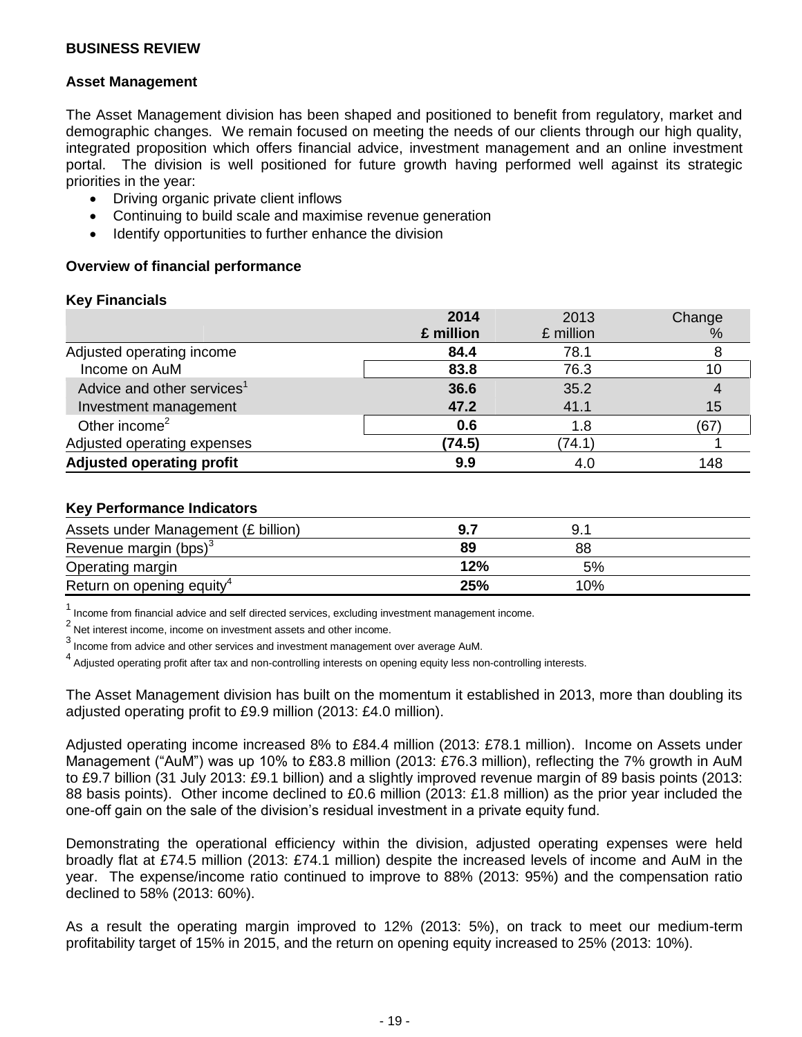## BUSINESS REVIEW

### Asset Management

The Asset Management division has been shaped and positioned to benefit from regulatory, market and demographic changes. We remain focused on meeting the needs of our clients through our high quality, integrated proposition which offers financial advice, investment management and an online investment portal. The division is well positioned for future growth having performed well against its strategic priorities in the year:

- Driving organic private client inflows
- Continuing to build scale and maximise revenue generation
- Identify opportunities to further enhance the division

### Overview of financial performance

**Key Financials**

| | **2014 £ million** | 2013 £ million | Change % |
|---|---|---|---|
| Adjusted operating income | **84.4** | 78.1 | 8 |
| Income on AuM | **83.8** | 76.3 | 10 |
| Advice and other services[1] | **36.6** | 35.2 | 4 |
| Investment management | **47.2** | 41.1 | 15 |
| Other income[2] | **0.6** | 1.8 | (67) |
| Adjusted operating expenses | **(74.5)** | (74.1) | 1 |
| **Adjusted operating profit** | **9.9** | 4.0 | 148 |

**Key Performance Indicators**

| | | |
|---|---|---|
| Assets under Management (£ billion) | **9.7** | 9.1 |
| Revenue margin (bps)[3] | **89** | 88 |
| Operating margin | **12%** | 5% |
| Return on opening equity[4] | **25%** | 10% |

[1] Income from financial advice and self directed services, excluding investment management income.

[2] Net interest income, income on investment assets and other income.

[3] Income from advice and other services and investment management over average AuM.

[4] Adjusted operating profit after tax and non-controlling interests on opening equity less non-controlling interests.

The Asset Management division has built on the momentum it established in 2013, more than doubling its adjusted operating profit to £9.9 million (2013: £4.0 million).

Adjusted operating income increased 8% to £84.4 million (2013: £78.1 million). Income on Assets under Management ("AuM") was up 10% to £83.8 million (2013: £76.3 million), reflecting the 7% growth in AuM to £9.7 billion (31 July 2013: £9.1 billion) and a slightly improved revenue margin of 89 basis points (2013: 88 basis points). Other income declined to £0.6 million (2013: £1.8 million) as the prior year included the one-off gain on the sale of the division's residual investment in a private equity fund.

Demonstrating the operational efficiency within the division, adjusted operating expenses were held broadly flat at £74.5 million (2013: £74.1 million) despite the increased levels of income and AuM in the year. The expense/income ratio continued to improve to 88% (2013: 95%) and the compensation ratio declined to 58% (2013: 60%).

As a result the operating margin improved to 12% (2013: 5%), on track to meet our medium-term profitability target of 15% in 2015, and the return on opening equity increased to 25% (2013: 10%).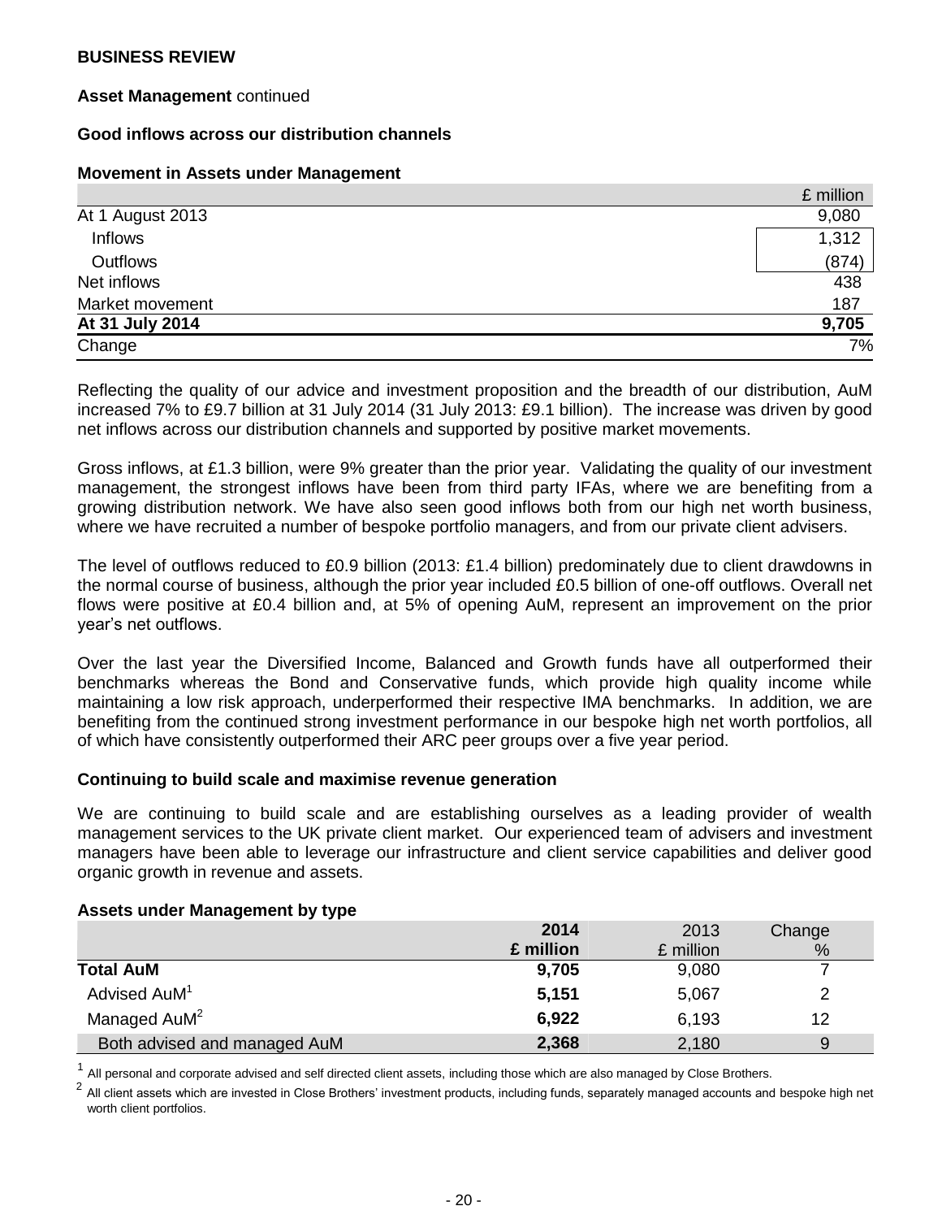**BUSINESS REVIEW**

**Asset Management** continued

**Good inflows across our distribution channels**

**Movement in Assets under Management**

| | £ million |
|---|---|
| At 1 August 2013 | 9,080 |
| Inflows | 1,312 |
| Outflows | (874) |
| Net inflows | 438 |
| Market movement | 187 |
| **At 31 July 2014** | **9,705** |
| Change | 7% |

Reflecting the quality of our advice and investment proposition and the breadth of our distribution, AuM increased 7% to £9.7 billion at 31 July 2014 (31 July 2013: £9.1 billion). The increase was driven by good net inflows across our distribution channels and supported by positive market movements.

Gross inflows, at £1.3 billion, were 9% greater than the prior year. Validating the quality of our investment management, the strongest inflows have been from third party IFAs, where we are benefiting from a growing distribution network. We have also seen good inflows both from our high net worth business, where we have recruited a number of bespoke portfolio managers, and from our private client advisers.

The level of outflows reduced to £0.9 billion (2013: £1.4 billion) predominately due to client drawdowns in the normal course of business, although the prior year included £0.5 billion of one-off outflows. Overall net flows were positive at £0.4 billion and, at 5% of opening AuM, represent an improvement on the prior year's net outflows.

Over the last year the Diversified Income, Balanced and Growth funds have all outperformed their benchmarks whereas the Bond and Conservative funds, which provide high quality income while maintaining a low risk approach, underperformed their respective IMA benchmarks. In addition, we are benefiting from the continued strong investment performance in our bespoke high net worth portfolios, all of which have consistently outperformed their ARC peer groups over a five year period.

**Continuing to build scale and maximise revenue generation**

We are continuing to build scale and are establishing ourselves as a leading provider of wealth management services to the UK private client market. Our experienced team of advisers and investment managers have been able to leverage our infrastructure and client service capabilities and deliver good organic growth in revenue and assets.

**Assets under Management by type**

| | **2014 £ million** | 2013 £ million | Change % |
|---|---|---|---|
| **Total AuM** | **9,705** | 9,080 | 7 |
| Advised AuM[1] | **5,151** | 5,067 | 2 |
| Managed AuM[2] | **6,922** | 6,193 | 12 |
| Both advised and managed AuM | **2,368** | 2,180 | 9 |

[1] All personal and corporate advised and self directed client assets, including those which are also managed by Close Brothers.

[2] All client assets which are invested in Close Brothers' investment products, including funds, separately managed accounts and bespoke high net worth client portfolios.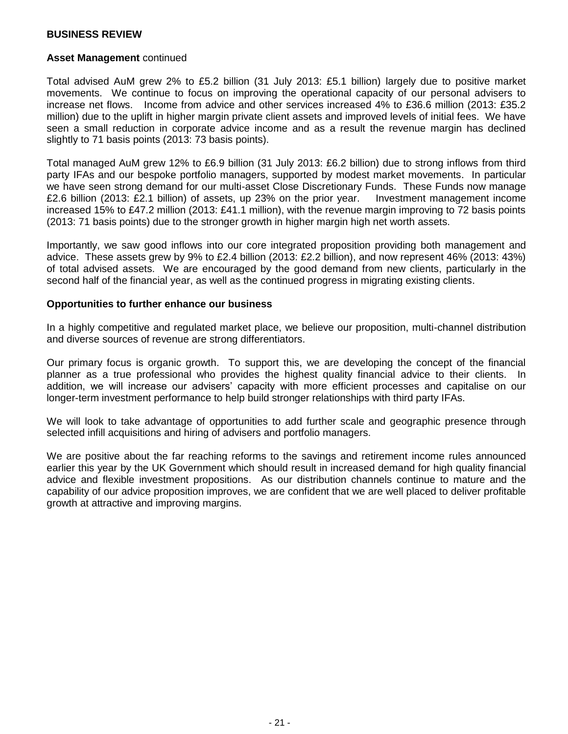**BUSINESS REVIEW**

**Asset Management** continued

Total advised AuM grew 2% to £5.2 billion (31 July 2013: £5.1 billion) largely due to positive market movements. We continue to focus on improving the operational capacity of our personal advisers to increase net flows. Income from advice and other services increased 4% to £36.6 million (2013: £35.2 million) due to the uplift in higher margin private client assets and improved levels of initial fees. We have seen a small reduction in corporate advice income and as a result the revenue margin has declined slightly to 71 basis points (2013: 73 basis points).

Total managed AuM grew 12% to £6.9 billion (31 July 2013: £6.2 billion) due to strong inflows from third party IFAs and our bespoke portfolio managers, supported by modest market movements. In particular we have seen strong demand for our multi-asset Close Discretionary Funds. These Funds now manage £2.6 billion (2013: £2.1 billion) of assets, up 23% on the prior year. Investment management income increased 15% to £47.2 million (2013: £41.1 million), with the revenue margin improving to 72 basis points (2013: 71 basis points) due to the stronger growth in higher margin high net worth assets.

Importantly, we saw good inflows into our core integrated proposition providing both management and advice. These assets grew by 9% to £2.4 billion (2013: £2.2 billion), and now represent 46% (2013: 43%) of total advised assets. We are encouraged by the good demand from new clients, particularly in the second half of the financial year, as well as the continued progress in migrating existing clients.

**Opportunities to further enhance our business**

In a highly competitive and regulated market place, we believe our proposition, multi-channel distribution and diverse sources of revenue are strong differentiators.

Our primary focus is organic growth. To support this, we are developing the concept of the financial planner as a true professional who provides the highest quality financial advice to their clients. In addition, we will increase our advisers' capacity with more efficient processes and capitalise on our longer-term investment performance to help build stronger relationships with third party IFAs.

We will look to take advantage of opportunities to add further scale and geographic presence through selected infill acquisitions and hiring of advisers and portfolio managers.

We are positive about the far reaching reforms to the savings and retirement income rules announced earlier this year by the UK Government which should result in increased demand for high quality financial advice and flexible investment propositions. As our distribution channels continue to mature and the capability of our advice proposition improves, we are confident that we are well placed to deliver profitable growth at attractive and improving margins.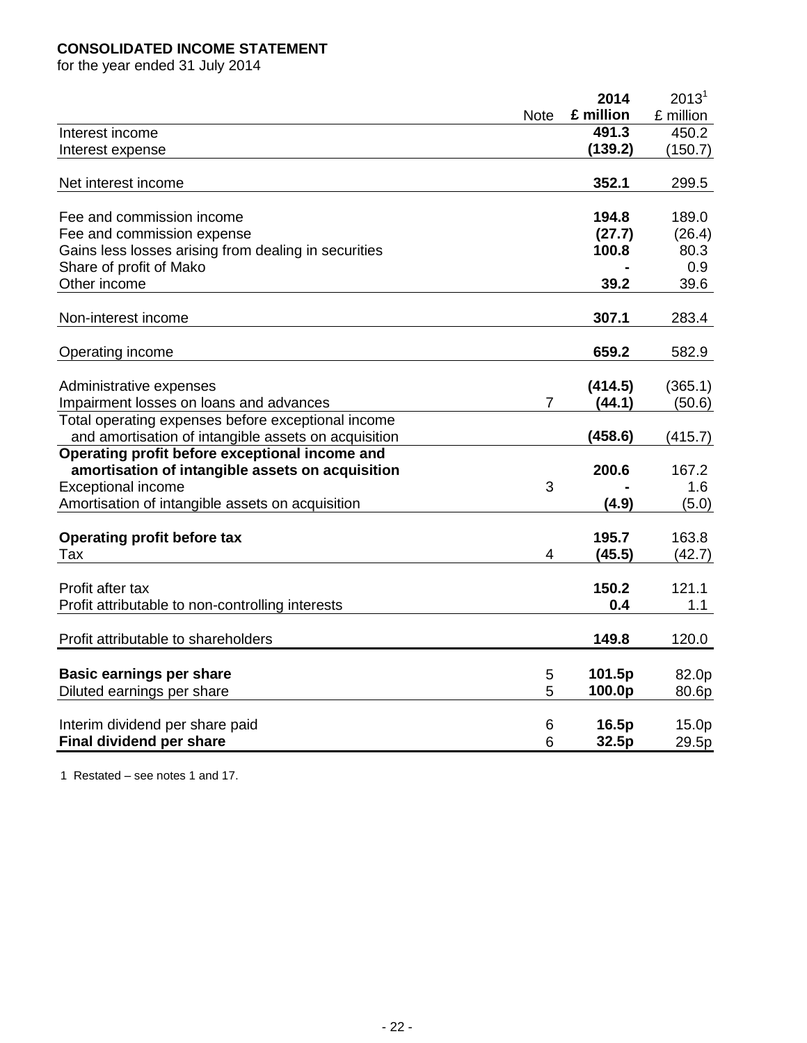**CONSOLIDATED INCOME STATEMENT**

for the year ended 31 July 2014

| | Note | **2014 £ million** | 2013[1] £ million |
|---|---|---|---|
| Interest income | | **491.3** | 450.2 |
| Interest expense | | **(139.2)** | (150.7) |
| Net interest income | | **352.1** | 299.5 |
| Fee and commission income | | **194.8** | 189.0 |
| Fee and commission expense | | **(27.7)** | (26.4) |
| Gains less losses arising from dealing in securities | | **100.8** | 80.3 |
| Share of profit of Mako | | **-** | 0.9 |
| Other income | | **39.2** | 39.6 |
| Non-interest income | | **307.1** | 283.4 |
| Operating income | | **659.2** | 582.9 |
| Administrative expenses | | **(414.5)** | (365.1) |
| Impairment losses on loans and advances | 7 | **(44.1)** | (50.6) |
| Total operating expenses before exceptional income and amortisation of intangible assets on acquisition | | **(458.6)** | (415.7) |
| **Operating profit before exceptional income and amortisation of intangible assets on acquisition** | | **200.6** | 167.2 |
| Exceptional income | 3 | **-** | 1.6 |
| Amortisation of intangible assets on acquisition | | **(4.9)** | (5.0) |
| **Operating profit before tax** | | **195.7** | 163.8 |
| Tax | 4 | **(45.5)** | (42.7) |
| Profit after tax | | **150.2** | 121.1 |
| Profit attributable to non-controlling interests | | **0.4** | 1.1 |
| Profit attributable to shareholders | | **149.8** | 120.0 |
| **Basic earnings per share** | 5 | **101.5p** | 82.0p |
| Diluted earnings per share | 5 | **100.0p** | 80.6p |
| Interim dividend per share paid | 6 | **16.5p** | 15.0p |
| **Final dividend per share** | 6 | **32.5p** | 29.5p |

1 Restated – see notes 1 and 17.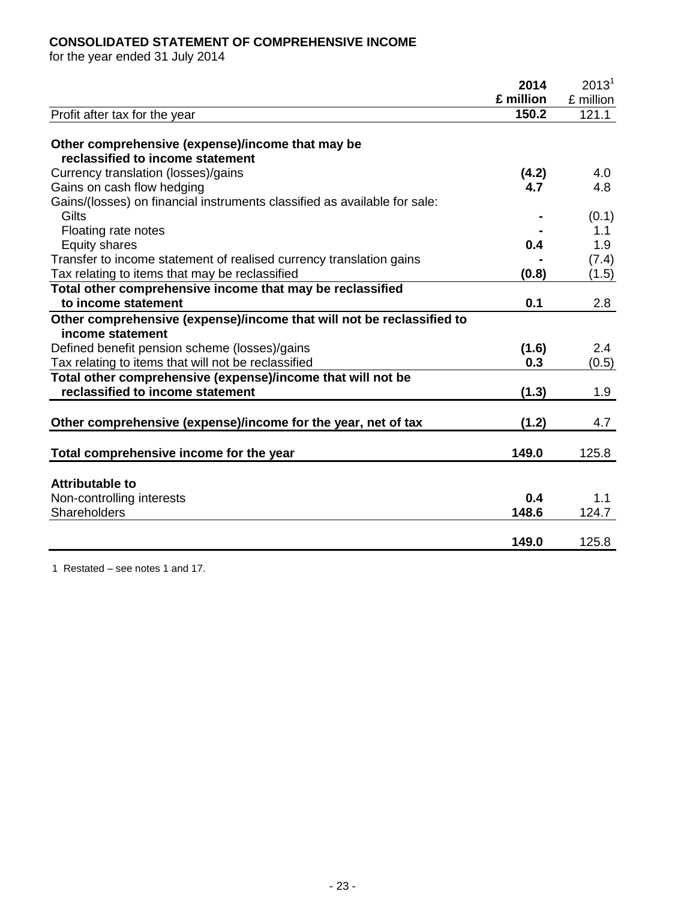**CONSOLIDATED STATEMENT OF COMPREHENSIVE INCOME**
for the year ended 31 July 2014

| | **2014** | 2013[1] |
|---|---|---|
| | **£ million** | £ million |
| Profit after tax for the year | **150.2** | 121.1 |
| | | |
| **Other comprehensive (expense)/income that may be reclassified to income statement** | | |
| Currency translation (losses)/gains | **(4.2)** | 4.0 |
| Gains on cash flow hedging | **4.7** | 4.8 |
| Gains/(losses) on financial instruments classified as available for sale: | | |
| Gilts | **-** | (0.1) |
| Floating rate notes | **-** | 1.1 |
| Equity shares | **0.4** | 1.9 |
| Transfer to income statement of realised currency translation gains | **-** | (7.4) |
| Tax relating to items that may be reclassified | **(0.8)** | (1.5) |
| **Total other comprehensive income that may be reclassified to income statement** | **0.1** | 2.8 |
| **Other comprehensive (expense)/income that will not be reclassified to income statement** | | |
| Defined benefit pension scheme (losses)/gains | **(1.6)** | 2.4 |
| Tax relating to items that will not be reclassified | **0.3** | (0.5) |
| **Total other comprehensive (expense)/income that will not be reclassified to income statement** | **(1.3)** | 1.9 |
| | | |
| **Other comprehensive (expense)/income for the year, net of tax** | **(1.2)** | 4.7 |
| | | |
| **Total comprehensive income for the year** | **149.0** | 125.8 |
| | | |
| **Attributable to** | | |
| Non-controlling interests | **0.4** | 1.1 |
| Shareholders | **148.6** | 124.7 |
| | | |
| | **149.0** | 125.8 |

1 Restated – see notes 1 and 17.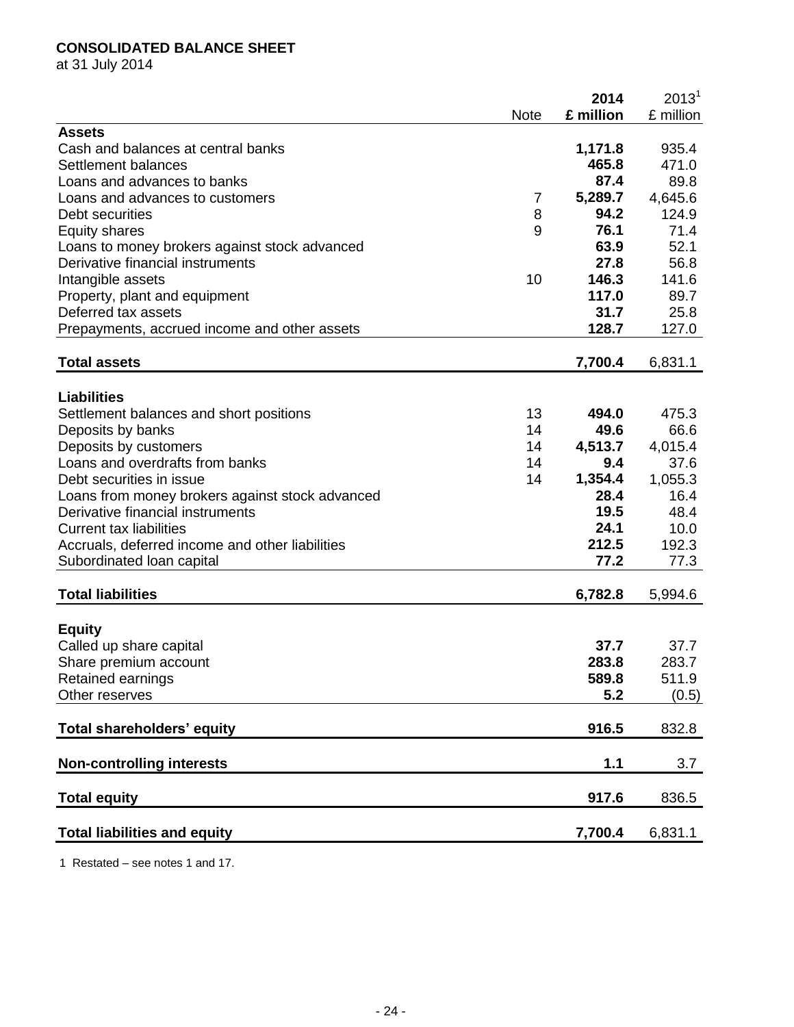**CONSOLIDATED BALANCE SHEET**
at 31 July 2014

| | Note | **2014** **£ million** | 2013[1] £ million |
|---|---|---|---|
| **Assets** | | | |
| Cash and balances at central banks | | **1,171.8** | 935.4 |
| Settlement balances | | **465.8** | 471.0 |
| Loans and advances to banks | | **87.4** | 89.8 |
| Loans and advances to customers | 7 | **5,289.7** | 4,645.6 |
| Debt securities | 8 | **94.2** | 124.9 |
| Equity shares | 9 | **76.1** | 71.4 |
| Loans to money brokers against stock advanced | | **63.9** | 52.1 |
| Derivative financial instruments | | **27.8** | 56.8 |
| Intangible assets | 10 | **146.3** | 141.6 |
| Property, plant and equipment | | **117.0** | 89.7 |
| Deferred tax assets | | **31.7** | 25.8 |
| Prepayments, accrued income and other assets | | **128.7** | 127.0 |
| **Total assets** | | **7,700.4** | 6,831.1 |
| **Liabilities** | | | |
| Settlement balances and short positions | 13 | **494.0** | 475.3 |
| Deposits by banks | 14 | **49.6** | 66.6 |
| Deposits by customers | 14 | **4,513.7** | 4,015.4 |
| Loans and overdrafts from banks | 14 | **9.4** | 37.6 |
| Debt securities in issue | 14 | **1,354.4** | 1,055.3 |
| Loans from money brokers against stock advanced | | **28.4** | 16.4 |
| Derivative financial instruments | | **19.5** | 48.4 |
| Current tax liabilities | | **24.1** | 10.0 |
| Accruals, deferred income and other liabilities | | **212.5** | 192.3 |
| Subordinated loan capital | | **77.2** | 77.3 |
| **Total liabilities** | | **6,782.8** | 5,994.6 |
| **Equity** | | | |
| Called up share capital | | **37.7** | 37.7 |
| Share premium account | | **283.8** | 283.7 |
| Retained earnings | | **589.8** | 511.9 |
| Other reserves | | **5.2** | (0.5) |
| **Total shareholders' equity** | | **916.5** | 832.8 |
| **Non-controlling interests** | | **1.1** | 3.7 |
| **Total equity** | | **917.6** | 836.5 |
| **Total liabilities and equity** | | **7,700.4** | 6,831.1 |

1 Restated – see notes 1 and 17.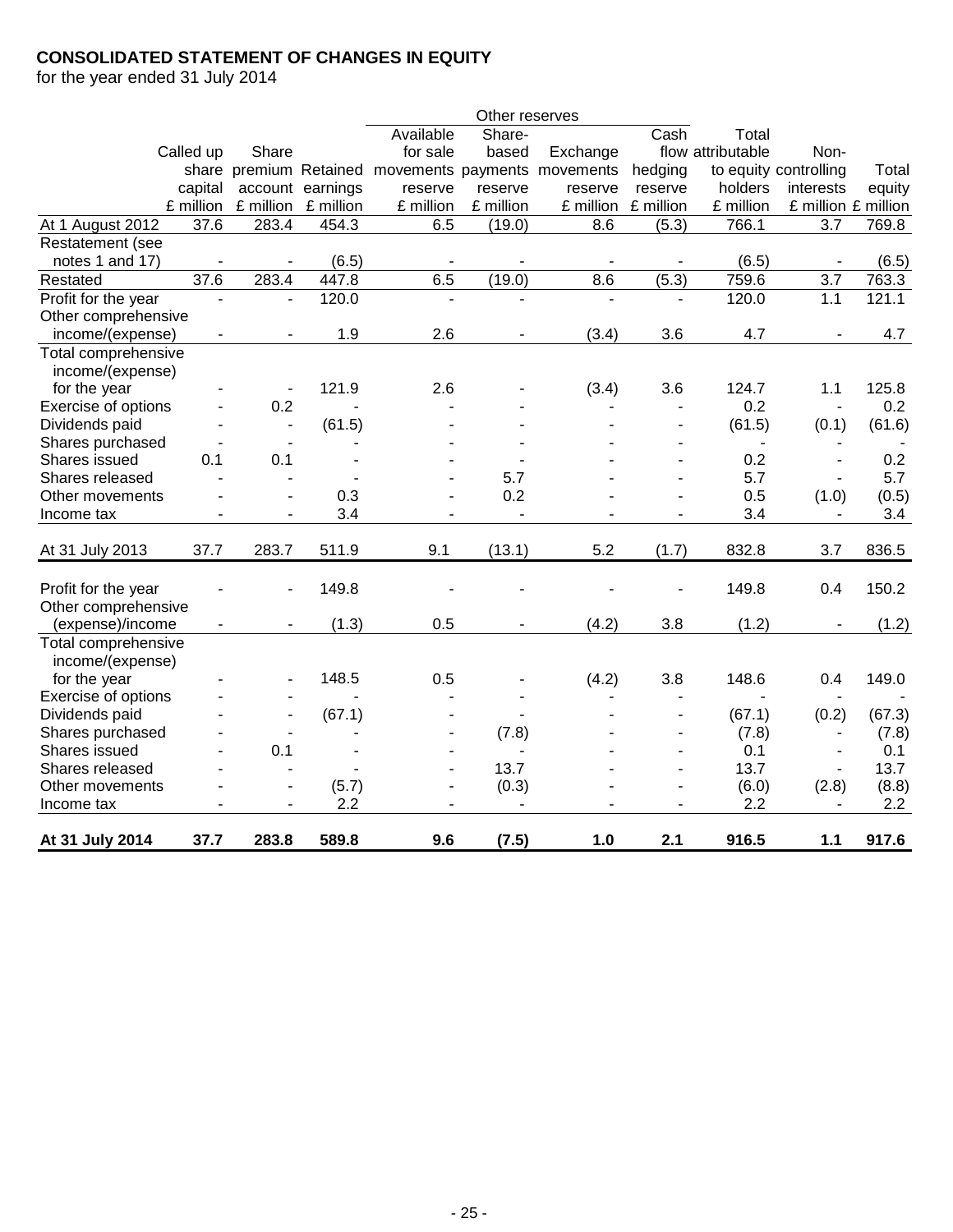**CONSOLIDATED STATEMENT OF CHANGES IN EQUITY**

for the year ended 31 July 2014

| | | | | Other reserves | | | | | | |
|---|---|---|---|---|---|---|---|---|---|---|
| | Called up share capital £ million | Share premium account £ million | Retained earnings £ million | Available for sale movements reserve £ million | Share-based payments reserve £ million | Exchange movements reserve £ million | Cash flow hedging reserve £ million | Total attributable to equity holders £ million | Non-controlling interests £ million | Total equity £ million |
| At 1 August 2012 | 37.6 | 283.4 | 454.3 | 6.5 | (19.0) | 8.6 | (5.3) | 766.1 | 3.7 | 769.8 |
| Restatement (see notes 1 and 17) | - | - | (6.5) | - | - | - | - | (6.5) | - | (6.5) |
| Restated | 37.6 | 283.4 | 447.8 | 6.5 | (19.0) | 8.6 | (5.3) | 759.6 | 3.7 | 763.3 |
| Profit for the year | - | - | 120.0 | - | - | - | - | 120.0 | 1.1 | 121.1 |
| Other comprehensive income/(expense) | - | - | 1.9 | 2.6 | - | (3.4) | 3.6 | 4.7 | - | 4.7 |
| Total comprehensive income/(expense) for the year | - | - | 121.9 | 2.6 | - | (3.4) | 3.6 | 124.7 | 1.1 | 125.8 |
| Exercise of options | - | 0.2 | - | - | - | - | - | 0.2 | - | 0.2 |
| Dividends paid | - | - | (61.5) | - | - | - | - | (61.5) | (0.1) | (61.6) |
| Shares purchased | - | - | - | - | - | - | - | - | - | - |
| Shares issued | 0.1 | 0.1 | - | - | - | - | - | 0.2 | - | 0.2 |
| Shares released | - | - | - | - | 5.7 | - | - | 5.7 | - | 5.7 |
| Other movements | - | - | 0.3 | - | 0.2 | - | - | 0.5 | (1.0) | (0.5) |
| Income tax | - | - | 3.4 | - | - | - | - | 3.4 | - | 3.4 |
| At 31 July 2013 | 37.7 | 283.7 | 511.9 | 9.1 | (13.1) | 5.2 | (1.7) | 832.8 | 3.7 | 836.5 |
| Profit for the year | - | - | 149.8 | - | - | - | - | 149.8 | 0.4 | 150.2 |
| Other comprehensive (expense)/income | - | - | (1.3) | 0.5 | - | (4.2) | 3.8 | (1.2) | - | (1.2) |
| Total comprehensive income/(expense) for the year | - | - | 148.5 | 0.5 | - | (4.2) | 3.8 | 148.6 | 0.4 | 149.0 |
| Exercise of options | - | - | - | - | - | - | - | - | - | - |
| Dividends paid | - | - | (67.1) | - | - | - | - | (67.1) | (0.2) | (67.3) |
| Shares purchased | - | - | - | - | (7.8) | - | - | (7.8) | - | (7.8) |
| Shares issued | - | 0.1 | - | - | - | - | - | 0.1 | - | 0.1 |
| Shares released | - | - | - | - | 13.7 | - | - | 13.7 | - | 13.7 |
| Other movements | - | - | (5.7) | - | (0.3) | - | - | (6.0) | (2.8) | (8.8) |
| Income tax | - | - | 2.2 | - | - | - | - | 2.2 | - | 2.2 |
| **At 31 July 2014** | **37.7** | **283.8** | **589.8** | **9.6** | **(7.5)** | **1.0** | **2.1** | **916.5** | **1.1** | **917.6** |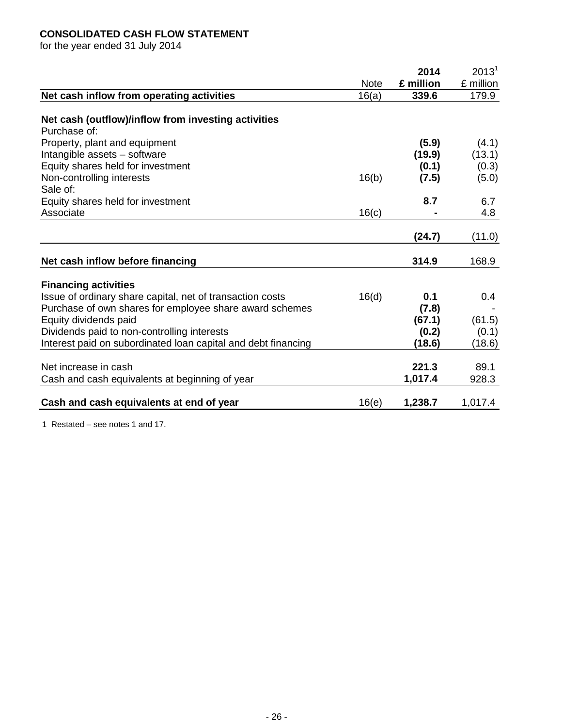**CONSOLIDATED CASH FLOW STATEMENT**
for the year ended 31 July 2014

| | Note | **2014 £ million** | 2013[1] £ million |
|---|---|---|---|
| **Net cash inflow from operating activities** | 16(a) | **339.6** | 179.9 |
| | | | |
| **Net cash (outflow)/inflow from investing activities** | | | |
| Purchase of: | | | |
| Property, plant and equipment | | **(5.9)** | (4.1) |
| Intangible assets – software | | **(19.9)** | (13.1) |
| Equity shares held for investment | | **(0.1)** | (0.3) |
| Non-controlling interests | 16(b) | **(7.5)** | (5.0) |
| Sale of: | | | |
| Equity shares held for investment | | **8.7** | 6.7 |
| Associate | 16(c) | **-** | 4.8 |
| | | **(24.7)** | (11.0) |
| | | | |
| **Net cash inflow before financing** | | **314.9** | 168.9 |
| | | | |
| **Financing activities** | | | |
| Issue of ordinary share capital, net of transaction costs | 16(d) | **0.1** | 0.4 |
| Purchase of own shares for employee share award schemes | | **(7.8)** | - |
| Equity dividends paid | | **(67.1)** | (61.5) |
| Dividends paid to non-controlling interests | | **(0.2)** | (0.1) |
| Interest paid on subordinated loan capital and debt financing | | **(18.6)** | (18.6) |
| | | | |
| Net increase in cash | | **221.3** | 89.1 |
| Cash and cash equivalents at beginning of year | | **1,017.4** | 928.3 |
| | | | |
| **Cash and cash equivalents at end of year** | 16(e) | **1,238.7** | 1,017.4 |

1 Restated – see notes 1 and 17.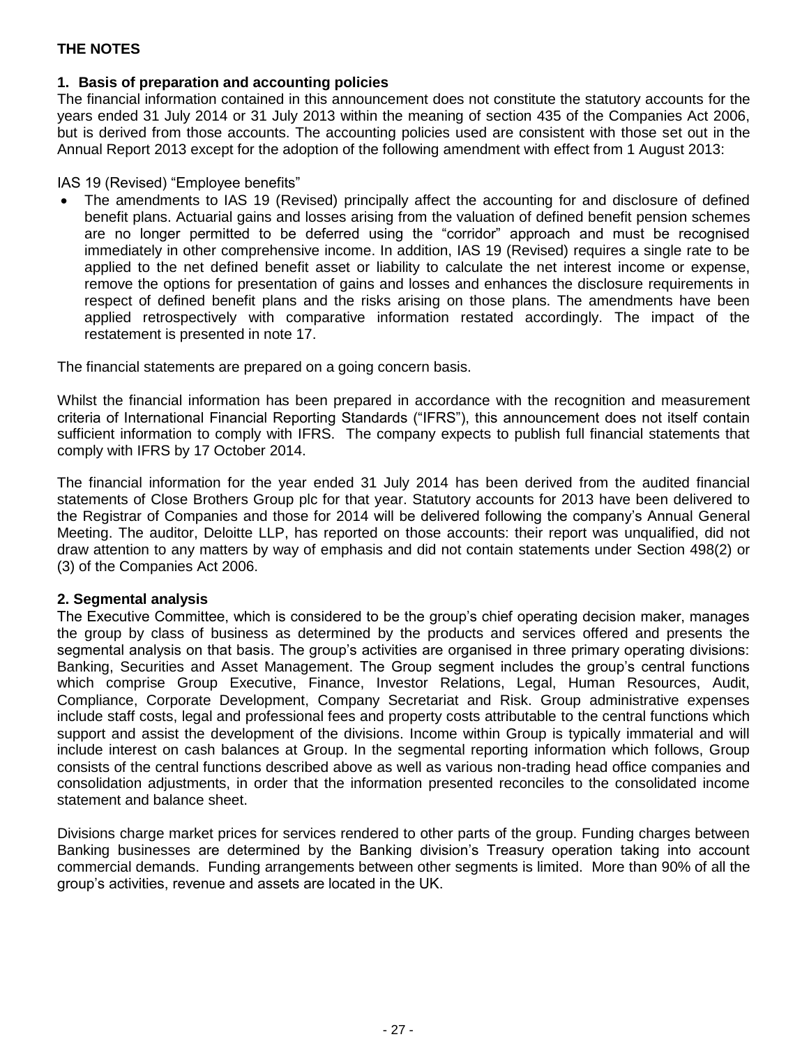# THE NOTES

## 1. Basis of preparation and accounting policies

The financial information contained in this announcement does not constitute the statutory accounts for the years ended 31 July 2014 or 31 July 2013 within the meaning of section 435 of the Companies Act 2006, but is derived from those accounts. The accounting policies used are consistent with those set out in the Annual Report 2013 except for the adoption of the following amendment with effect from 1 August 2013:

IAS 19 (Revised) "Employee benefits"

- The amendments to IAS 19 (Revised) principally affect the accounting for and disclosure of defined benefit plans. Actuarial gains and losses arising from the valuation of defined benefit pension schemes are no longer permitted to be deferred using the "corridor" approach and must be recognised immediately in other comprehensive income. In addition, IAS 19 (Revised) requires a single rate to be applied to the net defined benefit asset or liability to calculate the net interest income or expense, remove the options for presentation of gains and losses and enhances the disclosure requirements in respect of defined benefit plans and the risks arising on those plans. The amendments have been applied retrospectively with comparative information restated accordingly. The impact of the restatement is presented in note 17.

The financial statements are prepared on a going concern basis.

Whilst the financial information has been prepared in accordance with the recognition and measurement criteria of International Financial Reporting Standards ("IFRS"), this announcement does not itself contain sufficient information to comply with IFRS. The company expects to publish full financial statements that comply with IFRS by 17 October 2014.

The financial information for the year ended 31 July 2014 has been derived from the audited financial statements of Close Brothers Group plc for that year. Statutory accounts for 2013 have been delivered to the Registrar of Companies and those for 2014 will be delivered following the company's Annual General Meeting. The auditor, Deloitte LLP, has reported on those accounts: their report was unqualified, did not draw attention to any matters by way of emphasis and did not contain statements under Section 498(2) or (3) of the Companies Act 2006.

## 2. Segmental analysis

The Executive Committee, which is considered to be the group's chief operating decision maker, manages the group by class of business as determined by the products and services offered and presents the segmental analysis on that basis. The group's activities are organised in three primary operating divisions: Banking, Securities and Asset Management. The Group segment includes the group's central functions which comprise Group Executive, Finance, Investor Relations, Legal, Human Resources, Audit, Compliance, Corporate Development, Company Secretariat and Risk. Group administrative expenses include staff costs, legal and professional fees and property costs attributable to the central functions which support and assist the development of the divisions. Income within Group is typically immaterial and will include interest on cash balances at Group. In the segmental reporting information which follows, Group consists of the central functions described above as well as various non-trading head office companies and consolidation adjustments, in order that the information presented reconciles to the consolidated income statement and balance sheet.

Divisions charge market prices for services rendered to other parts of the group. Funding charges between Banking businesses are determined by the Banking division's Treasury operation taking into account commercial demands. Funding arrangements between other segments is limited. More than 90% of all the group's activities, revenue and assets are located in the UK.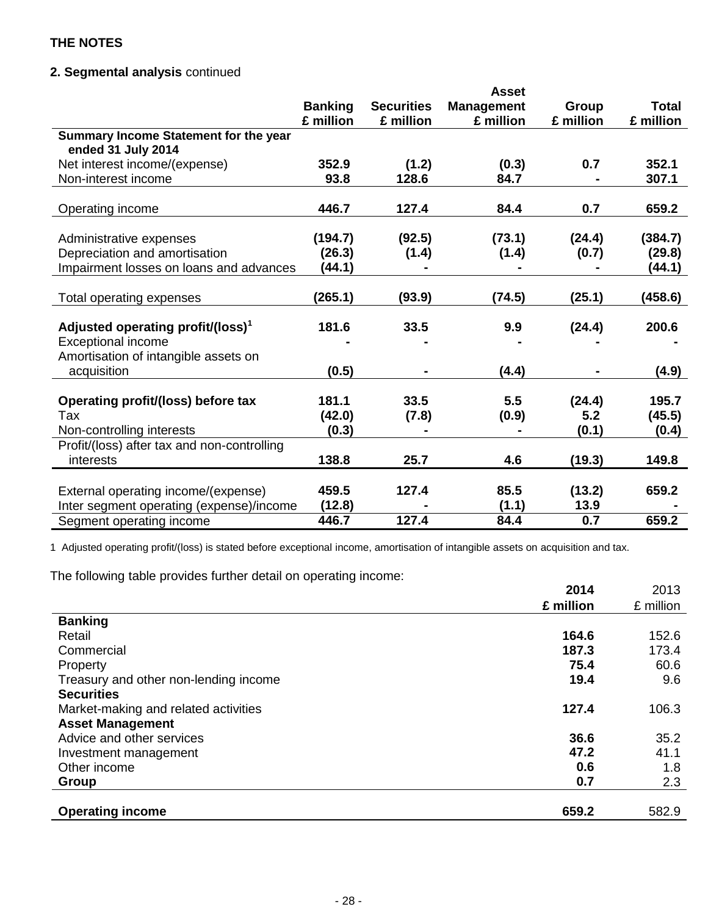**THE NOTES**

**2. Segmental analysis** continued

| | Banking £ million | Securities £ million | Asset Management £ million | Group £ million | Total £ million |
|---|---|---|---|---|---|
| **Summary Income Statement for the year ended 31 July 2014** | | | | | |
| Net interest income/(expense) | **352.9** | **(1.2)** | **(0.3)** | **0.7** | **352.1** |
| Non-interest income | **93.8** | **128.6** | **84.7** | **-** | **307.1** |
| Operating income | **446.7** | **127.4** | **84.4** | **0.7** | **659.2** |
| Administrative expenses | **(194.7)** | **(92.5)** | **(73.1)** | **(24.4)** | **(384.7)** |
| Depreciation and amortisation | **(26.3)** | **(1.4)** | **(1.4)** | **(0.7)** | **(29.8)** |
| Impairment losses on loans and advances | **(44.1)** | **-** | **-** | **-** | **(44.1)** |
| Total operating expenses | **(265.1)** | **(93.9)** | **(74.5)** | **(25.1)** | **(458.6)** |
| **Adjusted operating profit/(loss)[1]** | **181.6** | **33.5** | **9.9** | **(24.4)** | **200.6** |
| Exceptional income | **-** | **-** | **-** | **-** | **-** |
| Amortisation of intangible assets on acquisition | **(0.5)** | **-** | **(4.4)** | **-** | **(4.9)** |
| **Operating profit/(loss) before tax** | **181.1** | **33.5** | **5.5** | **(24.4)** | **195.7** |
| Tax | **(42.0)** | **(7.8)** | **(0.9)** | **5.2** | **(45.5)** |
| Non-controlling interests | **(0.3)** | **-** | **-** | **(0.1)** | **(0.4)** |
| Profit/(loss) after tax and non-controlling interests | **138.8** | **25.7** | **4.6** | **(19.3)** | **149.8** |
| External operating income/(expense) | **459.5** | **127.4** | **85.5** | **(13.2)** | **659.2** |
| Inter segment operating (expense)/income | **(12.8)** | **-** | **(1.1)** | **13.9** | **-** |
| Segment operating income | **446.7** | **127.4** | **84.4** | **0.7** | **659.2** |

1 Adjusted operating profit/(loss) is stated before exceptional income, amortisation of intangible assets on acquisition and tax.

The following table provides further detail on operating income:

| | 2014 £ million | 2013 £ million |
|---|---|---|
| **Banking** | | |
| Retail | **164.6** | 152.6 |
| Commercial | **187.3** | 173.4 |
| Property | **75.4** | 60.6 |
| Treasury and other non-lending income | **19.4** | 9.6 |
| **Securities** | | |
| Market-making and related activities | **127.4** | 106.3 |
| **Asset Management** | | |
| Advice and other services | **36.6** | 35.2 |
| Investment management | **47.2** | 41.1 |
| Other income | **0.6** | 1.8 |
| **Group** | **0.7** | 2.3 |
| **Operating income** | **659.2** | 582.9 |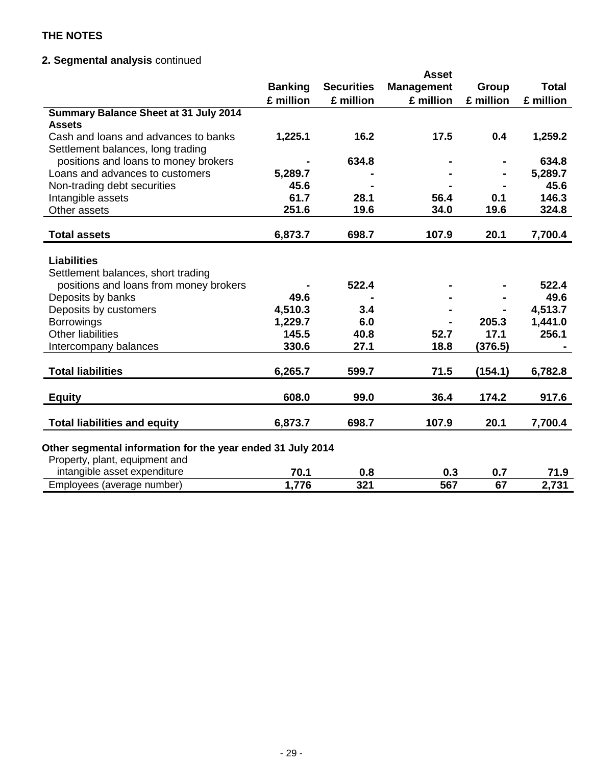**THE NOTES**

**2. Segmental analysis** continued

| | Banking | Securities | Asset Management | Group | Total |
|---|---|---|---|---|---|
| | £ million | £ million | £ million | £ million | £ million |
| **Summary Balance Sheet at 31 July 2014** | | | | | |
| **Assets** | | | | | |
| Cash and loans and advances to banks | **1,225.1** | **16.2** | **17.5** | **0.4** | **1,259.2** |
| Settlement balances, long trading positions and loans to money brokers | **-** | **634.8** | **-** | **-** | **634.8** |
| Loans and advances to customers | **5,289.7** | **-** | **-** | **-** | **5,289.7** |
| Non-trading debt securities | **45.6** | **-** | **-** | **-** | **45.6** |
| Intangible assets | **61.7** | **28.1** | **56.4** | **0.1** | **146.3** |
| Other assets | **251.6** | **19.6** | **34.0** | **19.6** | **324.8** |
| **Total assets** | **6,873.7** | **698.7** | **107.9** | **20.1** | **7,700.4** |
| **Liabilities** | | | | | |
| Settlement balances, short trading positions and loans from money brokers | **-** | **522.4** | **-** | **-** | **522.4** |
| Deposits by banks | **49.6** | **-** | **-** | **-** | **49.6** |
| Deposits by customers | **4,510.3** | **3.4** | **-** | **-** | **4,513.7** |
| Borrowings | **1,229.7** | **6.0** | **-** | **205.3** | **1,441.0** |
| Other liabilities | **145.5** | **40.8** | **52.7** | **17.1** | **256.1** |
| Intercompany balances | **330.6** | **27.1** | **18.8** | **(376.5)** | **-** |
| **Total liabilities** | **6,265.7** | **599.7** | **71.5** | **(154.1)** | **6,782.8** |
| **Equity** | **608.0** | **99.0** | **36.4** | **174.2** | **917.6** |
| **Total liabilities and equity** | **6,873.7** | **698.7** | **107.9** | **20.1** | **7,700.4** |
| **Other segmental information for the year ended 31 July 2014** | | | | | |
| Property, plant, equipment and intangible asset expenditure | **70.1** | **0.8** | **0.3** | **0.7** | **71.9** |
| Employees (average number) | **1,776** | **321** | **567** | **67** | **2,731** |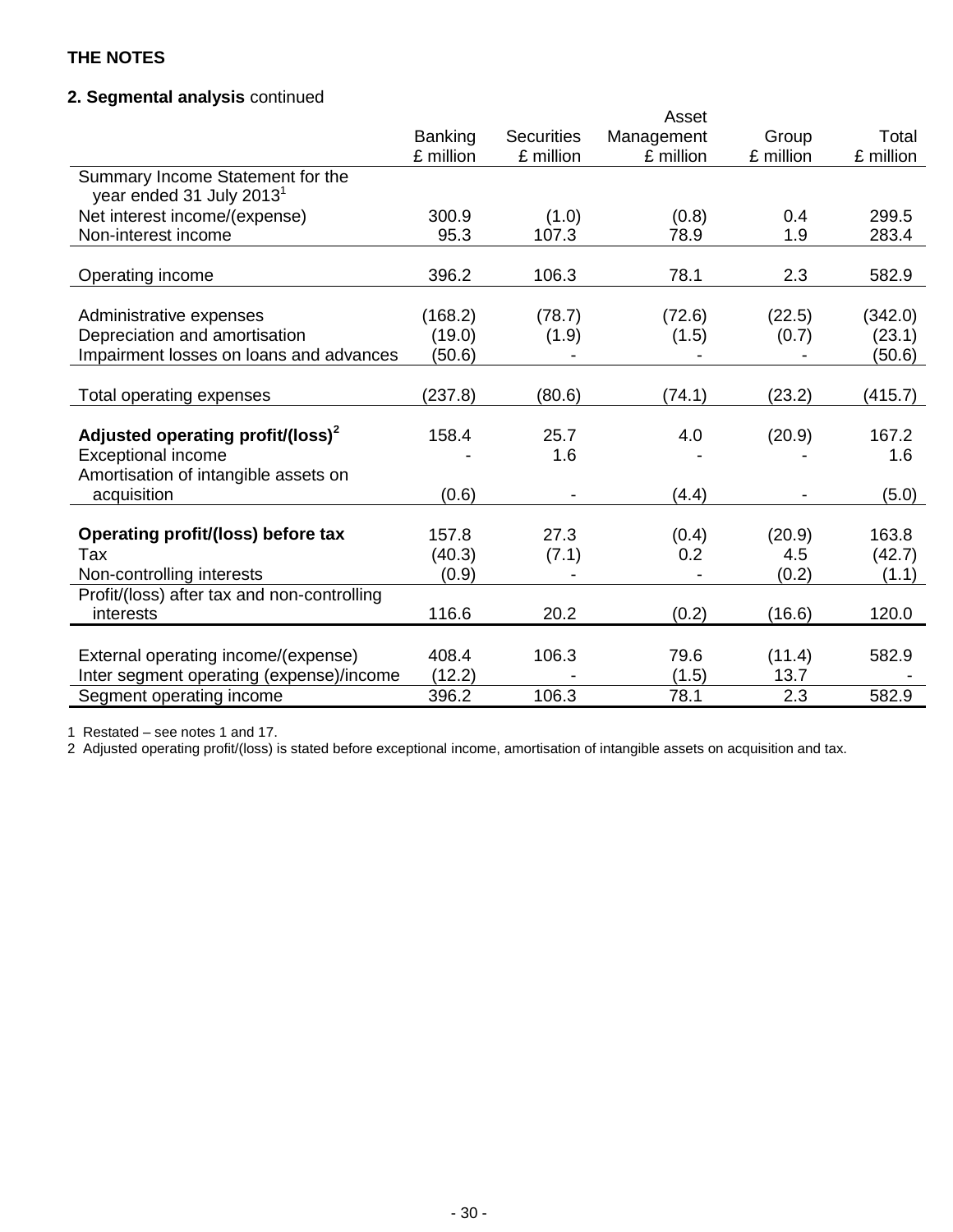**THE NOTES**

**2. Segmental analysis** continued

| | Banking £ million | Securities £ million | Asset Management £ million | Group £ million | Total £ million |
|---|---|---|---|---|---|
| Summary Income Statement for the year ended 31 July 2013[1] | | | | | |
| Net interest income/(expense) | 300.9 | (1.0) | (0.8) | 0.4 | 299.5 |
| Non-interest income | 95.3 | 107.3 | 78.9 | 1.9 | 283.4 |
| Operating income | 396.2 | 106.3 | 78.1 | 2.3 | 582.9 |
| Administrative expenses | (168.2) | (78.7) | (72.6) | (22.5) | (342.0) |
| Depreciation and amortisation | (19.0) | (1.9) | (1.5) | (0.7) | (23.1) |
| Impairment losses on loans and advances | (50.6) | - | - | - | (50.6) |
| Total operating expenses | (237.8) | (80.6) | (74.1) | (23.2) | (415.7) |
| **Adjusted operating profit/(loss)[2]** | 158.4 | 25.7 | 4.0 | (20.9) | 167.2 |
| Exceptional income | - | 1.6 | - | - | 1.6 |
| Amortisation of intangible assets on acquisition | (0.6) | - | (4.4) | - | (5.0) |
| **Operating profit/(loss) before tax** | 157.8 | 27.3 | (0.4) | (20.9) | 163.8 |
| Tax | (40.3) | (7.1) | 0.2 | 4.5 | (42.7) |
| Non-controlling interests | (0.9) | - | - | (0.2) | (1.1) |
| Profit/(loss) after tax and non-controlling interests | 116.6 | 20.2 | (0.2) | (16.6) | 120.0 |
| External operating income/(expense) | 408.4 | 106.3 | 79.6 | (11.4) | 582.9 |
| Inter segment operating (expense)/income | (12.2) | - | (1.5) | 13.7 | - |
| Segment operating income | 396.2 | 106.3 | 78.1 | 2.3 | 582.9 |

1 Restated – see notes 1 and 17.

2 Adjusted operating profit/(loss) is stated before exceptional income, amortisation of intangible assets on acquisition and tax.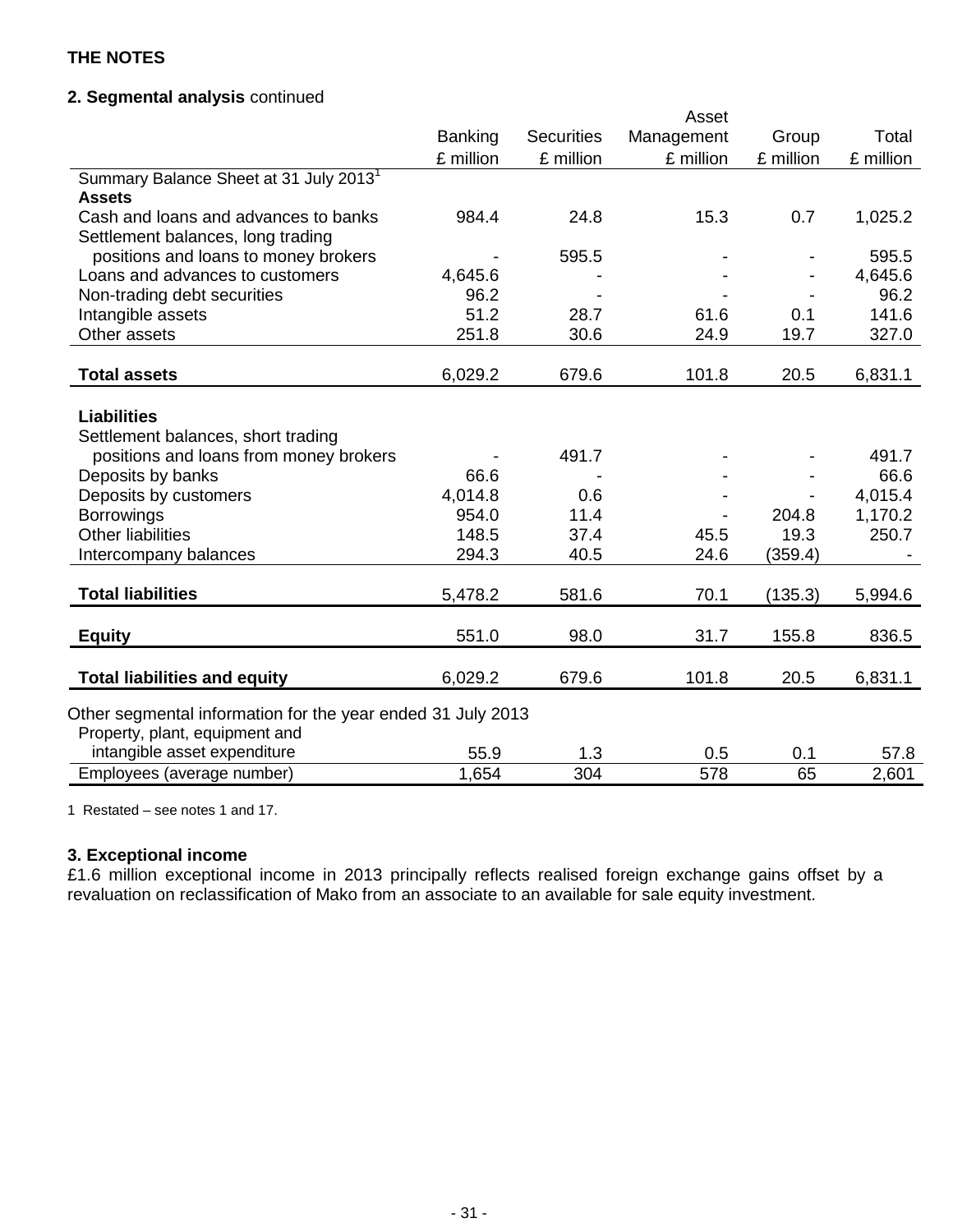**THE NOTES**

**2. Segmental analysis** continued

| | Banking | Securities | Asset Management | Group | Total |
|---|---|---|---|---|---|
| | £ million | £ million | £ million | £ million | £ million |
| Summary Balance Sheet at 31 July 2013[1] | | | | | |
| **Assets** | | | | | |
| Cash and loans and advances to banks | 984.4 | 24.8 | 15.3 | 0.7 | 1,025.2 |
| Settlement balances, long trading positions and loans to money brokers | - | 595.5 | - | - | 595.5 |
| Loans and advances to customers | 4,645.6 | - | - | - | 4,645.6 |
| Non-trading debt securities | 96.2 | - | - | - | 96.2 |
| Intangible assets | 51.2 | 28.7 | 61.6 | 0.1 | 141.6 |
| Other assets | 251.8 | 30.6 | 24.9 | 19.7 | 327.0 |
| **Total assets** | 6,029.2 | 679.6 | 101.8 | 20.5 | 6,831.1 |
| **Liabilities** | | | | | |
| Settlement balances, short trading positions and loans from money brokers | - | 491.7 | - | - | 491.7 |
| Deposits by banks | 66.6 | - | - | - | 66.6 |
| Deposits by customers | 4,014.8 | 0.6 | - | - | 4,015.4 |
| Borrowings | 954.0 | 11.4 | - | 204.8 | 1,170.2 |
| Other liabilities | 148.5 | 37.4 | 45.5 | 19.3 | 250.7 |
| Intercompany balances | 294.3 | 40.5 | 24.6 | (359.4) | - |
| **Total liabilities** | 5,478.2 | 581.6 | 70.1 | (135.3) | 5,994.6 |
| **Equity** | 551.0 | 98.0 | 31.7 | 155.8 | 836.5 |
| **Total liabilities and equity** | 6,029.2 | 679.6 | 101.8 | 20.5 | 6,831.1 |
| Other segmental information for the year ended 31 July 2013 | | | | | |
| Property, plant, equipment and intangible asset expenditure | 55.9 | 1.3 | 0.5 | 0.1 | 57.8 |
| Employees (average number) | 1,654 | 304 | 578 | 65 | 2,601 |

1 Restated – see notes 1 and 17.

**3. Exceptional income**

£1.6 million exceptional income in 2013 principally reflects realised foreign exchange gains offset by a revaluation on reclassification of Mako from an associate to an available for sale equity investment.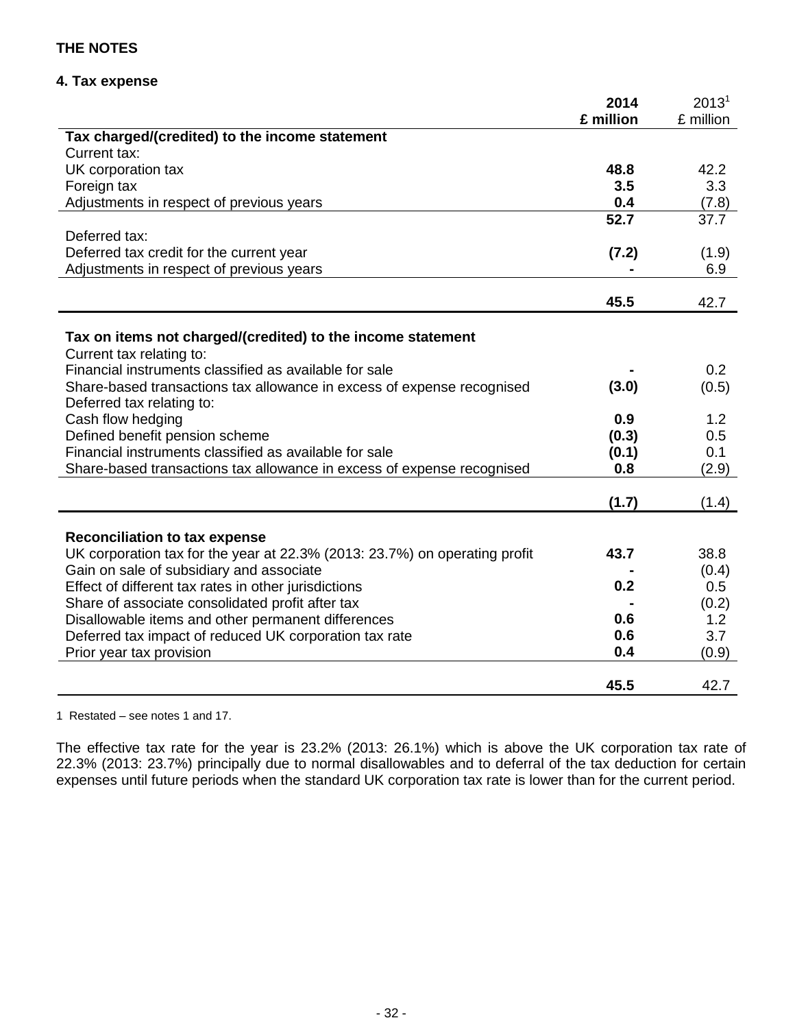**THE NOTES**

**4. Tax expense**

| | **2014 £ million** | 2013[1] £ million |
|---|---|---|
| **Tax charged/(credited) to the income statement** | | |
| Current tax: | | |
| UK corporation tax | **48.8** | 42.2 |
| Foreign tax | **3.5** | 3.3 |
| Adjustments in respect of previous years | **0.4** | (7.8) |
| | **52.7** | 37.7 |
| Deferred tax: | | |
| Deferred tax credit for the current year | **(7.2)** | (1.9) |
| Adjustments in respect of previous years | **-** | 6.9 |
| | **45.5** | 42.7 |
| **Tax on items not charged/(credited) to the income statement** | | |
| Current tax relating to: | | |
| Financial instruments classified as available for sale | **-** | 0.2 |
| Share-based transactions tax allowance in excess of expense recognised | **(3.0)** | (0.5) |
| Deferred tax relating to: | | |
| Cash flow hedging | **0.9** | 1.2 |
| Defined benefit pension scheme | **(0.3)** | 0.5 |
| Financial instruments classified as available for sale | **(0.1)** | 0.1 |
| Share-based transactions tax allowance in excess of expense recognised | **0.8** | (2.9) |
| | **(1.7)** | (1.4) |
| **Reconciliation to tax expense** | | |
| UK corporation tax for the year at 22.3% (2013: 23.7%) on operating profit | **43.7** | 38.8 |
| Gain on sale of subsidiary and associate | **-** | (0.4) |
| Effect of different tax rates in other jurisdictions | **0.2** | 0.5 |
| Share of associate consolidated profit after tax | **-** | (0.2) |
| Disallowable items and other permanent differences | **0.6** | 1.2 |
| Deferred tax impact of reduced UK corporation tax rate | **0.6** | 3.7 |
| Prior year tax provision | **0.4** | (0.9) |
| | **45.5** | 42.7 |

1 Restated – see notes 1 and 17.

The effective tax rate for the year is 23.2% (2013: 26.1%) which is above the UK corporation tax rate of 22.3% (2013: 23.7%) principally due to normal disallowables and to deferral of the tax deduction for certain expenses until future periods when the standard UK corporation tax rate is lower than for the current period.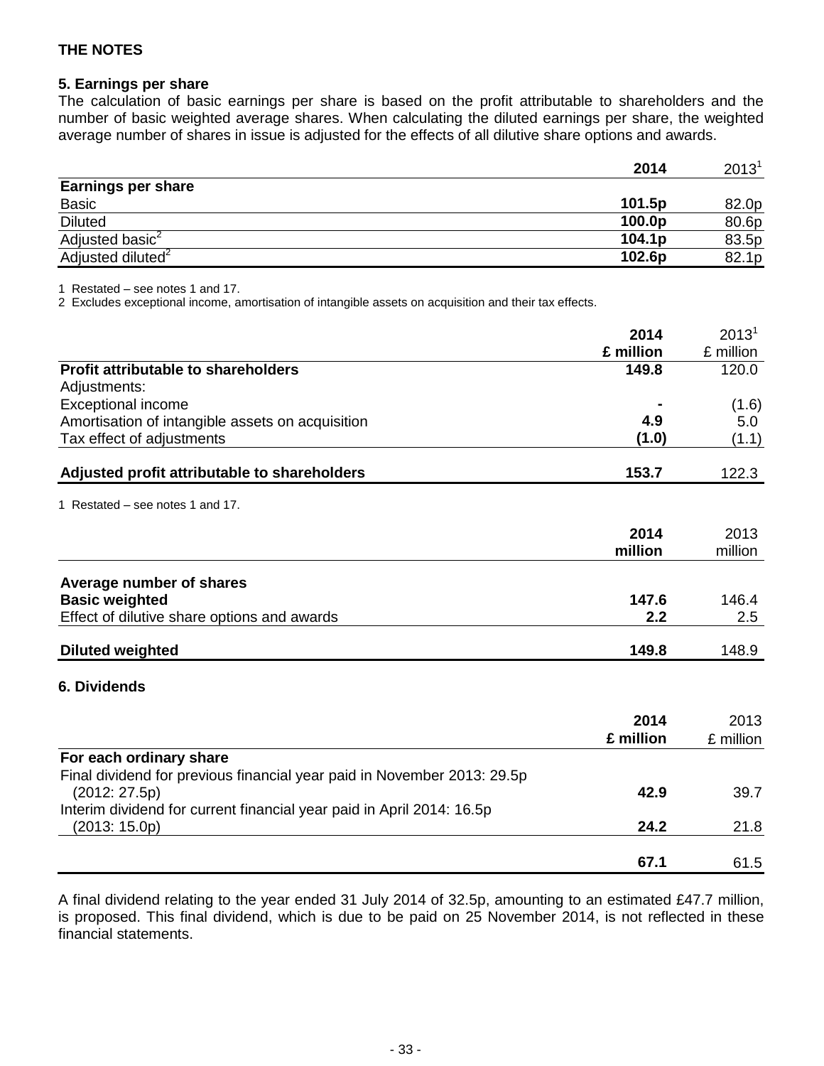## THE NOTES

### 5. Earnings per share

The calculation of basic earnings per share is based on the profit attributable to shareholders and the number of basic weighted average shares. When calculating the diluted earnings per share, the weighted average number of shares in issue is adjusted for the effects of all dilutive share options and awards.

| | **2014** | 2013[1] |
|---|---|---|
| **Earnings per share** | | |
| Basic | **101.5p** | 82.0p |
| Diluted | **100.0p** | 80.6p |
| Adjusted basic[2] | **104.1p** | 83.5p |
| Adjusted diluted[2] | **102.6p** | 82.1p |

1 Restated – see notes 1 and 17.
2 Excludes exceptional income, amortisation of intangible assets on acquisition and their tax effects.

| | **2014 £ million** | 2013[1] £ million |
|---|---|---|
| **Profit attributable to shareholders** | **149.8** | 120.0 |
| Adjustments: | | |
| Exceptional income | **-** | (1.6) |
| Amortisation of intangible assets on acquisition | **4.9** | 5.0 |
| Tax effect of adjustments | **(1.0)** | (1.1) |
| **Adjusted profit attributable to shareholders** | **153.7** | 122.3 |

1 Restated – see notes 1 and 17.

| | **2014 million** | 2013 million |
|---|---|---|
| **Average number of shares** | | |
| **Basic weighted** | **147.6** | 146.4 |
| Effect of dilutive share options and awards | **2.2** | 2.5 |
| **Diluted weighted** | **149.8** | 148.9 |

### 6. Dividends

| | **2014 £ million** | 2013 £ million |
|---|---|---|
| **For each ordinary share** | | |
| Final dividend for previous financial year paid in November 2013: 29.5p (2012: 27.5p) | **42.9** | 39.7 |
| Interim dividend for current financial year paid in April 2014: 16.5p (2013: 15.0p) | **24.2** | 21.8 |
| | **67.1** | 61.5 |

A final dividend relating to the year ended 31 July 2014 of 32.5p, amounting to an estimated £47.7 million, is proposed. This final dividend, which is due to be paid on 25 November 2014, is not reflected in these financial statements.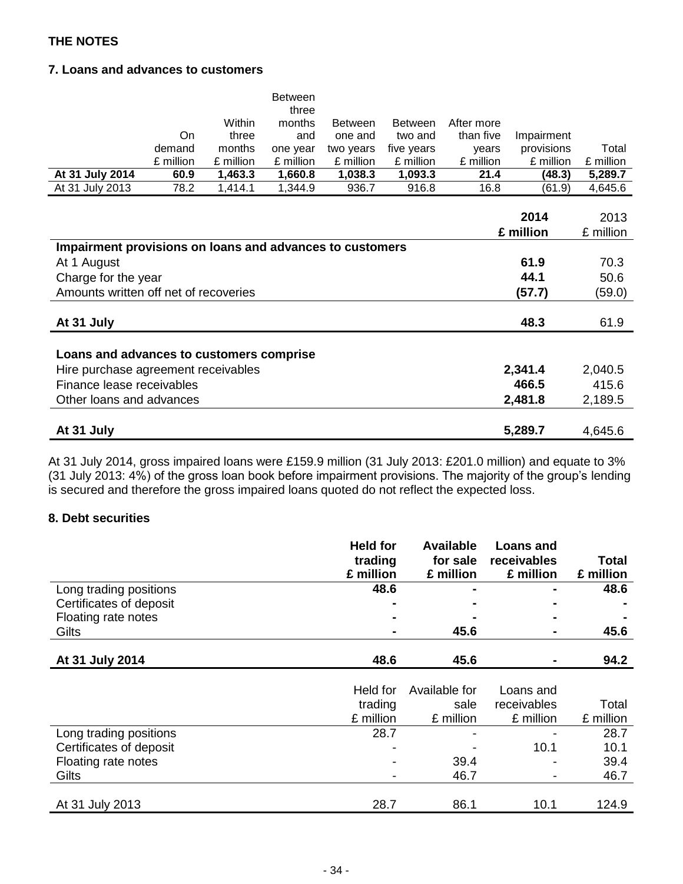## THE NOTES

### 7. Loans and advances to customers

| | On demand £ million | Within three months £ million | Between three months and one year £ million | Between one and two years £ million | Between two and five years £ million | After more than five years £ million | Impairment provisions £ million | Total £ million |
|---|---|---|---|---|---|---|---|---|
| **At 31 July 2014** | **60.9** | **1,463.3** | **1,660.8** | **1,038.3** | **1,093.3** | **21.4** | **(48.3)** | **5,289.7** |
| At 31 July 2013 | 78.2 | 1,414.1 | 1,344.9 | 936.7 | 916.8 | 16.8 | (61.9) | 4,645.6 |

| | **2014 £ million** | 2013 £ million |
|---|---|---|
| **Impairment provisions on loans and advances to customers** | | |
| At 1 August | **61.9** | 70.3 |
| Charge for the year | **44.1** | 50.6 |
| Amounts written off net of recoveries | **(57.7)** | (59.0) |
| **At 31 July** | **48.3** | 61.9 |
| **Loans and advances to customers comprise** | | |
| Hire purchase agreement receivables | **2,341.4** | 2,040.5 |
| Finance lease receivables | **466.5** | 415.6 |
| Other loans and advances | **2,481.8** | 2,189.5 |
| **At 31 July** | **5,289.7** | 4,645.6 |

At 31 July 2014, gross impaired loans were £159.9 million (31 July 2013: £201.0 million) and equate to 3% (31 July 2013: 4%) of the gross loan book before impairment provisions. The majority of the group's lending is secured and therefore the gross impaired loans quoted do not reflect the expected loss.

### 8. Debt securities

| | **Held for trading £ million** | **Available for sale £ million** | **Loans and receivables £ million** | **Total £ million** |
|---|---|---|---|---|
| Long trading positions | **48.6** | **-** | **-** | **48.6** |
| Certificates of deposit | **-** | **-** | **-** | **-** |
| Floating rate notes | **-** | **-** | **-** | **-** |
| Gilts | **-** | **45.6** | **-** | **45.6** |
| **At 31 July 2014** | **48.6** | **45.6** | **-** | **94.2** |

| | Held for trading £ million | Available for sale £ million | Loans and receivables £ million | Total £ million |
|---|---|---|---|---|
| Long trading positions | 28.7 | - | - | 28.7 |
| Certificates of deposit | - | - | 10.1 | 10.1 |
| Floating rate notes | - | 39.4 | - | 39.4 |
| Gilts | - | 46.7 | - | 46.7 |
| At 31 July 2013 | 28.7 | 86.1 | 10.1 | 124.9 |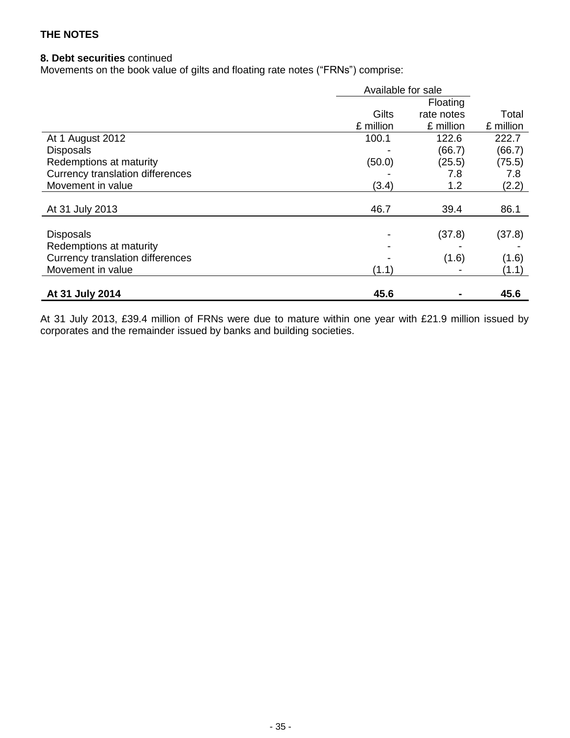**THE NOTES**

**8. Debt securities** continued

Movements on the book value of gilts and floating rate notes ("FRNs") comprise:

| | Available for sale | | |
|---|---|---|---|
| | Gilts £ million | Floating rate notes £ million | Total £ million |
| At 1 August 2012 | 100.1 | 122.6 | 222.7 |
| Disposals | - | (66.7) | (66.7) |
| Redemptions at maturity | (50.0) | (25.5) | (75.5) |
| Currency translation differences | - | 7.8 | 7.8 |
| Movement in value | (3.4) | 1.2 | (2.2) |
| At 31 July 2013 | 46.7 | 39.4 | 86.1 |
| Disposals | - | (37.8) | (37.8) |
| Redemptions at maturity | - | - | - |
| Currency translation differences | - | (1.6) | (1.6) |
| Movement in value | (1.1) | - | (1.1) |
| **At 31 July 2014** | **45.6** | **-** | **45.6** |

At 31 July 2013, £39.4 million of FRNs were due to mature within one year with £21.9 million issued by corporates and the remainder issued by banks and building societies.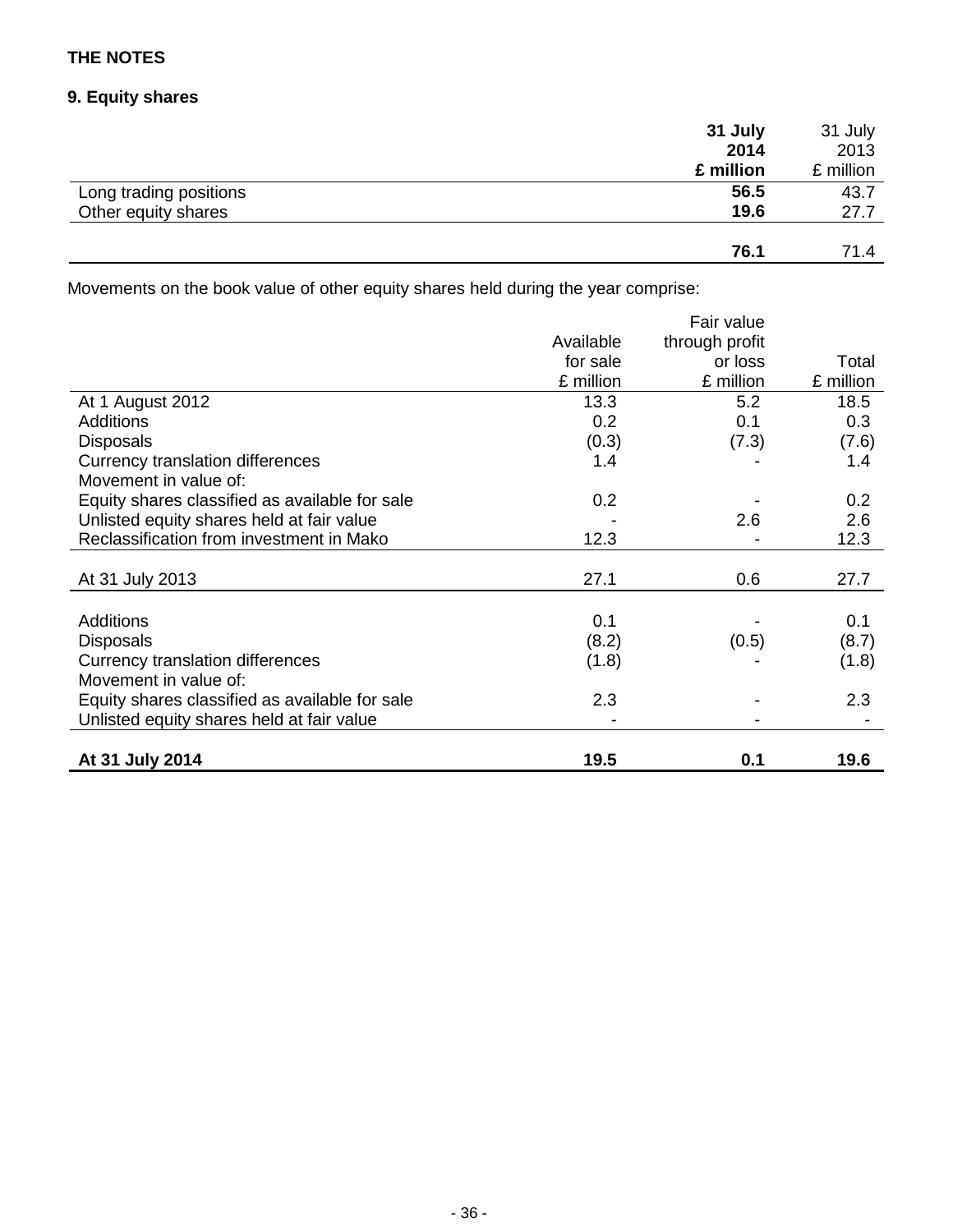**THE NOTES**

**9. Equity shares**

| | **31 July 2014 £ million** | 31 July 2013 £ million |
|---|---|---|
| Long trading positions | **56.5** | 43.7 |
| Other equity shares | **19.6** | 27.7 |
| | **76.1** | 71.4 |

Movements on the book value of other equity shares held during the year comprise:

| | Available for sale £ million | Fair value through profit or loss £ million | Total £ million |
|---|---|---|---|
| At 1 August 2012 | 13.3 | 5.2 | 18.5 |
| Additions | 0.2 | 0.1 | 0.3 |
| Disposals | (0.3) | (7.3) | (7.6) |
| Currency translation differences | 1.4 | - | 1.4 |
| Movement in value of: | | | |
| Equity shares classified as available for sale | 0.2 | - | 0.2 |
| Unlisted equity shares held at fair value | - | 2.6 | 2.6 |
| Reclassification from investment in Mako | 12.3 | - | 12.3 |
| At 31 July 2013 | 27.1 | 0.6 | 27.7 |
| Additions | 0.1 | - | 0.1 |
| Disposals | (8.2) | (0.5) | (8.7) |
| Currency translation differences | (1.8) | - | (1.8) |
| Movement in value of: | | | |
| Equity shares classified as available for sale | 2.3 | - | 2.3 |
| Unlisted equity shares held at fair value | - | - | - |
| **At 31 July 2014** | **19.5** | **0.1** | **19.6** |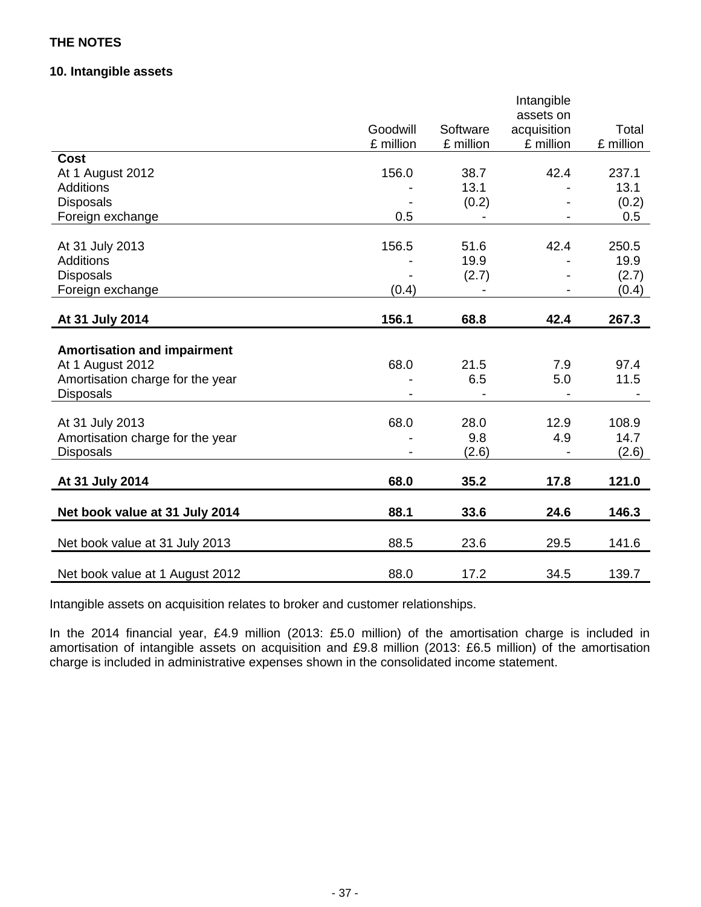**THE NOTES**

**10. Intangible assets**

| | Goodwill £ million | Software £ million | Intangible assets on acquisition £ million | Total £ million |
|---|---|---|---|---|
| **Cost** | | | | |
| At 1 August 2012 | 156.0 | 38.7 | 42.4 | 237.1 |
| Additions | - | 13.1 | - | 13.1 |
| Disposals | - | (0.2) | - | (0.2) |
| Foreign exchange | 0.5 | - | - | 0.5 |
| At 31 July 2013 | 156.5 | 51.6 | 42.4 | 250.5 |
| Additions | - | 19.9 | - | 19.9 |
| Disposals | - | (2.7) | - | (2.7) |
| Foreign exchange | (0.4) | - | - | (0.4) |
| **At 31 July 2014** | **156.1** | **68.8** | **42.4** | **267.3** |
| **Amortisation and impairment** | | | | |
| At 1 August 2012 | 68.0 | 21.5 | 7.9 | 97.4 |
| Amortisation charge for the year | - | 6.5 | 5.0 | 11.5 |
| Disposals | - | - | - | - |
| At 31 July 2013 | 68.0 | 28.0 | 12.9 | 108.9 |
| Amortisation charge for the year | - | 9.8 | 4.9 | 14.7 |
| Disposals | - | (2.6) | - | (2.6) |
| **At 31 July 2014** | **68.0** | **35.2** | **17.8** | **121.0** |
| **Net book value at 31 July 2014** | **88.1** | **33.6** | **24.6** | **146.3** |
| Net book value at 31 July 2013 | 88.5 | 23.6 | 29.5 | 141.6 |
| Net book value at 1 August 2012 | 88.0 | 17.2 | 34.5 | 139.7 |

Intangible assets on acquisition relates to broker and customer relationships.

In the 2014 financial year, £4.9 million (2013: £5.0 million) of the amortisation charge is included in amortisation of intangible assets on acquisition and £9.8 million (2013: £6.5 million) of the amortisation charge is included in administrative expenses shown in the consolidated income statement.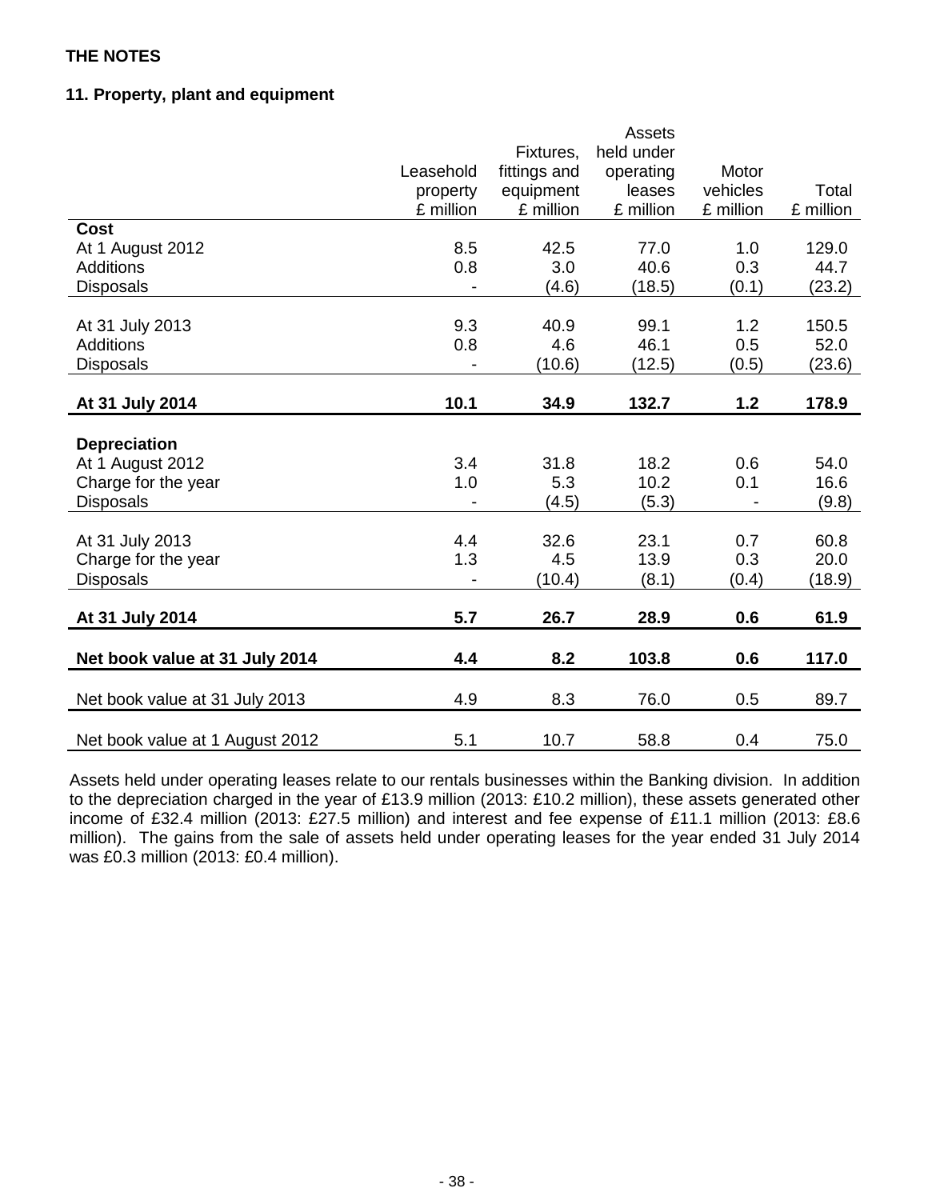**THE NOTES**

**11. Property, plant and equipment**

| | Leasehold property £ million | Fixtures, fittings and equipment £ million | Assets held under operating leases £ million | Motor vehicles £ million | Total £ million |
|---|---|---|---|---|---|
| **Cost** | | | | | |
| At 1 August 2012 | 8.5 | 42.5 | 77.0 | 1.0 | 129.0 |
| Additions | 0.8 | 3.0 | 40.6 | 0.3 | 44.7 |
| Disposals | - | (4.6) | (18.5) | (0.1) | (23.2) |
| At 31 July 2013 | 9.3 | 40.9 | 99.1 | 1.2 | 150.5 |
| Additions | 0.8 | 4.6 | 46.1 | 0.5 | 52.0 |
| Disposals | - | (10.6) | (12.5) | (0.5) | (23.6) |
| **At 31 July 2014** | **10.1** | **34.9** | **132.7** | **1.2** | **178.9** |
| **Depreciation** | | | | | |
| At 1 August 2012 | 3.4 | 31.8 | 18.2 | 0.6 | 54.0 |
| Charge for the year | 1.0 | 5.3 | 10.2 | 0.1 | 16.6 |
| Disposals | - | (4.5) | (5.3) | - | (9.8) |
| At 31 July 2013 | 4.4 | 32.6 | 23.1 | 0.7 | 60.8 |
| Charge for the year | 1.3 | 4.5 | 13.9 | 0.3 | 20.0 |
| Disposals | - | (10.4) | (8.1) | (0.4) | (18.9) |
| **At 31 July 2014** | **5.7** | **26.7** | **28.9** | **0.6** | **61.9** |
| **Net book value at 31 July 2014** | **4.4** | **8.2** | **103.8** | **0.6** | **117.0** |
| Net book value at 31 July 2013 | 4.9 | 8.3 | 76.0 | 0.5 | 89.7 |
| Net book value at 1 August 2012 | 5.1 | 10.7 | 58.8 | 0.4 | 75.0 |

Assets held under operating leases relate to our rentals businesses within the Banking division. In addition to the depreciation charged in the year of £13.9 million (2013: £10.2 million), these assets generated other income of £32.4 million (2013: £27.5 million) and interest and fee expense of £11.1 million (2013: £8.6 million). The gains from the sale of assets held under operating leases for the year ended 31 July 2014 was £0.3 million (2013: £0.4 million).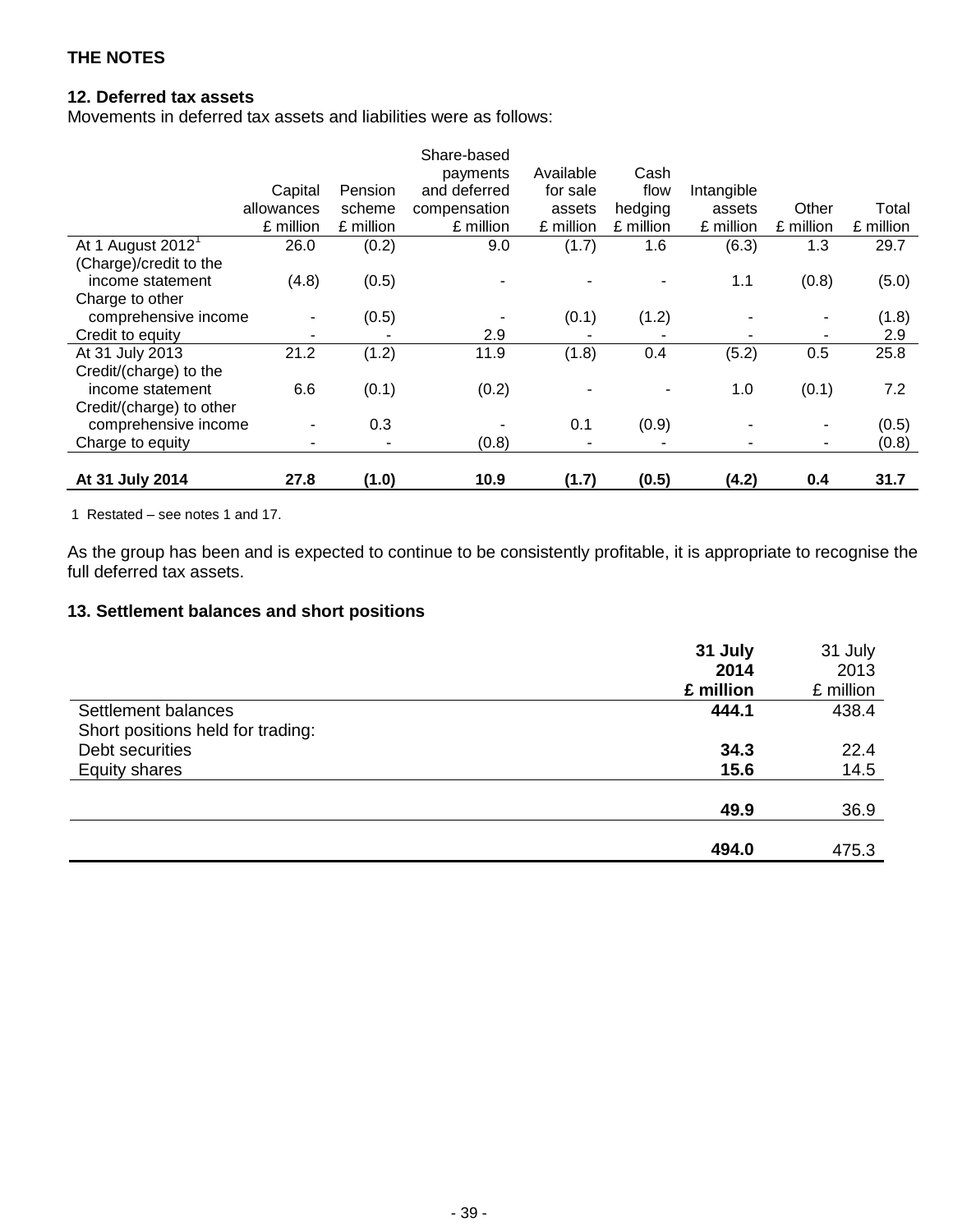## THE NOTES

### 12. Deferred tax assets

Movements in deferred tax assets and liabilities were as follows:

| | Capital allowances £ million | Pension scheme £ million | Share-based payments and deferred compensation £ million | Available for sale assets £ million | Cash flow hedging £ million | Intangible assets £ million | Other £ million | Total £ million |
|---|---|---|---|---|---|---|---|---|
| At 1 August 2012[1] | 26.0 | (0.2) | 9.0 | (1.7) | 1.6 | (6.3) | 1.3 | 29.7 |
| (Charge)/credit to the income statement | (4.8) | (0.5) | - | - | - | 1.1 | (0.8) | (5.0) |
| Charge to other comprehensive income | - | (0.5) | - | (0.1) | (1.2) | - | - | (1.8) |
| Credit to equity | - | - | 2.9 | - | - | - | - | 2.9 |
| At 31 July 2013 | 21.2 | (1.2) | 11.9 | (1.8) | 0.4 | (5.2) | 0.5 | 25.8 |
| Credit/(charge) to the income statement | 6.6 | (0.1) | (0.2) | - | - | 1.0 | (0.1) | 7.2 |
| Credit/(charge) to other comprehensive income | - | 0.3 | - | 0.1 | (0.9) | - | - | (0.5) |
| Charge to equity | - | - | (0.8) | - | - | - | - | (0.8) |
| **At 31 July 2014** | **27.8** | **(1.0)** | **10.9** | **(1.7)** | **(0.5)** | **(4.2)** | **0.4** | **31.7** |

1 Restated – see notes 1 and 17.

As the group has been and is expected to continue to be consistently profitable, it is appropriate to recognise the full deferred tax assets.

### 13. Settlement balances and short positions

| | **31 July 2014 £ million** | 31 July 2013 £ million |
|---|---|---|
| Settlement balances | **444.1** | 438.4 |
| Short positions held for trading: | | |
| Debt securities | **34.3** | 22.4 |
| Equity shares | **15.6** | 14.5 |
| | **49.9** | 36.9 |
| | **494.0** | 475.3 |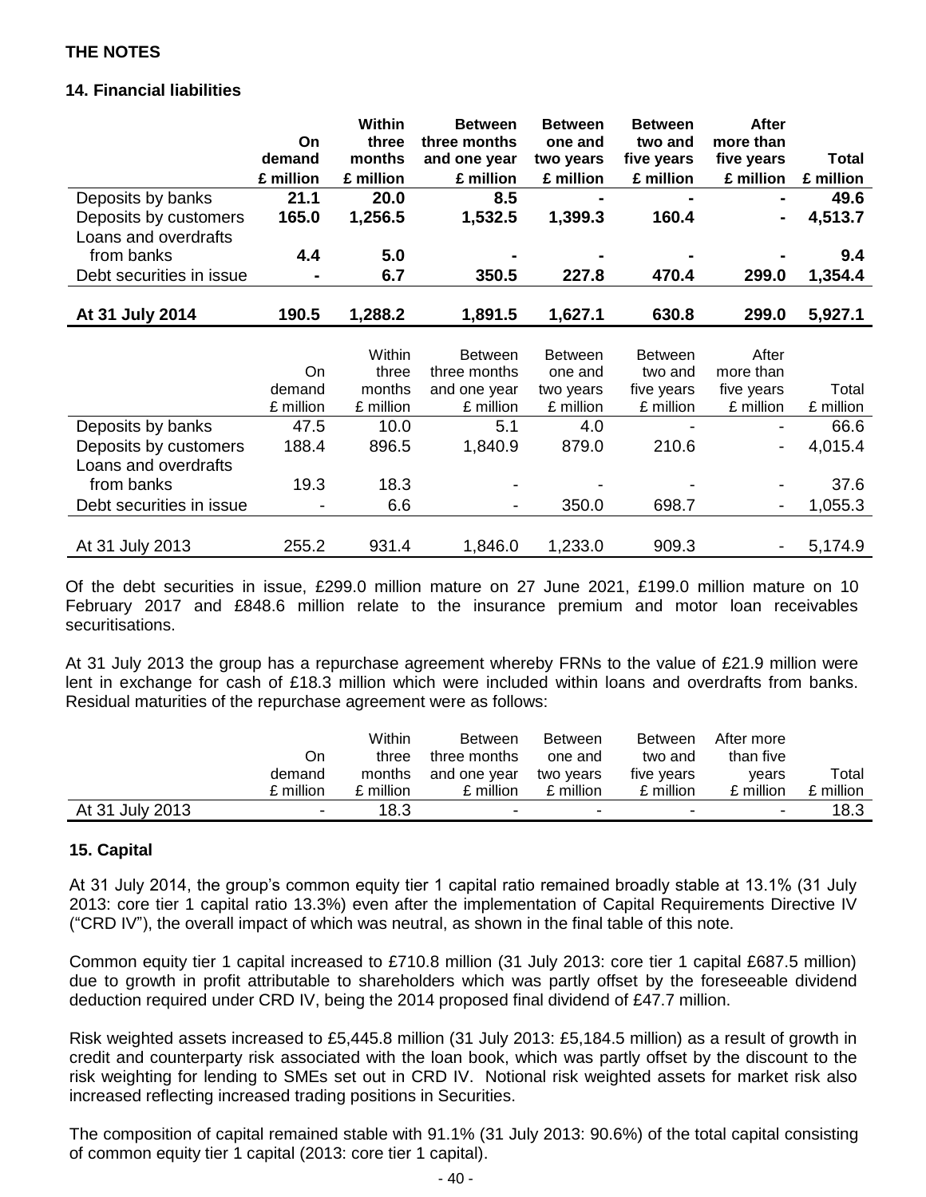**THE NOTES**

## 14. Financial liabilities

| | On demand | Within three months | Between three months and one year | Between one and two years | Between two and five years | After more than five years | Total |
|---|---|---|---|---|---|---|---|
| | **£ million** | **£ million** | **£ million** | **£ million** | **£ million** | **£ million** | **£ million** |
| Deposits by banks | **21.1** | **20.0** | **8.5** | **-** | **-** | **-** | **49.6** |
| Deposits by customers | **165.0** | **1,256.5** | **1,532.5** | **1,399.3** | **160.4** | **-** | **4,513.7** |
| Loans and overdrafts from banks | **4.4** | **5.0** | **-** | **-** | **-** | **-** | **9.4** |
| Debt securities in issue | **-** | **6.7** | **350.5** | **227.8** | **470.4** | **299.0** | **1,354.4** |
| **At 31 July 2014** | **190.5** | **1,288.2** | **1,891.5** | **1,627.1** | **630.8** | **299.0** | **5,927.1** |

| | On demand | Within three months | Between three months and one year | Between one and two years | Between two and five years | After more than five years | Total |
|---|---|---|---|---|---|---|---|
| | £ million | £ million | £ million | £ million | £ million | £ million | £ million |
| Deposits by banks | 47.5 | 10.0 | 5.1 | 4.0 | - | - | 66.6 |
| Deposits by customers | 188.4 | 896.5 | 1,840.9 | 879.0 | 210.6 | - | 4,015.4 |
| Loans and overdrafts from banks | 19.3 | 18.3 | - | - | - | - | 37.6 |
| Debt securities in issue | - | 6.6 | - | 350.0 | 698.7 | - | 1,055.3 |
| At 31 July 2013 | 255.2 | 931.4 | 1,846.0 | 1,233.0 | 909.3 | - | 5,174.9 |

Of the debt securities in issue, £299.0 million mature on 27 June 2021, £199.0 million mature on 10 February 2017 and £848.6 million relate to the insurance premium and motor loan receivables securitisations.

At 31 July 2013 the group has a repurchase agreement whereby FRNs to the value of £21.9 million were lent in exchange for cash of £18.3 million which were included within loans and overdrafts from banks. Residual maturities of the repurchase agreement were as follows:

| | On demand | Within three months | Between three months and one year | Between one and two years | Between two and five years | After more than five years | Total |
|---|---|---|---|---|---|---|---|
| | £ million | £ million | £ million | £ million | £ million | £ million | £ million |
| At 31 July 2013 | - | 18.3 | - | - | - | - | 18.3 |

## 15. Capital

At 31 July 2014, the group's common equity tier 1 capital ratio remained broadly stable at 13.1% (31 July 2013: core tier 1 capital ratio 13.3%) even after the implementation of Capital Requirements Directive IV ("CRD IV"), the overall impact of which was neutral, as shown in the final table of this note.

Common equity tier 1 capital increased to £710.8 million (31 July 2013: core tier 1 capital £687.5 million) due to growth in profit attributable to shareholders which was partly offset by the foreseeable dividend deduction required under CRD IV, being the 2014 proposed final dividend of £47.7 million.

Risk weighted assets increased to £5,445.8 million (31 July 2013: £5,184.5 million) as a result of growth in credit and counterparty risk associated with the loan book, which was partly offset by the discount to the risk weighting for lending to SMEs set out in CRD IV. Notional risk weighted assets for market risk also increased reflecting increased trading positions in Securities.

The composition of capital remained stable with 91.1% (31 July 2013: 90.6%) of the total capital consisting of common equity tier 1 capital (2013: core tier 1 capital).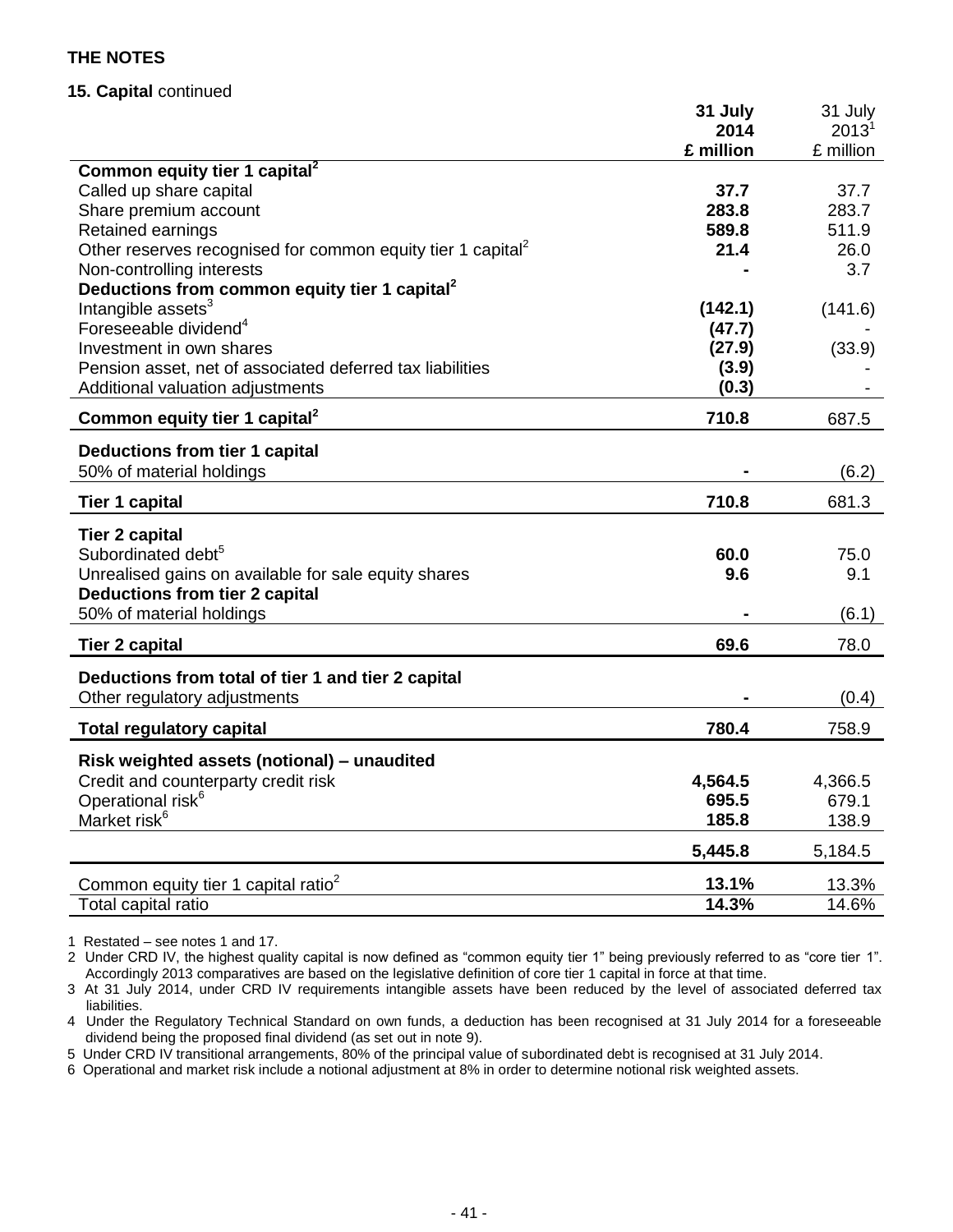**THE NOTES**

**15. Capital** continued

| | **31 July 2014 £ million** | 31 July 2013[1] £ million |
|---|---|---|
| **Common equity tier 1 capital[2]** | | |
| Called up share capital | **37.7** | 37.7 |
| Share premium account | **283.8** | 283.7 |
| Retained earnings | **589.8** | 511.9 |
| Other reserves recognised for common equity tier 1 capital[2] | **21.4** | 26.0 |
| Non-controlling interests | **-** | 3.7 |
| **Deductions from common equity tier 1 capital[2]** | | |
| Intangible assets[3] | **(142.1)** | (141.6) |
| Foreseeable dividend[4] | **(47.7)** | - |
| Investment in own shares | **(27.9)** | (33.9) |
| Pension asset, net of associated deferred tax liabilities | **(3.9)** | - |
| Additional valuation adjustments | **(0.3)** | - |
| **Common equity tier 1 capital[2]** | **710.8** | 687.5 |
| **Deductions from tier 1 capital** | | |
| 50% of material holdings | **-** | (6.2) |
| **Tier 1 capital** | **710.8** | 681.3 |
| **Tier 2 capital** | | |
| Subordinated debt[5] | **60.0** | 75.0 |
| Unrealised gains on available for sale equity shares | **9.6** | 9.1 |
| **Deductions from tier 2 capital** | | |
| 50% of material holdings | **-** | (6.1) |
| **Tier 2 capital** | **69.6** | 78.0 |
| **Deductions from total of tier 1 and tier 2 capital** | | |
| Other regulatory adjustments | **-** | (0.4) |
| **Total regulatory capital** | **780.4** | 758.9 |
| **Risk weighted assets (notional) – unaudited** | | |
| Credit and counterparty credit risk | **4,564.5** | 4,366.5 |
| Operational risk[6] | **695.5** | 679.1 |
| Market risk[6] | **185.8** | 138.9 |
| | **5,445.8** | 5,184.5 |
| Common equity tier 1 capital ratio[2] | **13.1%** | 13.3% |
| Total capital ratio | **14.3%** | 14.6% |

1 Restated – see notes 1 and 17.

2 Under CRD IV, the highest quality capital is now defined as "common equity tier 1" being previously referred to as "core tier 1". Accordingly 2013 comparatives are based on the legislative definition of core tier 1 capital in force at that time.

3 At 31 July 2014, under CRD IV requirements intangible assets have been reduced by the level of associated deferred tax liabilities.

4 Under the Regulatory Technical Standard on own funds, a deduction has been recognised at 31 July 2014 for a foreseeable dividend being the proposed final dividend (as set out in note 9).

5 Under CRD IV transitional arrangements, 80% of the principal value of subordinated debt is recognised at 31 July 2014.

6 Operational and market risk include a notional adjustment at 8% in order to determine notional risk weighted assets.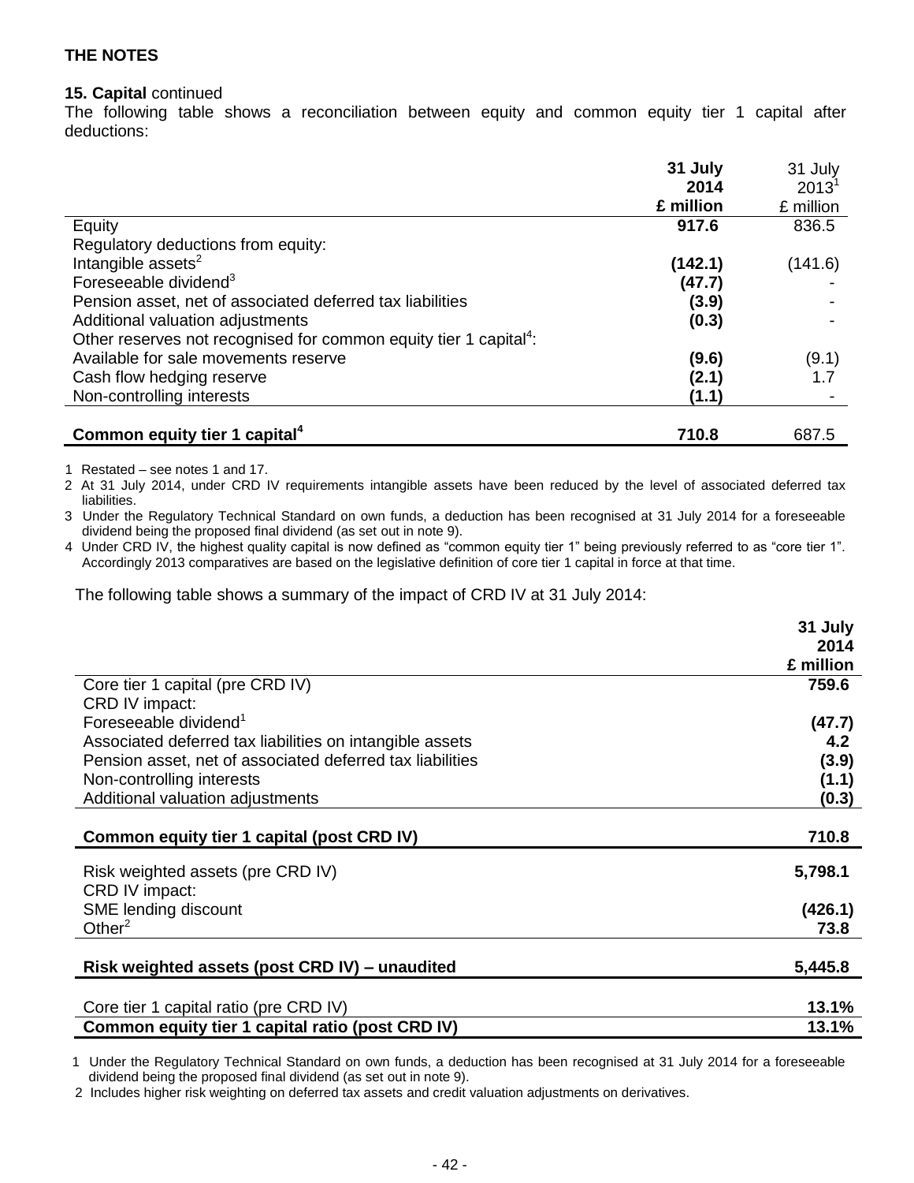**THE NOTES**

**15. Capital** continued

The following table shows a reconciliation between equity and common equity tier 1 capital after deductions:

| | **31 July 2014 £ million** | 31 July 2013[1] £ million |
|---|---|---|
| Equity | **917.6** | 836.5 |
| Regulatory deductions from equity: | | |
| Intangible assets[2] | **(142.1)** | (141.6) |
| Foreseeable dividend[3] | **(47.7)** | - |
| Pension asset, net of associated deferred tax liabilities | **(3.9)** | - |
| Additional valuation adjustments | **(0.3)** | - |
| Other reserves not recognised for common equity tier 1 capital[4]: | | |
| Available for sale movements reserve | **(9.6)** | (9.1) |
| Cash flow hedging reserve | **(2.1)** | 1.7 |
| Non-controlling interests | **(1.1)** | - |
| **Common equity tier 1 capital[4]** | **710.8** | 687.5 |

1 Restated – see notes 1 and 17.
2 At 31 July 2014, under CRD IV requirements intangible assets have been reduced by the level of associated deferred tax liabilities.
3 Under the Regulatory Technical Standard on own funds, a deduction has been recognised at 31 July 2014 for a foreseeable dividend being the proposed final dividend (as set out in note 9).
4 Under CRD IV, the highest quality capital is now defined as "common equity tier 1" being previously referred to as "core tier 1". Accordingly 2013 comparatives are based on the legislative definition of core tier 1 capital in force at that time.

The following table shows a summary of the impact of CRD IV at 31 July 2014:

| | **31 July 2014 £ million** |
|---|---|
| Core tier 1 capital (pre CRD IV) | **759.6** |
| CRD IV impact: | |
| Foreseeable dividend[1] | **(47.7)** |
| Associated deferred tax liabilities on intangible assets | **4.2** |
| Pension asset, net of associated deferred tax liabilities | **(3.9)** |
| Non-controlling interests | **(1.1)** |
| Additional valuation adjustments | **(0.3)** |
| **Common equity tier 1 capital (post CRD IV)** | **710.8** |
| Risk weighted assets (pre CRD IV) | **5,798.1** |
| CRD IV impact: | |
| SME lending discount | **(426.1)** |
| Other[2] | **73.8** |
| **Risk weighted assets (post CRD IV) – unaudited** | **5,445.8** |
| Core tier 1 capital ratio (pre CRD IV) | **13.1%** |
| **Common equity tier 1 capital ratio (post CRD IV)** | **13.1%** |

1 Under the Regulatory Technical Standard on own funds, a deduction has been recognised at 31 July 2014 for a foreseeable dividend being the proposed final dividend (as set out in note 9).
2 Includes higher risk weighting on deferred tax assets and credit valuation adjustments on derivatives.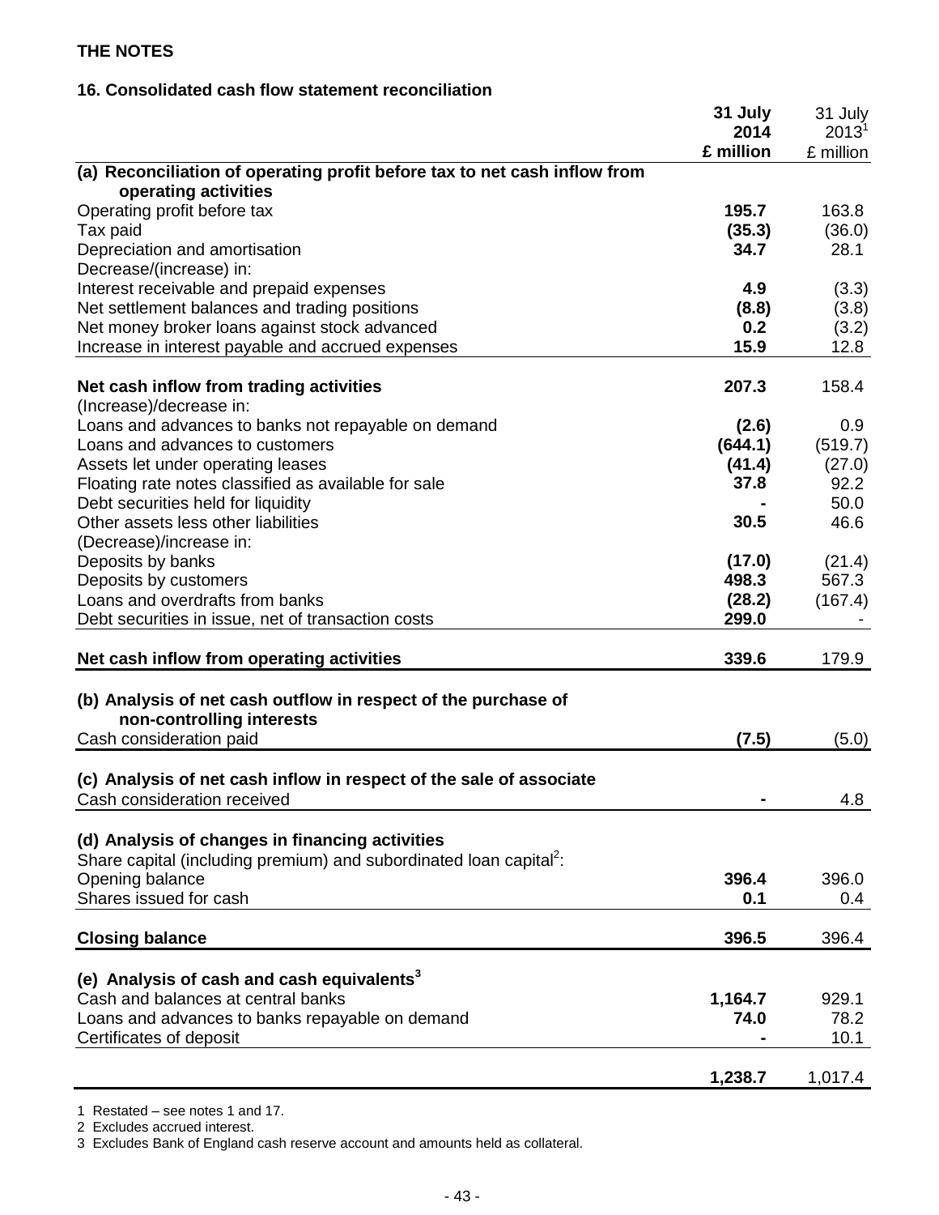**THE NOTES**

**16. Consolidated cash flow statement reconciliation**

| | **31 July 2014 £ million** | 31 July 2013[1] £ million |
|---|---|---|
| **(a) Reconciliation of operating profit before tax to net cash inflow from operating activities** | | |
| Operating profit before tax | **195.7** | 163.8 |
| Tax paid | **(35.3)** | (36.0) |
| Depreciation and amortisation | **34.7** | 28.1 |
| Decrease/(increase) in: | | |
| Interest receivable and prepaid expenses | **4.9** | (3.3) |
| Net settlement balances and trading positions | **(8.8)** | (3.8) |
| Net money broker loans against stock advanced | **0.2** | (3.2) |
| Increase in interest payable and accrued expenses | **15.9** | 12.8 |
| **Net cash inflow from trading activities** | **207.3** | 158.4 |
| (Increase)/decrease in: | | |
| Loans and advances to banks not repayable on demand | **(2.6)** | 0.9 |
| Loans and advances to customers | **(644.1)** | (519.7) |
| Assets let under operating leases | **(41.4)** | (27.0) |
| Floating rate notes classified as available for sale | **37.8** | 92.2 |
| Debt securities held for liquidity | **-** | 50.0 |
| Other assets less other liabilities | **30.5** | 46.6 |
| (Decrease)/increase in: | | |
| Deposits by banks | **(17.0)** | (21.4) |
| Deposits by customers | **498.3** | 567.3 |
| Loans and overdrafts from banks | **(28.2)** | (167.4) |
| Debt securities in issue, net of transaction costs | **299.0** | - |
| **Net cash inflow from operating activities** | **339.6** | 179.9 |
| **(b) Analysis of net cash outflow in respect of the purchase of non-controlling interests** | | |
| Cash consideration paid | **(7.5)** | (5.0) |
| **(c) Analysis of net cash inflow in respect of the sale of associate** | | |
| Cash consideration received | **-** | 4.8 |
| **(d) Analysis of changes in financing activities** | | |
| Share capital (including premium) and subordinated loan capital[2]: | | |
| Opening balance | **396.4** | 396.0 |
| Shares issued for cash | **0.1** | 0.4 |
| **Closing balance** | **396.5** | 396.4 |
| **(e) Analysis of cash and cash equivalents[3]** | | |
| Cash and balances at central banks | **1,164.7** | 929.1 |
| Loans and advances to banks repayable on demand | **74.0** | 78.2 |
| Certificates of deposit | **-** | 10.1 |
| | **1,238.7** | 1,017.4 |

1 Restated – see notes 1 and 17.
2 Excludes accrued interest.
3 Excludes Bank of England cash reserve account and amounts held as collateral.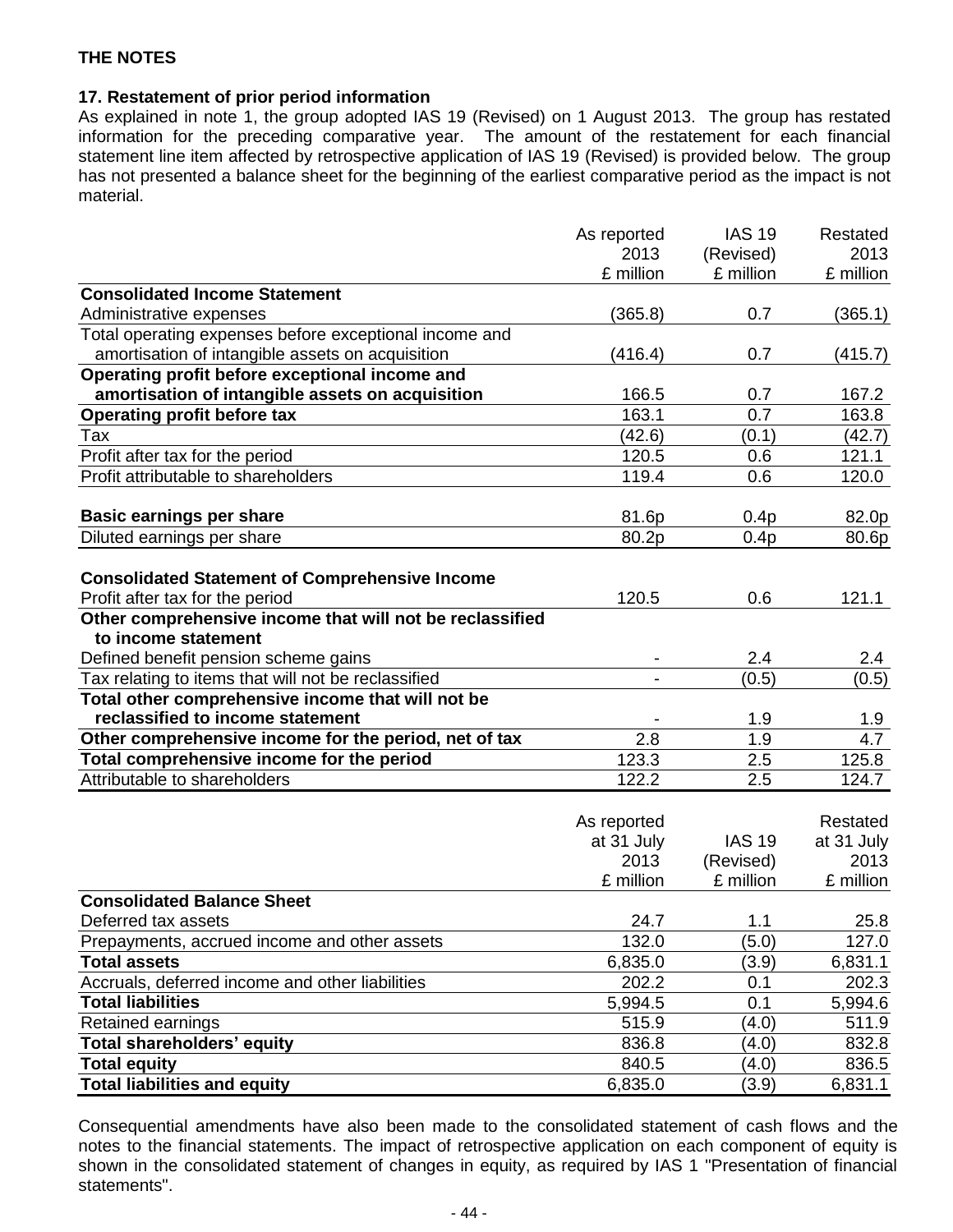**THE NOTES**

**17. Restatement of prior period information**

As explained in note 1, the group adopted IAS 19 (Revised) on 1 August 2013. The group has restated information for the preceding comparative year. The amount of the restatement for each financial statement line item affected by retrospective application of IAS 19 (Revised) is provided below. The group has not presented a balance sheet for the beginning of the earliest comparative period as the impact is not material.

| | As reported 2013 £ million | IAS 19 (Revised) £ million | Restated 2013 £ million |
|---|---|---|---|
| **Consolidated Income Statement** | | | |
| Administrative expenses | (365.8) | 0.7 | (365.1) |
| Total operating expenses before exceptional income and amortisation of intangible assets on acquisition | (416.4) | 0.7 | (415.7) |
| **Operating profit before exceptional income and amortisation of intangible assets on acquisition** | 166.5 | 0.7 | 167.2 |
| **Operating profit before tax** | 163.1 | 0.7 | 163.8 |
| Tax | (42.6) | (0.1) | (42.7) |
| Profit after tax for the period | 120.5 | 0.6 | 121.1 |
| Profit attributable to shareholders | 119.4 | 0.6 | 120.0 |
| | | | |
| **Basic earnings per share** | 81.6p | 0.4p | 82.0p |
| Diluted earnings per share | 80.2p | 0.4p | 80.6p |
| | | | |
| **Consolidated Statement of Comprehensive Income** | | | |
| Profit after tax for the period | 120.5 | 0.6 | 121.1 |
| **Other comprehensive income that will not be reclassified to income statement** | | | |
| Defined benefit pension scheme gains | - | 2.4 | 2.4 |
| Tax relating to items that will not be reclassified | - | (0.5) | (0.5) |
| **Total other comprehensive income that will not be reclassified to income statement** | - | 1.9 | 1.9 |
| **Other comprehensive income for the period, net of tax** | 2.8 | 1.9 | 4.7 |
| **Total comprehensive income for the period** | 123.3 | 2.5 | 125.8 |
| Attributable to shareholders | 122.2 | 2.5 | 124.7 |

| | As reported at 31 July 2013 £ million | IAS 19 (Revised) £ million | Restated at 31 July 2013 £ million |
|---|---|---|---|
| **Consolidated Balance Sheet** | | | |
| Deferred tax assets | 24.7 | 1.1 | 25.8 |
| Prepayments, accrued income and other assets | 132.0 | (5.0) | 127.0 |
| **Total assets** | 6,835.0 | (3.9) | 6,831.1 |
| Accruals, deferred income and other liabilities | 202.2 | 0.1 | 202.3 |
| **Total liabilities** | 5,994.5 | 0.1 | 5,994.6 |
| Retained earnings | 515.9 | (4.0) | 511.9 |
| **Total shareholders' equity** | 836.8 | (4.0) | 832.8 |
| **Total equity** | 840.5 | (4.0) | 836.5 |
| **Total liabilities and equity** | 6,835.0 | (3.9) | 6,831.1 |

Consequential amendments have also been made to the consolidated statement of cash flows and the notes to the financial statements. The impact of retrospective application on each component of equity is shown in the consolidated statement of changes in equity, as required by IAS 1 "Presentation of financial statements".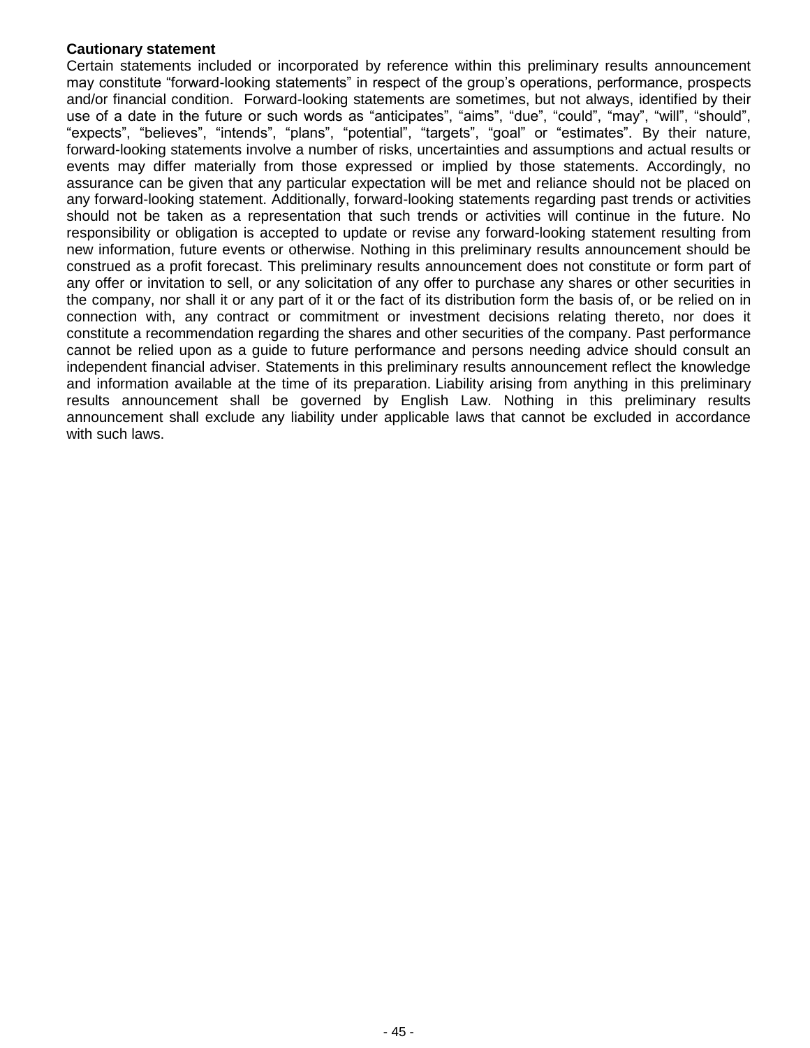**Cautionary statement**

Certain statements included or incorporated by reference within this preliminary results announcement may constitute "forward-looking statements" in respect of the group's operations, performance, prospects and/or financial condition. Forward-looking statements are sometimes, but not always, identified by their use of a date in the future or such words as "anticipates", "aims", "due", "could", "may", "will", "should", "expects", "believes", "intends", "plans", "potential", "targets", "goal" or "estimates". By their nature, forward-looking statements involve a number of risks, uncertainties and assumptions and actual results or events may differ materially from those expressed or implied by those statements. Accordingly, no assurance can be given that any particular expectation will be met and reliance should not be placed on any forward-looking statement. Additionally, forward-looking statements regarding past trends or activities should not be taken as a representation that such trends or activities will continue in the future. No responsibility or obligation is accepted to update or revise any forward-looking statement resulting from new information, future events or otherwise. Nothing in this preliminary results announcement should be construed as a profit forecast. This preliminary results announcement does not constitute or form part of any offer or invitation to sell, or any solicitation of any offer to purchase any shares or other securities in the company, nor shall it or any part of it or the fact of its distribution form the basis of, or be relied on in connection with, any contract or commitment or investment decisions relating thereto, nor does it constitute a recommendation regarding the shares and other securities of the company. Past performance cannot be relied upon as a guide to future performance and persons needing advice should consult an independent financial adviser. Statements in this preliminary results announcement reflect the knowledge and information available at the time of its preparation. Liability arising from anything in this preliminary results announcement shall be governed by English Law. Nothing in this preliminary results announcement shall exclude any liability under applicable laws that cannot be excluded in accordance with such laws.